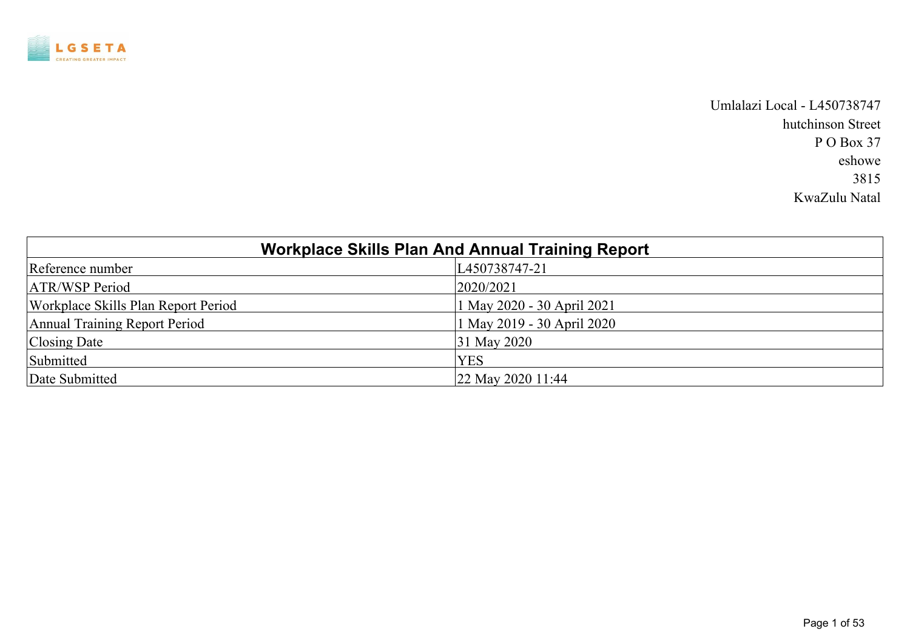LGSETA
CREATING GREATER IMPACT

Umlalazi Local - L450738747
hutchinson Street
P O Box 37
eshowe
3815
KwaZulu Natal

| Workplace Skills Plan And Annual Training Report | |
|---|---|
| Reference number | L450738747-21 |
| ATR/WSP Period | 2020/2021 |
| Workplace Skills Plan Report Period | 1 May 2020 - 30 April 2021 |
| Annual Training Report Period | 1 May 2019 - 30 April 2020 |
| Closing Date | 31 May 2020 |
| Submitted | YES |
| Date Submitted | 22 May 2020 11:44 |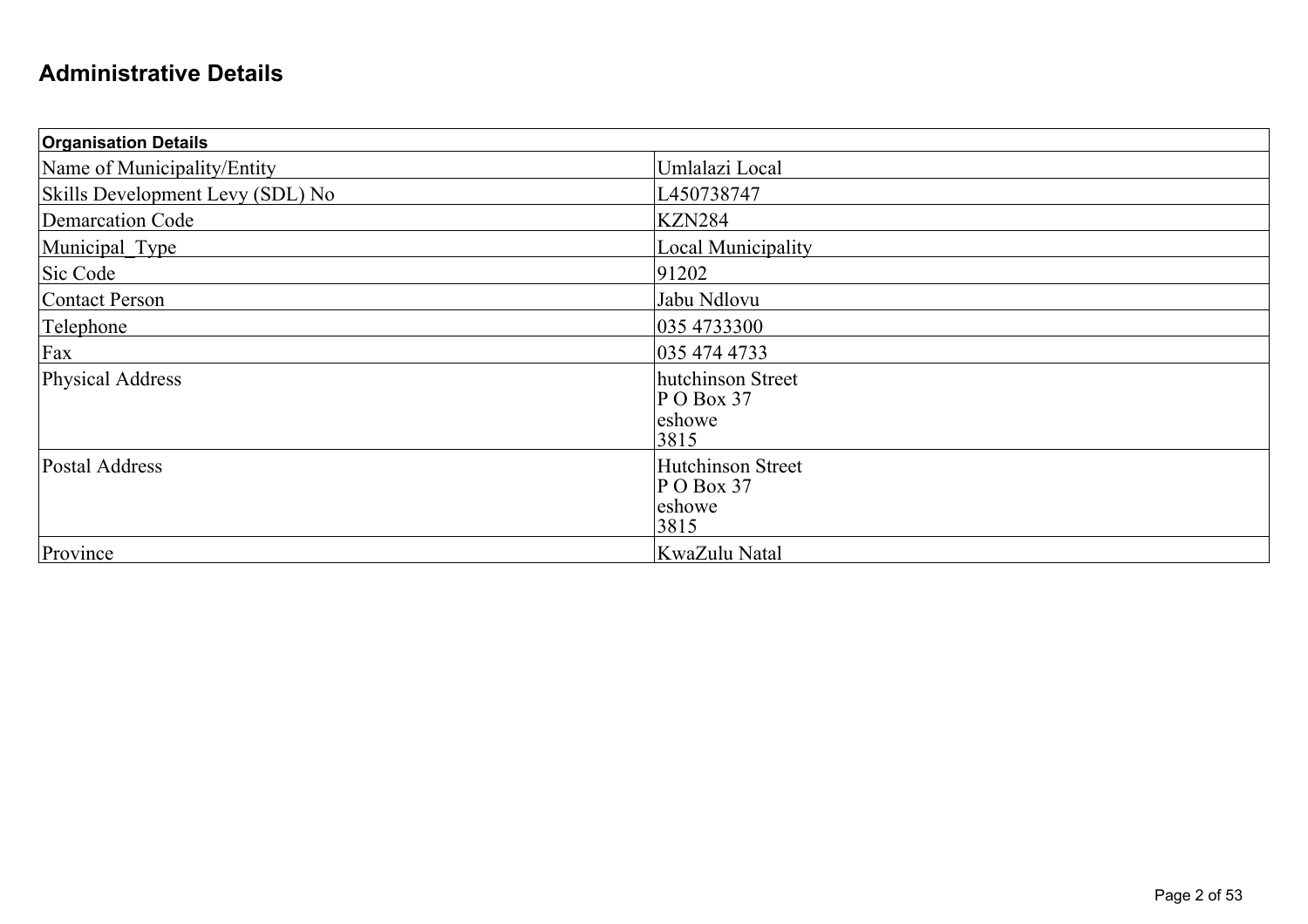# Administrative Details

| Organisation Details | |
|---|---|
| Name of Municipality/Entity | Umlalazi Local |
| Skills Development Levy (SDL) No | L450738747 |
| Demarcation Code | KZN284 |
| Municipal_Type | Local Municipality |
| Sic Code | 91202 |
| Contact Person | Jabu Ndlovu |
| Telephone | 035 4733300 |
| Fax | 035 474 4733 |
| Physical Address | hutchinson Street<br>P O Box 37<br>eshowe<br>3815 |
| Postal Address | Hutchinson Street<br>P O Box 37<br>eshowe<br>3815 |
| Province | KwaZulu Natal |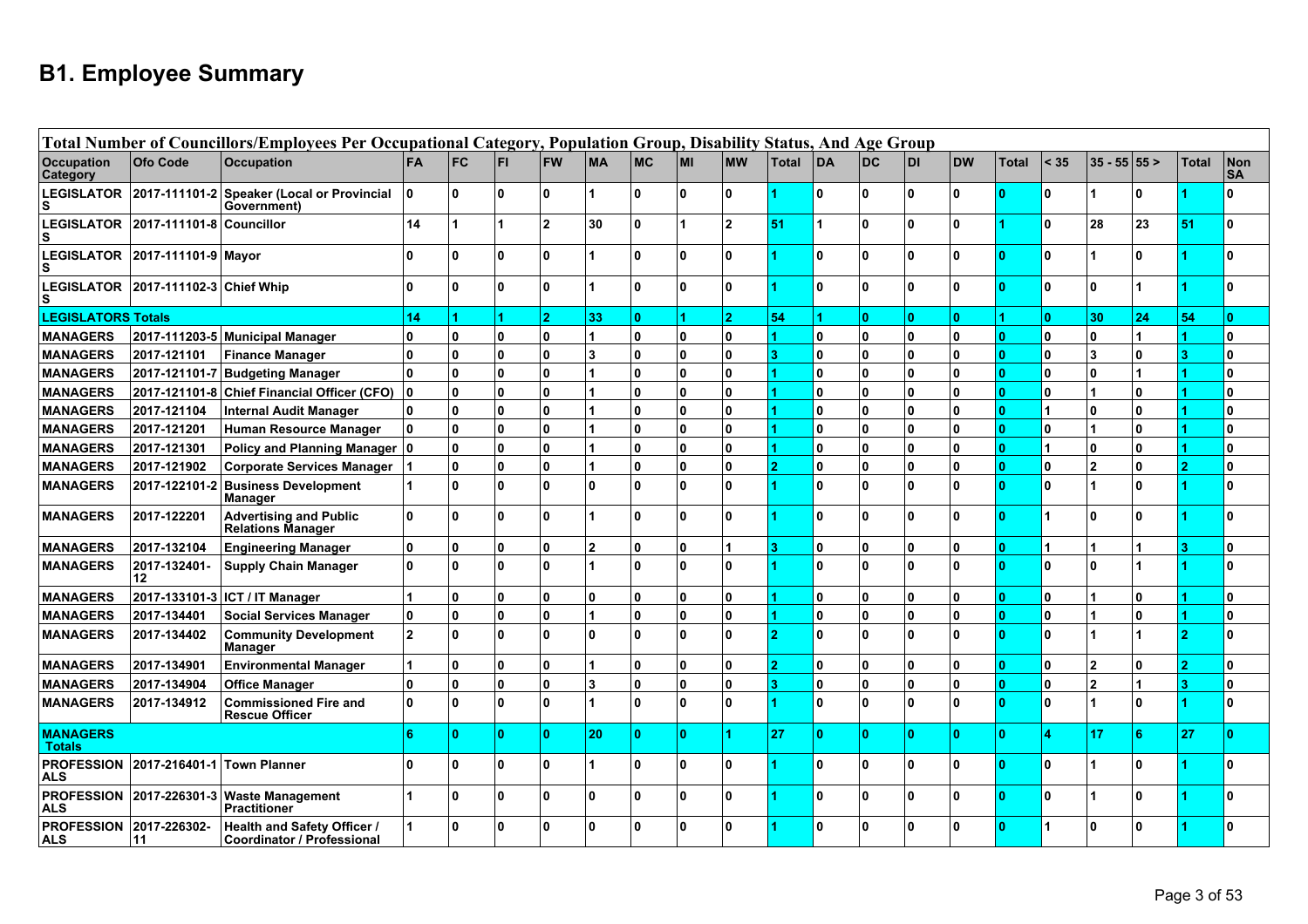# B1. Employee Summary

| Total Number of Councillors/Employees Per Occupational Category, Population Group, Disability Status, And Age Group | | | | | | | | | | | | | | | | | | | | | | |
|---|---|---|---|---|---|---|---|---|---|---|---|---|---|---|---|---|---|---|---|---|---|---|
| Occupation Category | Ofo Code | Occupation | FA | FC | FI | FW | MA | MC | MI | MW | Total | DA | DC | DI | DW | Total | < 35 | 35 - 55 | 55 > | Total | Non SA |
| LEGISLATORS | 2017-111101-2 | Speaker (Local or Provincial Government) | 0 | 0 | 0 | 0 | 1 | 0 | 0 | 0 | 1 | 0 | 0 | 0 | 0 | 0 | 0 | 1 | 0 | 1 | 0 |
| LEGISLATORS | 2017-111101-8 | Councillor | 14 | 1 | 1 | 2 | 30 | 0 | 1 | 2 | 51 | 1 | 0 | 0 | 0 | 1 | 0 | 28 | 23 | 51 | 0 |
| LEGISLATORS | 2017-111101-9 | Mayor | 0 | 0 | 0 | 0 | 1 | 0 | 0 | 0 | 1 | 0 | 0 | 0 | 0 | 0 | 0 | 1 | 0 | 1 | 0 |
| LEGISLATORS | 2017-111102-3 | Chief Whip | 0 | 0 | 0 | 0 | 1 | 0 | 0 | 0 | 1 | 0 | 0 | 0 | 0 | 0 | 0 | 0 | 1 | 1 | 0 |
| LEGISLATORS Totals | | | 14 | 1 | 1 | 2 | 33 | 0 | 1 | 2 | 54 | 1 | 0 | 0 | 0 | 1 | 0 | 30 | 24 | 54 | 0 |
| MANAGERS | 2017-111203-5 | Municipal Manager | 0 | 0 | 0 | 0 | 1 | 0 | 0 | 0 | 1 | 0 | 0 | 0 | 0 | 0 | 0 | 0 | 1 | 1 | 0 |
| MANAGERS | 2017-121101 | Finance Manager | 0 | 0 | 0 | 0 | 3 | 0 | 0 | 0 | 3 | 0 | 0 | 0 | 0 | 0 | 0 | 3 | 0 | 3 | 0 |
| MANAGERS | 2017-121101-7 | Budgeting Manager | 0 | 0 | 0 | 0 | 1 | 0 | 0 | 0 | 1 | 0 | 0 | 0 | 0 | 0 | 0 | 0 | 1 | 1 | 0 |
| MANAGERS | 2017-121101-8 | Chief Financial Officer (CFO) | 0 | 0 | 0 | 0 | 1 | 0 | 0 | 0 | 1 | 0 | 0 | 0 | 0 | 0 | 0 | 1 | 0 | 1 | 0 |
| MANAGERS | 2017-121104 | Internal Audit Manager | 0 | 0 | 0 | 0 | 1 | 0 | 0 | 0 | 1 | 0 | 0 | 0 | 0 | 0 | 1 | 0 | 0 | 1 | 0 |
| MANAGERS | 2017-121201 | Human Resource Manager | 0 | 0 | 0 | 0 | 1 | 0 | 0 | 0 | 1 | 0 | 0 | 0 | 0 | 0 | 0 | 1 | 0 | 1 | 0 |
| MANAGERS | 2017-121301 | Policy and Planning Manager | 0 | 0 | 0 | 0 | 1 | 0 | 0 | 0 | 1 | 0 | 0 | 0 | 0 | 0 | 1 | 0 | 0 | 1 | 0 |
| MANAGERS | 2017-121902 | Corporate Services Manager | 1 | 0 | 0 | 0 | 1 | 0 | 0 | 0 | 2 | 0 | 0 | 0 | 0 | 0 | 0 | 2 | 0 | 2 | 0 |
| MANAGERS | 2017-122101-2 | Business Development Manager | 1 | 0 | 0 | 0 | 0 | 0 | 0 | 0 | 1 | 0 | 0 | 0 | 0 | 0 | 0 | 1 | 0 | 1 | 0 |
| MANAGERS | 2017-122201 | Advertising and Public Relations Manager | 0 | 0 | 0 | 0 | 1 | 0 | 0 | 0 | 1 | 0 | 0 | 0 | 0 | 0 | 1 | 0 | 0 | 1 | 0 |
| MANAGERS | 2017-132104 | Engineering Manager | 0 | 0 | 0 | 0 | 2 | 0 | 0 | 1 | 3 | 0 | 0 | 0 | 0 | 0 | 1 | 1 | 1 | 3 | 0 |
| MANAGERS | 2017-132401-12 | Supply Chain Manager | 0 | 0 | 0 | 0 | 1 | 0 | 0 | 0 | 1 | 0 | 0 | 0 | 0 | 0 | 0 | 0 | 1 | 1 | 0 |
| MANAGERS | 2017-133101-3 | ICT / IT Manager | 1 | 0 | 0 | 0 | 0 | 0 | 0 | 0 | 1 | 0 | 0 | 0 | 0 | 0 | 0 | 1 | 0 | 1 | 0 |
| MANAGERS | 2017-134401 | Social Services Manager | 0 | 0 | 0 | 0 | 1 | 0 | 0 | 0 | 1 | 0 | 0 | 0 | 0 | 0 | 0 | 1 | 0 | 1 | 0 |
| MANAGERS | 2017-134402 | Community Development Manager | 2 | 0 | 0 | 0 | 0 | 0 | 0 | 0 | 2 | 0 | 0 | 0 | 0 | 0 | 0 | 1 | 1 | 2 | 0 |
| MANAGERS | 2017-134901 | Environmental Manager | 1 | 0 | 0 | 0 | 1 | 0 | 0 | 0 | 2 | 0 | 0 | 0 | 0 | 0 | 0 | 2 | 0 | 2 | 0 |
| MANAGERS | 2017-134904 | Office Manager | 0 | 0 | 0 | 0 | 3 | 0 | 0 | 0 | 3 | 0 | 0 | 0 | 0 | 0 | 0 | 2 | 1 | 3 | 0 |
| MANAGERS | 2017-134912 | Commissioned Fire and Rescue Officer | 0 | 0 | 0 | 0 | 1 | 0 | 0 | 0 | 1 | 0 | 0 | 0 | 0 | 0 | 0 | 1 | 0 | 1 | 0 |
| MANAGERS Totals | | | 6 | 0 | 0 | 0 | 20 | 0 | 0 | 1 | 27 | 0 | 0 | 0 | 0 | 0 | 4 | 17 | 6 | 27 | 0 |
| PROFESSIONALS | 2017-216401-1 | Town Planner | 0 | 0 | 0 | 0 | 1 | 0 | 0 | 0 | 1 | 0 | 0 | 0 | 0 | 0 | 0 | 1 | 0 | 1 | 0 |
| PROFESSIONALS | 2017-226301-3 | Waste Management Practitioner | 1 | 0 | 0 | 0 | 0 | 0 | 0 | 0 | 1 | 0 | 0 | 0 | 0 | 0 | 0 | 1 | 0 | 1 | 0 |
| PROFESSIONALS | 2017-226302-11 | Health and Safety Officer / Coordinator / Professional | 1 | 0 | 0 | 0 | 0 | 0 | 0 | 0 | 1 | 0 | 0 | 0 | 0 | 0 | 1 | 0 | 0 | 1 | 0 |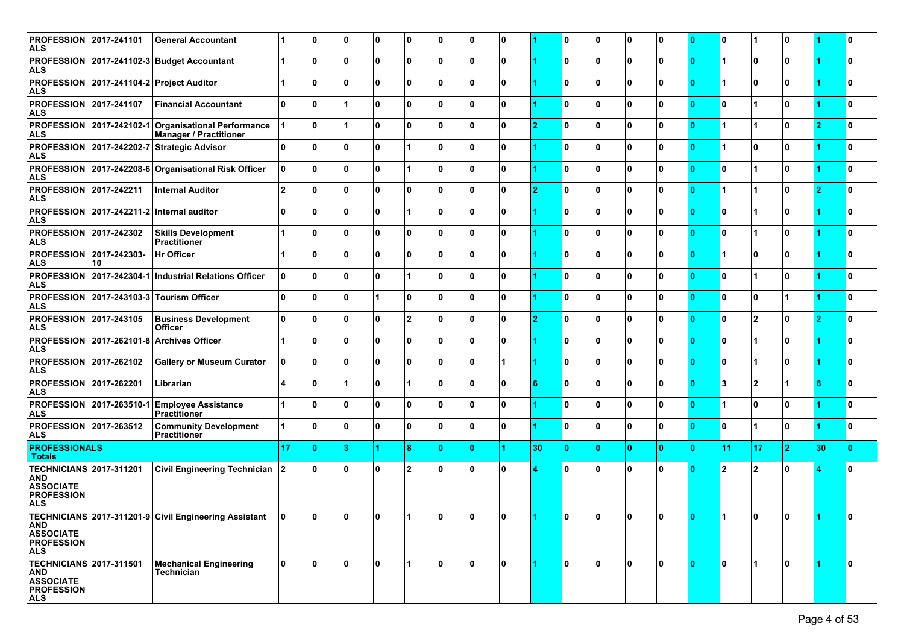| PROFESSIONALS | 2017-241101 | General Accountant | 1 | 0 | 0 | 0 | 0 | 0 | 0 | 0 | 1 | 0 | 0 | 0 | 0 | 0 | 0 | 1 | 0 | 1 | 0 |
|---|---|---|---|---|---|---|---|---|---|---|---|---|---|---|---|---|---|---|---|---|---|
| PROFESSIONALS | 2017-241102-3 | Budget Accountant | 1 | 0 | 0 | 0 | 0 | 0 | 0 | 0 | 1 | 0 | 0 | 0 | 0 | 0 | 1 | 0 | 0 | 1 | 0 |
| PROFESSIONALS | 2017-241104-2 | Project Auditor | 1 | 0 | 0 | 0 | 0 | 0 | 0 | 0 | 1 | 0 | 0 | 0 | 0 | 0 | 1 | 0 | 0 | 1 | 0 |
| PROFESSIONALS | 2017-241107 | Financial Accountant | 0 | 0 | 1 | 0 | 0 | 0 | 0 | 0 | 1 | 0 | 0 | 0 | 0 | 0 | 0 | 1 | 0 | 1 | 0 |
| PROFESSIONALS | 2017-242102-1 | Organisational Performance Manager / Practitioner | 1 | 0 | 1 | 0 | 0 | 0 | 0 | 0 | 2 | 0 | 0 | 0 | 0 | 0 | 1 | 1 | 0 | 2 | 0 |
| PROFESSIONALS | 2017-242202-7 | Strategic Advisor | 0 | 0 | 0 | 0 | 1 | 0 | 0 | 0 | 1 | 0 | 0 | 0 | 0 | 0 | 1 | 0 | 0 | 1 | 0 |
| PROFESSIONALS | 2017-242208-6 | Organisational Risk Officer | 0 | 0 | 0 | 0 | 1 | 0 | 0 | 0 | 1 | 0 | 0 | 0 | 0 | 0 | 0 | 1 | 0 | 1 | 0 |
| PROFESSIONALS | 2017-242211 | Internal Auditor | 2 | 0 | 0 | 0 | 0 | 0 | 0 | 0 | 2 | 0 | 0 | 0 | 0 | 0 | 1 | 1 | 0 | 2 | 0 |
| PROFESSIONALS | 2017-242211-2 | Internal auditor | 0 | 0 | 0 | 0 | 1 | 0 | 0 | 0 | 1 | 0 | 0 | 0 | 0 | 0 | 0 | 1 | 0 | 1 | 0 |
| PROFESSIONALS | 2017-242302 | Skills Development Practitioner | 1 | 0 | 0 | 0 | 0 | 0 | 0 | 0 | 1 | 0 | 0 | 0 | 0 | 0 | 0 | 1 | 0 | 1 | 0 |
| PROFESSIONALS | 2017-242303-10 | Hr Officer | 1 | 0 | 0 | 0 | 0 | 0 | 0 | 0 | 1 | 0 | 0 | 0 | 0 | 0 | 1 | 0 | 0 | 1 | 0 |
| PROFESSIONALS | 2017-242304-1 | Industrial Relations Officer | 0 | 0 | 0 | 0 | 1 | 0 | 0 | 0 | 1 | 0 | 0 | 0 | 0 | 0 | 0 | 1 | 0 | 1 | 0 |
| PROFESSIONALS | 2017-243103-3 | Tourism Officer | 0 | 0 | 0 | 1 | 0 | 0 | 0 | 0 | 1 | 0 | 0 | 0 | 0 | 0 | 0 | 0 | 1 | 1 | 0 |
| PROFESSIONALS | 2017-243105 | Business Development Officer | 0 | 0 | 0 | 0 | 2 | 0 | 0 | 0 | 2 | 0 | 0 | 0 | 0 | 0 | 0 | 2 | 0 | 2 | 0 |
| PROFESSIONALS | 2017-262101-8 | Archives Officer | 1 | 0 | 0 | 0 | 0 | 0 | 0 | 0 | 1 | 0 | 0 | 0 | 0 | 0 | 0 | 1 | 0 | 1 | 0 |
| PROFESSIONALS | 2017-262102 | Gallery or Museum Curator | 0 | 0 | 0 | 0 | 0 | 0 | 0 | 1 | 1 | 0 | 0 | 0 | 0 | 0 | 0 | 1 | 0 | 1 | 0 |
| PROFESSIONALS | 2017-262201 | Librarian | 4 | 0 | 1 | 0 | 1 | 0 | 0 | 0 | 6 | 0 | 0 | 0 | 0 | 0 | 3 | 2 | 1 | 6 | 0 |
| PROFESSIONALS | 2017-263510-1 | Employee Assistance Practitioner | 1 | 0 | 0 | 0 | 0 | 0 | 0 | 0 | 1 | 0 | 0 | 0 | 0 | 0 | 1 | 0 | 0 | 1 | 0 |
| PROFESSIONALS | 2017-263512 | Community Development Practitioner | 1 | 0 | 0 | 0 | 0 | 0 | 0 | 0 | 1 | 0 | 0 | 0 | 0 | 0 | 0 | 1 | 0 | 1 | 0 |
| **PROFESSIONALS Totals** | | | **17** | **0** | **3** | **1** | **8** | **0** | **0** | **1** | **30** | **0** | **0** | **0** | **0** | **0** | **11** | **17** | **2** | **30** | **0** |
| TECHNICIANS AND ASSOCIATE PROFESSIONALS | 2017-311201 | Civil Engineering Technician | 2 | 0 | 0 | 0 | 2 | 0 | 0 | 0 | 4 | 0 | 0 | 0 | 0 | 0 | 2 | 2 | 0 | 4 | 0 |
| TECHNICIANS AND ASSOCIATE PROFESSIONALS | 2017-311201-9 | Civil Engineering Assistant | 0 | 0 | 0 | 0 | 1 | 0 | 0 | 0 | 1 | 0 | 0 | 0 | 0 | 0 | 1 | 0 | 0 | 1 | 0 |
| TECHNICIANS AND ASSOCIATE PROFESSIONALS | 2017-311501 | Mechanical Engineering Technician | 0 | 0 | 0 | 0 | 1 | 0 | 0 | 0 | 1 | 0 | 0 | 0 | 0 | 0 | 0 | 1 | 0 | 1 | 0 |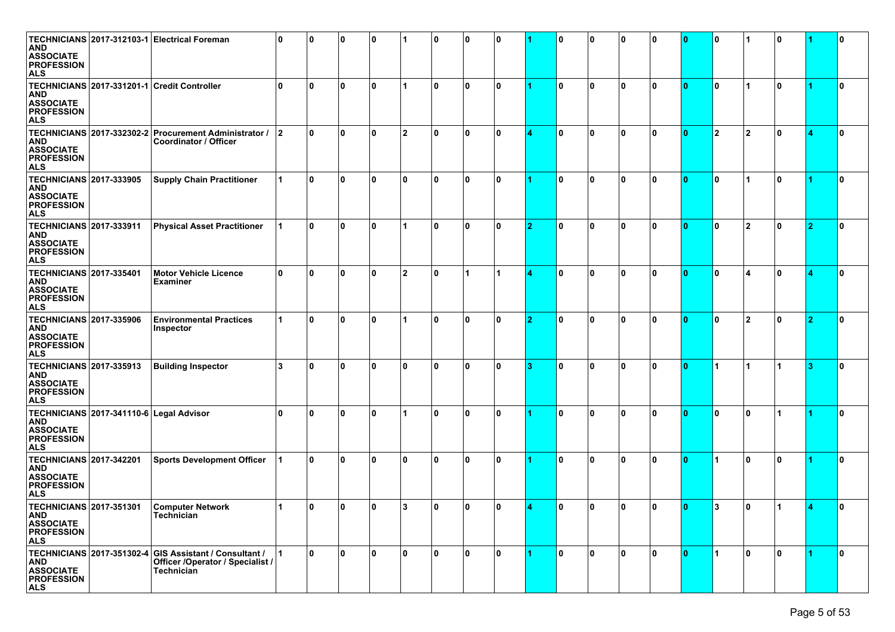| | | | | | | | | | | | | | | | | | | | | | |
|---|---|---|---|---|---|---|---|---|---|---|---|---|---|---|---|---|---|---|---|---|---|
| **TECHNICIANS AND ASSOCIATE PROFESSIONALS** | **2017-312103-1** | **Electrical Foreman** | **0** | **0** | **0** | **0** | **1** | **0** | **0** | **0** | **1** | **0** | **0** | **0** | **0** | **0** | **0** | **1** | **0** | **1** | **0** |
| **TECHNICIANS AND ASSOCIATE PROFESSIONALS** | **2017-331201-1** | **Credit Controller** | **0** | **0** | **0** | **0** | **1** | **0** | **0** | **0** | **1** | **0** | **0** | **0** | **0** | **0** | **0** | **1** | **0** | **1** | **0** |
| **TECHNICIANS AND ASSOCIATE PROFESSIONALS** | **2017-332302-2** | **Procurement Administrator / Coordinator / Officer** | **2** | **0** | **0** | **0** | **2** | **0** | **0** | **0** | **4** | **0** | **0** | **0** | **0** | **0** | **2** | **2** | **0** | **4** | **0** |
| **TECHNICIANS AND ASSOCIATE PROFESSIONALS** | **2017-333905** | **Supply Chain Practitioner** | **1** | **0** | **0** | **0** | **0** | **0** | **0** | **0** | **1** | **0** | **0** | **0** | **0** | **0** | **0** | **1** | **0** | **1** | **0** |
| **TECHNICIANS AND ASSOCIATE PROFESSIONALS** | **2017-333911** | **Physical Asset Practitioner** | **1** | **0** | **0** | **0** | **1** | **0** | **0** | **0** | **2** | **0** | **0** | **0** | **0** | **0** | **0** | **2** | **0** | **2** | **0** |
| **TECHNICIANS AND ASSOCIATE PROFESSIONALS** | **2017-335401** | **Motor Vehicle Licence Examiner** | **0** | **0** | **0** | **0** | **2** | **0** | **1** | **1** | **4** | **0** | **0** | **0** | **0** | **0** | **0** | **4** | **0** | **4** | **0** |
| **TECHNICIANS AND ASSOCIATE PROFESSIONALS** | **2017-335906** | **Environmental Practices Inspector** | **1** | **0** | **0** | **0** | **1** | **0** | **0** | **0** | **2** | **0** | **0** | **0** | **0** | **0** | **0** | **2** | **0** | **2** | **0** |
| **TECHNICIANS AND ASSOCIATE PROFESSIONALS** | **2017-335913** | **Building Inspector** | **3** | **0** | **0** | **0** | **0** | **0** | **0** | **0** | **3** | **0** | **0** | **0** | **0** | **0** | **1** | **1** | **1** | **3** | **0** |
| **TECHNICIANS AND ASSOCIATE PROFESSIONALS** | **2017-341110-6** | **Legal Advisor** | **0** | **0** | **0** | **0** | **1** | **0** | **0** | **0** | **1** | **0** | **0** | **0** | **0** | **0** | **0** | **0** | **1** | **1** | **0** |
| **TECHNICIANS AND ASSOCIATE PROFESSIONALS** | **2017-342201** | **Sports Development Officer** | **1** | **0** | **0** | **0** | **0** | **0** | **0** | **0** | **1** | **0** | **0** | **0** | **0** | **0** | **1** | **0** | **0** | **1** | **0** |
| **TECHNICIANS AND ASSOCIATE PROFESSIONALS** | **2017-351301** | **Computer Network Technician** | **1** | **0** | **0** | **0** | **3** | **0** | **0** | **0** | **4** | **0** | **0** | **0** | **0** | **0** | **3** | **0** | **1** | **4** | **0** |
| **TECHNICIANS AND ASSOCIATE PROFESSIONALS** | **2017-351302-4** | **GIS Assistant / Consultant / Officer /Operator / Specialist / Technician** | **1** | **0** | **0** | **0** | **0** | **0** | **0** | **0** | **1** | **0** | **0** | **0** | **0** | **0** | **1** | **0** | **0** | **1** | **0** |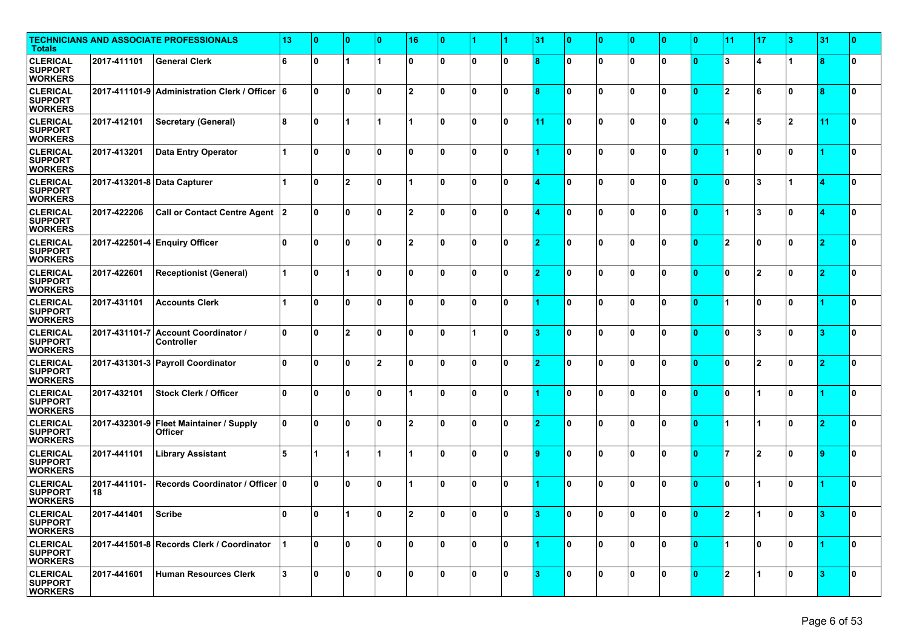| TECHNICIANS AND ASSOCIATE PROFESSIONALS Totals | | | 13 | 0 | 0 | 0 | 16 | 0 | 1 | 1 | 31 | 0 | 0 | 0 | 0 | 0 | 11 | 17 | 3 | 31 | 0 |
|---|---|---|---|---|---|---|---|---|---|---|---|---|---|---|---|---|---|---|---|---|---|
| CLERICAL SUPPORT WORKERS | 2017-411101 | General Clerk | 6 | 0 | 1 | 1 | 0 | 0 | 0 | 0 | 8 | 0 | 0 | 0 | 0 | 0 | 3 | 4 | 1 | 8 | 0 |
| CLERICAL SUPPORT WORKERS | 2017-411101-9 | Administration Clerk / Officer | 6 | 0 | 0 | 0 | 2 | 0 | 0 | 0 | 8 | 0 | 0 | 0 | 0 | 0 | 2 | 6 | 0 | 8 | 0 |
| CLERICAL SUPPORT WORKERS | 2017-412101 | Secretary (General) | 8 | 0 | 1 | 1 | 1 | 0 | 0 | 0 | 11 | 0 | 0 | 0 | 0 | 0 | 4 | 5 | 2 | 11 | 0 |
| CLERICAL SUPPORT WORKERS | 2017-413201 | Data Entry Operator | 1 | 0 | 0 | 0 | 0 | 0 | 0 | 0 | 1 | 0 | 0 | 0 | 0 | 0 | 1 | 0 | 0 | 1 | 0 |
| CLERICAL SUPPORT WORKERS | 2017-413201-8 | Data Capturer | 1 | 0 | 2 | 0 | 1 | 0 | 0 | 0 | 4 | 0 | 0 | 0 | 0 | 0 | 0 | 3 | 1 | 4 | 0 |
| CLERICAL SUPPORT WORKERS | 2017-422206 | Call or Contact Centre Agent | 2 | 0 | 0 | 0 | 2 | 0 | 0 | 0 | 4 | 0 | 0 | 0 | 0 | 0 | 1 | 3 | 0 | 4 | 0 |
| CLERICAL SUPPORT WORKERS | 2017-422501-4 | Enquiry Officer | 0 | 0 | 0 | 0 | 2 | 0 | 0 | 0 | 2 | 0 | 0 | 0 | 0 | 0 | 2 | 0 | 0 | 2 | 0 |
| CLERICAL SUPPORT WORKERS | 2017-422601 | Receptionist (General) | 1 | 0 | 1 | 0 | 0 | 0 | 0 | 0 | 2 | 0 | 0 | 0 | 0 | 0 | 0 | 2 | 0 | 2 | 0 |
| CLERICAL SUPPORT WORKERS | 2017-431101 | Accounts Clerk | 1 | 0 | 0 | 0 | 0 | 0 | 0 | 0 | 1 | 0 | 0 | 0 | 0 | 0 | 1 | 0 | 0 | 1 | 0 |
| CLERICAL SUPPORT WORKERS | 2017-431101-7 | Account Coordinator / Controller | 0 | 0 | 2 | 0 | 0 | 0 | 1 | 0 | 3 | 0 | 0 | 0 | 0 | 0 | 0 | 3 | 0 | 3 | 0 |
| CLERICAL SUPPORT WORKERS | 2017-431301-3 | Payroll Coordinator | 0 | 0 | 0 | 2 | 0 | 0 | 0 | 0 | 2 | 0 | 0 | 0 | 0 | 0 | 0 | 2 | 0 | 2 | 0 |
| CLERICAL SUPPORT WORKERS | 2017-432101 | Stock Clerk / Officer | 0 | 0 | 0 | 0 | 1 | 0 | 0 | 0 | 1 | 0 | 0 | 0 | 0 | 0 | 0 | 1 | 0 | 1 | 0 |
| CLERICAL SUPPORT WORKERS | 2017-432301-9 | Fleet Maintainer / Supply Officer | 0 | 0 | 0 | 0 | 2 | 0 | 0 | 0 | 2 | 0 | 0 | 0 | 0 | 0 | 1 | 1 | 0 | 2 | 0 |
| CLERICAL SUPPORT WORKERS | 2017-441101 | Library Assistant | 5 | 1 | 1 | 1 | 1 | 0 | 0 | 0 | 9 | 0 | 0 | 0 | 0 | 0 | 7 | 2 | 0 | 9 | 0 |
| CLERICAL SUPPORT WORKERS | 2017-441101-18 | Records Coordinator / Officer | 0 | 0 | 0 | 0 | 1 | 0 | 0 | 0 | 1 | 0 | 0 | 0 | 0 | 0 | 0 | 1 | 0 | 1 | 0 |
| CLERICAL SUPPORT WORKERS | 2017-441401 | Scribe | 0 | 0 | 1 | 0 | 2 | 0 | 0 | 0 | 3 | 0 | 0 | 0 | 0 | 0 | 2 | 1 | 0 | 3 | 0 |
| CLERICAL SUPPORT WORKERS | 2017-441501-8 | Records Clerk / Coordinator | 1 | 0 | 0 | 0 | 0 | 0 | 0 | 0 | 1 | 0 | 0 | 0 | 0 | 0 | 1 | 0 | 0 | 1 | 0 |
| CLERICAL SUPPORT WORKERS | 2017-441601 | Human Resources Clerk | 3 | 0 | 0 | 0 | 0 | 0 | 0 | 0 | 3 | 0 | 0 | 0 | 0 | 0 | 2 | 1 | 0 | 3 | 0 |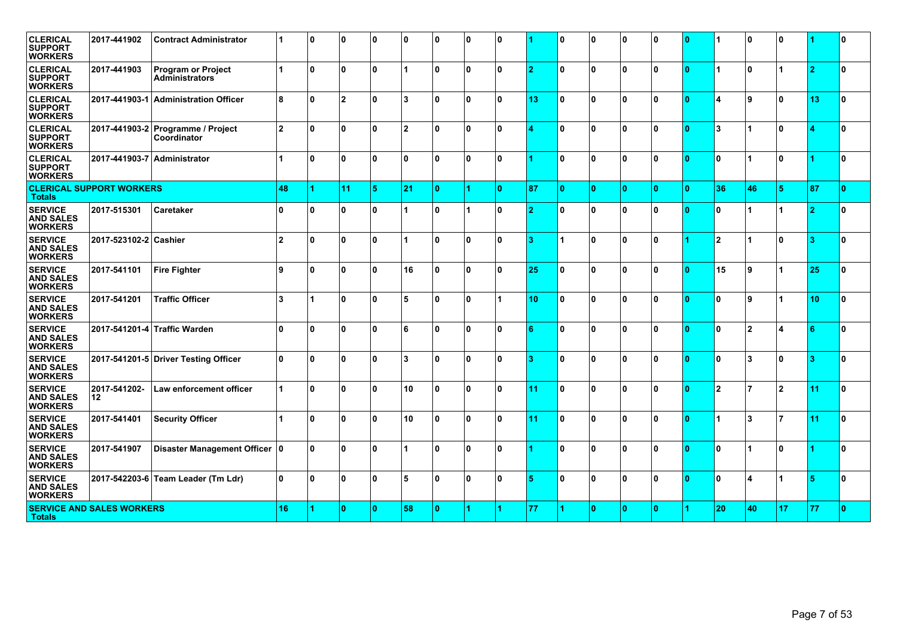| CLERICAL SUPPORT WORKERS | 2017-441902 | Contract Administrator | 1 | 0 | 0 | 0 | 0 | 0 | 0 | 0 | 1 | 0 | 0 | 0 | 0 | 0 | 1 | 0 | 0 | 1 | 0 |
|---|---|---|---|---|---|---|---|---|---|---|---|---|---|---|---|---|---|---|---|---|---|
| CLERICAL SUPPORT WORKERS | 2017-441903 | Program or Project Administrators | 1 | 0 | 0 | 0 | 1 | 0 | 0 | 0 | 2 | 0 | 0 | 0 | 0 | 0 | 1 | 0 | 1 | 2 | 0 |
| CLERICAL SUPPORT WORKERS | 2017-441903-1 | Administration Officer | 8 | 0 | 2 | 0 | 3 | 0 | 0 | 0 | 13 | 0 | 0 | 0 | 0 | 0 | 4 | 9 | 0 | 13 | 0 |
| CLERICAL SUPPORT WORKERS | 2017-441903-2 | Programme / Project Coordinator | 2 | 0 | 0 | 0 | 2 | 0 | 0 | 0 | 4 | 0 | 0 | 0 | 0 | 0 | 3 | 1 | 0 | 4 | 0 |
| CLERICAL SUPPORT WORKERS | 2017-441903-7 | Administrator | 1 | 0 | 0 | 0 | 0 | 0 | 0 | 0 | 1 | 0 | 0 | 0 | 0 | 0 | 0 | 1 | 0 | 1 | 0 |
| CLERICAL SUPPORT WORKERS Totals | | | 48 | 1 | 11 | 5 | 21 | 0 | 1 | 0 | 87 | 0 | 0 | 0 | 0 | 0 | 36 | 46 | 5 | 87 | 0 |
| SERVICE AND SALES WORKERS | 2017-515301 | Caretaker | 0 | 0 | 0 | 0 | 1 | 0 | 1 | 0 | 2 | 0 | 0 | 0 | 0 | 0 | 0 | 1 | 1 | 2 | 0 |
| SERVICE AND SALES WORKERS | 2017-523102-2 | Cashier | 2 | 0 | 0 | 0 | 1 | 0 | 0 | 0 | 3 | 1 | 0 | 0 | 0 | 1 | 2 | 1 | 0 | 3 | 0 |
| SERVICE AND SALES WORKERS | 2017-541101 | Fire Fighter | 9 | 0 | 0 | 0 | 16 | 0 | 0 | 0 | 25 | 0 | 0 | 0 | 0 | 0 | 15 | 9 | 1 | 25 | 0 |
| SERVICE AND SALES WORKERS | 2017-541201 | Traffic Officer | 3 | 1 | 0 | 0 | 5 | 0 | 0 | 1 | 10 | 0 | 0 | 0 | 0 | 0 | 0 | 9 | 1 | 10 | 0 |
| SERVICE AND SALES WORKERS | 2017-541201-4 | Traffic Warden | 0 | 0 | 0 | 0 | 6 | 0 | 0 | 0 | 6 | 0 | 0 | 0 | 0 | 0 | 0 | 2 | 4 | 6 | 0 |
| SERVICE AND SALES WORKERS | 2017-541201-5 | Driver Testing Officer | 0 | 0 | 0 | 0 | 3 | 0 | 0 | 0 | 3 | 0 | 0 | 0 | 0 | 0 | 0 | 3 | 0 | 3 | 0 |
| SERVICE AND SALES WORKERS | 2017-541202-12 | Law enforcement officer | 1 | 0 | 0 | 0 | 10 | 0 | 0 | 0 | 11 | 0 | 0 | 0 | 0 | 0 | 2 | 7 | 2 | 11 | 0 |
| SERVICE AND SALES WORKERS | 2017-541401 | Security Officer | 1 | 0 | 0 | 0 | 10 | 0 | 0 | 0 | 11 | 0 | 0 | 0 | 0 | 0 | 1 | 3 | 7 | 11 | 0 |
| SERVICE AND SALES WORKERS | 2017-541907 | Disaster Management Officer | 0 | 0 | 0 | 0 | 1 | 0 | 0 | 0 | 1 | 0 | 0 | 0 | 0 | 0 | 0 | 1 | 0 | 1 | 0 |
| SERVICE AND SALES WORKERS | 2017-542203-6 | Team Leader (Tm Ldr) | 0 | 0 | 0 | 0 | 5 | 0 | 0 | 0 | 5 | 0 | 0 | 0 | 0 | 0 | 0 | 4 | 1 | 5 | 0 |
| SERVICE AND SALES WORKERS Totals | | | 16 | 1 | 0 | 0 | 58 | 0 | 1 | 1 | 77 | 1 | 0 | 0 | 0 | 1 | 20 | 40 | 17 | 77 | 0 |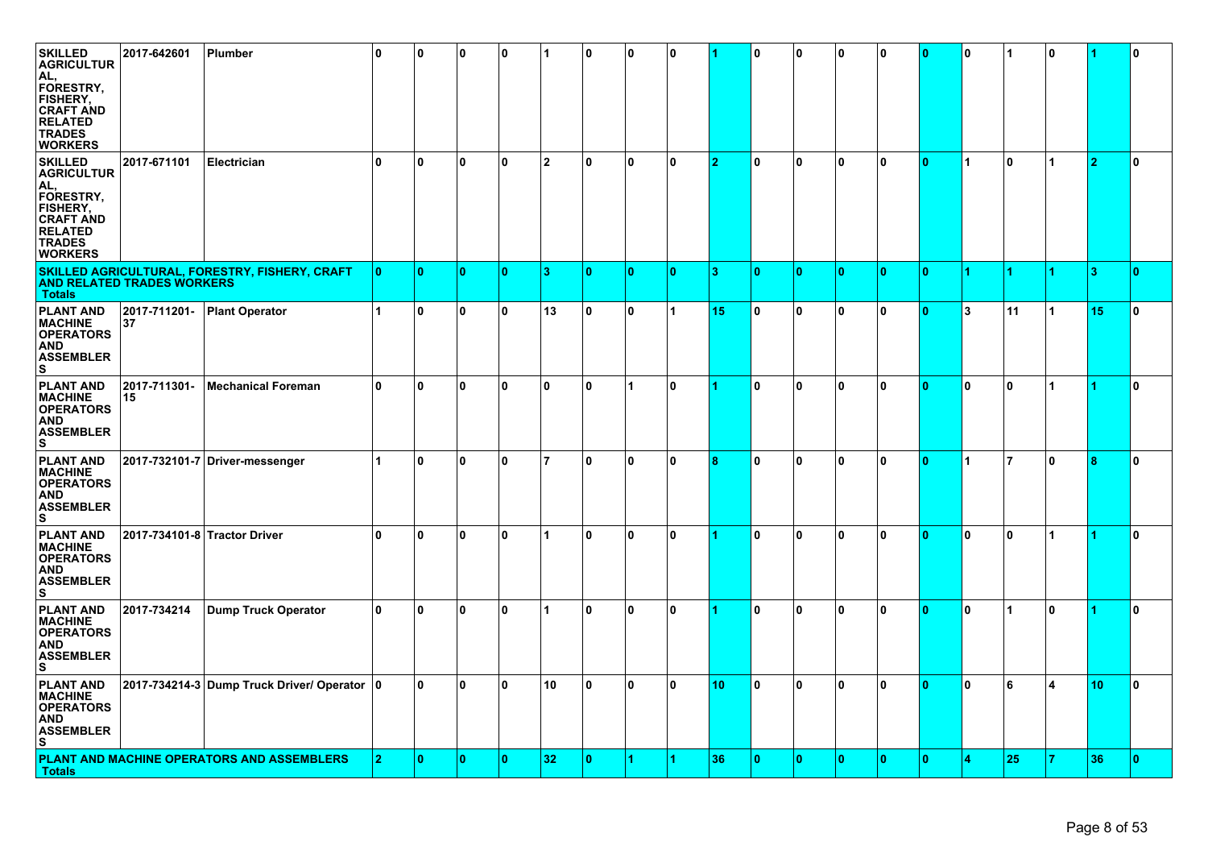| | | | | | | | | | | | | | | | | | | | | | |
|---|---|---|---|---|---|---|---|---|---|---|---|---|---|---|---|---|---|---|---|---|---|
| SKILLED AGRICULTURAL, FORESTRY, FISHERY, CRAFT AND RELATED TRADES WORKERS | 2017-642601 | Plumber | 0 | 0 | 0 | 0 | 1 | 0 | 0 | 0 | 1 | 0 | 0 | 0 | 0 | 0 | 0 | 1 | 0 | 1 | 0 |
| SKILLED AGRICULTURAL, FORESTRY, FISHERY, CRAFT AND RELATED TRADES WORKERS | 2017-671101 | Electrician | 0 | 0 | 0 | 0 | 2 | 0 | 0 | 0 | 2 | 0 | 0 | 0 | 0 | 0 | 1 | 0 | 1 | 2 | 0 |
| **SKILLED AGRICULTURAL, FORESTRY, FISHERY, CRAFT AND RELATED TRADES WORKERS Totals** | | | **0** | **0** | **0** | **0** | **3** | **0** | **0** | **0** | **3** | **0** | **0** | **0** | **0** | **0** | **1** | **1** | **1** | **3** | **0** |
| PLANT AND MACHINE OPERATORS AND ASSEMBLERS | 2017-711201-37 | Plant Operator | 1 | 0 | 0 | 0 | 13 | 0 | 0 | 1 | 15 | 0 | 0 | 0 | 0 | 0 | 3 | 11 | 1 | 15 | 0 |
| PLANT AND MACHINE OPERATORS AND ASSEMBLERS | 2017-711301-15 | Mechanical Foreman | 0 | 0 | 0 | 0 | 0 | 0 | 1 | 0 | 1 | 0 | 0 | 0 | 0 | 0 | 0 | 0 | 1 | 1 | 0 |
| PLANT AND MACHINE OPERATORS AND ASSEMBLERS | 2017-732101-7 | Driver-messenger | 1 | 0 | 0 | 0 | 7 | 0 | 0 | 0 | 8 | 0 | 0 | 0 | 0 | 0 | 1 | 7 | 0 | 8 | 0 |
| PLANT AND MACHINE OPERATORS AND ASSEMBLERS | 2017-734101-8 | Tractor Driver | 0 | 0 | 0 | 0 | 1 | 0 | 0 | 0 | 1 | 0 | 0 | 0 | 0 | 0 | 0 | 0 | 1 | 1 | 0 |
| PLANT AND MACHINE OPERATORS AND ASSEMBLERS | 2017-734214 | Dump Truck Operator | 0 | 0 | 0 | 0 | 1 | 0 | 0 | 0 | 1 | 0 | 0 | 0 | 0 | 0 | 0 | 1 | 0 | 1 | 0 |
| PLANT AND MACHINE OPERATORS AND ASSEMBLERS | 2017-734214-3 | Dump Truck Driver/ Operator | 0 | 0 | 0 | 0 | 10 | 0 | 0 | 0 | 10 | 0 | 0 | 0 | 0 | 0 | 0 | 6 | 4 | 10 | 0 |
| **PLANT AND MACHINE OPERATORS AND ASSEMBLERS Totals** | | | **2** | **0** | **0** | **0** | **32** | **0** | **1** | **1** | **36** | **0** | **0** | **0** | **0** | **0** | **4** | **25** | **7** | **36** | **0** |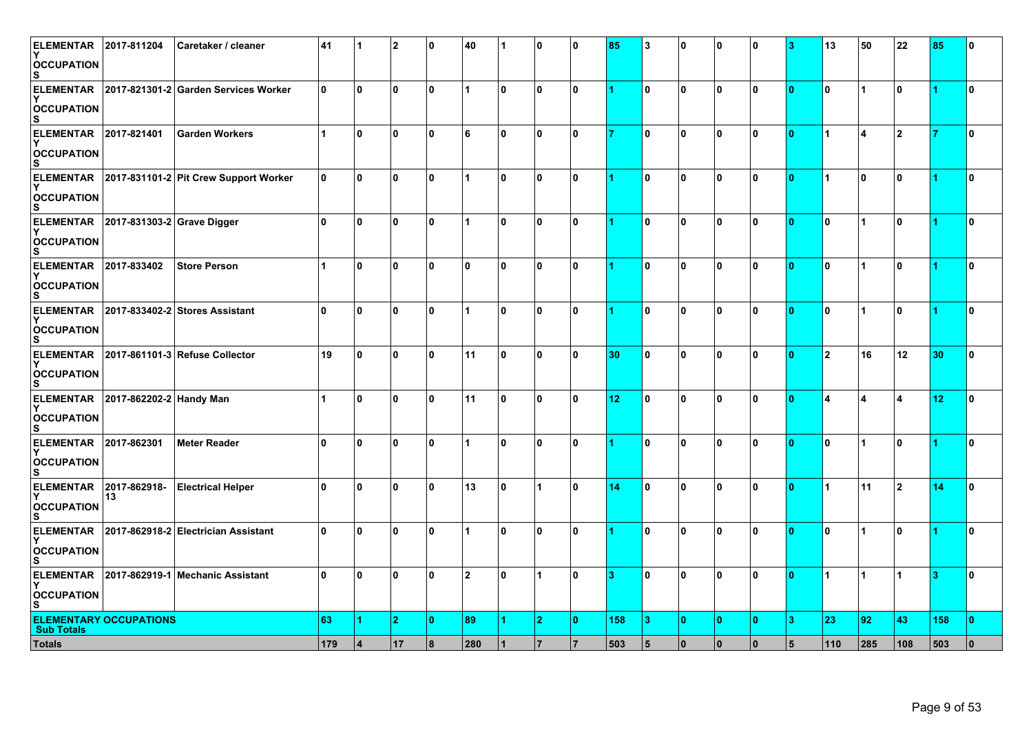| ELEMENTARY OCCUPATIONS | 2017-811204 | Caretaker / cleaner | 41 | 1 | 2 | 0 | 40 | 1 | 0 | 0 | 85 | 3 | 0 | 0 | 0 | 3 | 13 | 50 | 22 | 85 | 0 |
|---|---|---|---|---|---|---|---|---|---|---|---|---|---|---|---|---|---|---|---|---|---|
| ELEMENTARY OCCUPATIONS | 2017-821301-2 | Garden Services Worker | 0 | 0 | 0 | 0 | 1 | 0 | 0 | 0 | 1 | 0 | 0 | 0 | 0 | 0 | 0 | 1 | 0 | 1 | 0 |
| ELEMENTARY OCCUPATIONS | 2017-821401 | Garden Workers | 1 | 0 | 0 | 0 | 6 | 0 | 0 | 0 | 7 | 0 | 0 | 0 | 0 | 0 | 1 | 4 | 2 | 7 | 0 |
| ELEMENTARY OCCUPATIONS | 2017-831101-2 | Pit Crew Support Worker | 0 | 0 | 0 | 0 | 1 | 0 | 0 | 0 | 1 | 0 | 0 | 0 | 0 | 0 | 1 | 0 | 0 | 1 | 0 |
| ELEMENTARY OCCUPATIONS | 2017-831303-2 | Grave Digger | 0 | 0 | 0 | 0 | 1 | 0 | 0 | 0 | 1 | 0 | 0 | 0 | 0 | 0 | 0 | 1 | 0 | 1 | 0 |
| ELEMENTARY OCCUPATIONS | 2017-833402 | Store Person | 1 | 0 | 0 | 0 | 0 | 0 | 0 | 0 | 1 | 0 | 0 | 0 | 0 | 0 | 0 | 1 | 0 | 1 | 0 |
| ELEMENTARY OCCUPATIONS | 2017-833402-2 | Stores Assistant | 0 | 0 | 0 | 0 | 1 | 0 | 0 | 0 | 1 | 0 | 0 | 0 | 0 | 0 | 0 | 1 | 0 | 1 | 0 |
| ELEMENTARY OCCUPATIONS | 2017-861101-3 | Refuse Collector | 19 | 0 | 0 | 0 | 11 | 0 | 0 | 0 | 30 | 0 | 0 | 0 | 0 | 0 | 2 | 16 | 12 | 30 | 0 |
| ELEMENTARY OCCUPATIONS | 2017-862202-2 | Handy Man | 1 | 0 | 0 | 0 | 11 | 0 | 0 | 0 | 12 | 0 | 0 | 0 | 0 | 0 | 4 | 4 | 4 | 12 | 0 |
| ELEMENTARY OCCUPATIONS | 2017-862301 | Meter Reader | 0 | 0 | 0 | 0 | 1 | 0 | 0 | 0 | 1 | 0 | 0 | 0 | 0 | 0 | 0 | 1 | 0 | 1 | 0 |
| ELEMENTARY OCCUPATIONS | 2017-862918-13 | Electrical Helper | 0 | 0 | 0 | 0 | 13 | 0 | 1 | 0 | 14 | 0 | 0 | 0 | 0 | 0 | 1 | 11 | 2 | 14 | 0 |
| ELEMENTARY OCCUPATIONS | 2017-862918-2 | Electrician Assistant | 0 | 0 | 0 | 0 | 1 | 0 | 0 | 0 | 1 | 0 | 0 | 0 | 0 | 0 | 0 | 1 | 0 | 1 | 0 |
| ELEMENTARY OCCUPATIONS | 2017-862919-1 | Mechanic Assistant | 0 | 0 | 0 | 0 | 2 | 0 | 1 | 0 | 3 | 0 | 0 | 0 | 0 | 0 | 1 | 1 | 1 | 3 | 0 |
| ELEMENTARY OCCUPATIONS Sub Totals | | | 63 | 1 | 2 | 0 | 89 | 1 | 2 | 0 | 158 | 3 | 0 | 0 | 0 | 3 | 23 | 92 | 43 | 158 | 0 |
| Totals | | | 179 | 4 | 17 | 8 | 280 | 1 | 7 | 7 | 503 | 5 | 0 | 0 | 0 | 5 | 110 | 285 | 108 | 503 | 0 |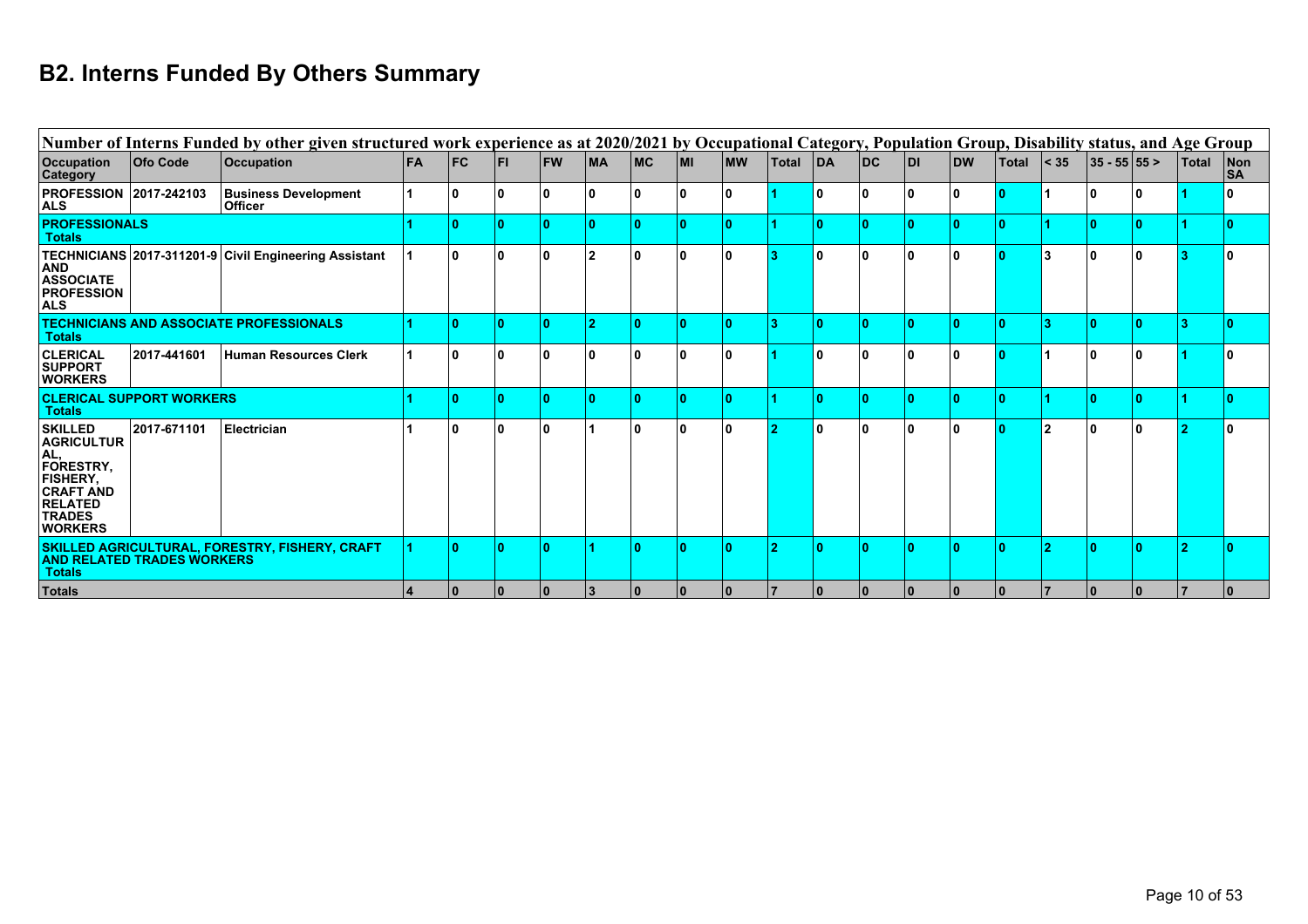## B2. Interns Funded By Others Summary

| Number of Interns Funded by other given structured work experience as at 2020/2021 by Occupational Category, Population Group, Disability status, and Age Group | | | | | | | | | | | | | | | | | | | | | | |
|---|---|---|---|---|---|---|---|---|---|---|---|---|---|---|---|---|---|---|---|---|---|---|
| Occupation Category | Ofo Code | Occupation | FA | FC | FI | FW | MA | MC | MI | MW | Total | DA | DC | DI | DW | Total | < 35 | 35 - 55 | 55 > | Total | Non SA |
| PROFESSIONALS | 2017-242103 | Business Development Officer | 1 | 0 | 0 | 0 | 0 | 0 | 0 | 0 | 1 | 0 | 0 | 0 | 0 | 0 | 1 | 0 | 0 | 1 | 0 |
| PROFESSIONALS Totals | | | 1 | 0 | 0 | 0 | 0 | 0 | 0 | 0 | 1 | 0 | 0 | 0 | 0 | 0 | 1 | 0 | 0 | 1 | 0 |
| TECHNICIANS AND ASSOCIATE PROFESSIONALS | 2017-311201-9 | Civil Engineering Assistant | 1 | 0 | 0 | 0 | 2 | 0 | 0 | 0 | 3 | 0 | 0 | 0 | 0 | 0 | 3 | 0 | 0 | 3 | 0 |
| TECHNICIANS AND ASSOCIATE PROFESSIONALS Totals | | | 1 | 0 | 0 | 0 | 2 | 0 | 0 | 0 | 3 | 0 | 0 | 0 | 0 | 0 | 3 | 0 | 0 | 3 | 0 |
| CLERICAL SUPPORT WORKERS | 2017-441601 | Human Resources Clerk | 1 | 0 | 0 | 0 | 0 | 0 | 0 | 0 | 1 | 0 | 0 | 0 | 0 | 0 | 1 | 0 | 0 | 1 | 0 |
| CLERICAL SUPPORT WORKERS Totals | | | 1 | 0 | 0 | 0 | 0 | 0 | 0 | 0 | 1 | 0 | 0 | 0 | 0 | 0 | 1 | 0 | 0 | 1 | 0 |
| SKILLED AGRICULTURAL, FORESTRY, FISHERY, CRAFT AND RELATED TRADES WORKERS | 2017-671101 | Electrician | 1 | 0 | 0 | 0 | 1 | 0 | 0 | 0 | 2 | 0 | 0 | 0 | 0 | 0 | 2 | 0 | 0 | 2 | 0 |
| SKILLED AGRICULTURAL, FORESTRY, FISHERY, CRAFT AND RELATED TRADES WORKERS Totals | | | 1 | 0 | 0 | 0 | 1 | 0 | 0 | 0 | 2 | 0 | 0 | 0 | 0 | 0 | 2 | 0 | 0 | 2 | 0 |
| Totals | | | 4 | 0 | 0 | 0 | 3 | 0 | 0 | 0 | 7 | 0 | 0 | 0 | 0 | 0 | 7 | 0 | 0 | 7 | 0 |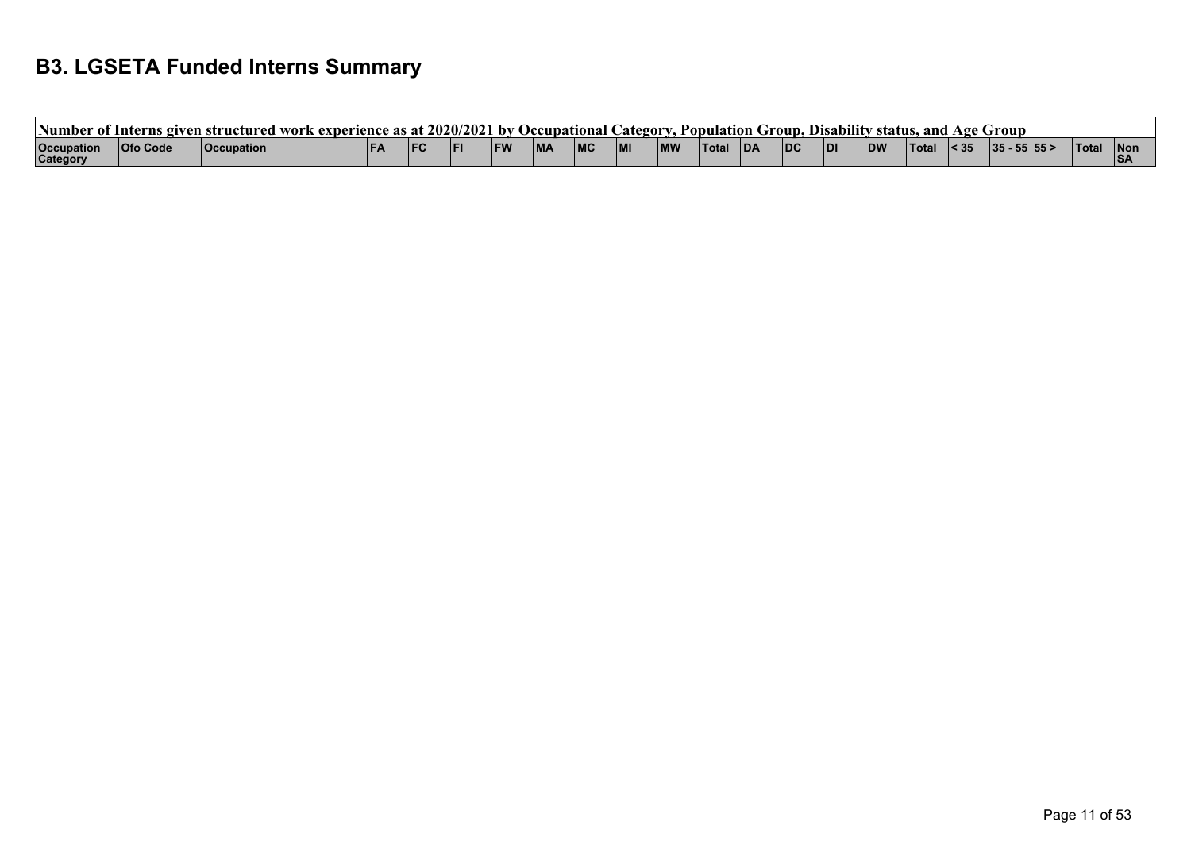## B3. LGSETA Funded Interns Summary

| Number of Interns given structured work experience as at 2020/2021 by Occupational Category, Population Group, Disability status, and Age Group | | | | | | | | | | | | | | | | | | | | | |
|---|---|---|---|---|---|---|---|---|---|---|---|---|---|---|---|---|---|---|---|---|---|
| Occupation Category | Ofo Code | Occupation | FA | FC | FI | FW | MA | MC | MI | MW | Total | DA | DC | DI | DW | Total | < 35 | 35 - 55 | 55 > | Total | Non SA |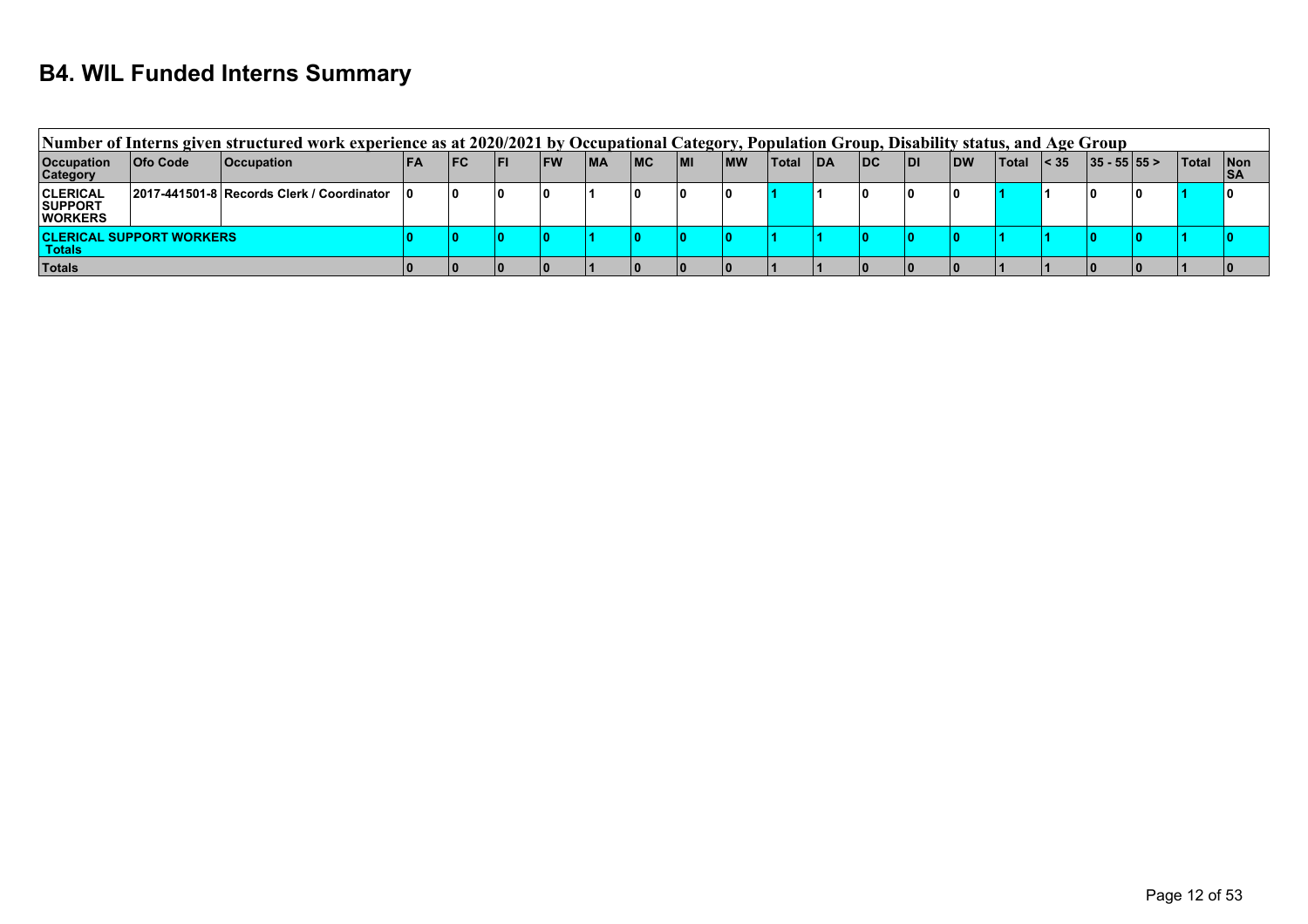## B4. WIL Funded Interns Summary

| Number of Interns given structured work experience as at 2020/2021 by Occupational Category, Population Group, Disability status, and Age Group | | | | | | | | | | | | | | | | | | | | | |
|---|---|---|---|---|---|---|---|---|---|---|---|---|---|---|---|---|---|---|---|---|---|
| Occupation Category | Ofo Code | Occupation | FA | FC | FI | FW | MA | MC | MI | MW | Total | DA | DC | DI | DW | Total | < 35 | 35 - 55 | 55 > | Total | Non SA |
| CLERICAL SUPPORT WORKERS | 2017-441501-8 | Records Clerk / Coordinator | 0 | 0 | 0 | 0 | 1 | 0 | 0 | 0 | 1 | 1 | 0 | 0 | 0 | 1 | 1 | 0 | 0 | 1 | 0 |
| CLERICAL SUPPORT WORKERS Totals | | | 0 | 0 | 0 | 0 | 1 | 0 | 0 | 0 | 1 | 1 | 0 | 0 | 0 | 1 | 1 | 0 | 0 | 1 | 0 |
| Totals | | | 0 | 0 | 0 | 0 | 1 | 0 | 0 | 0 | 1 | 1 | 0 | 0 | 0 | 1 | 1 | 0 | 0 | 1 | 0 |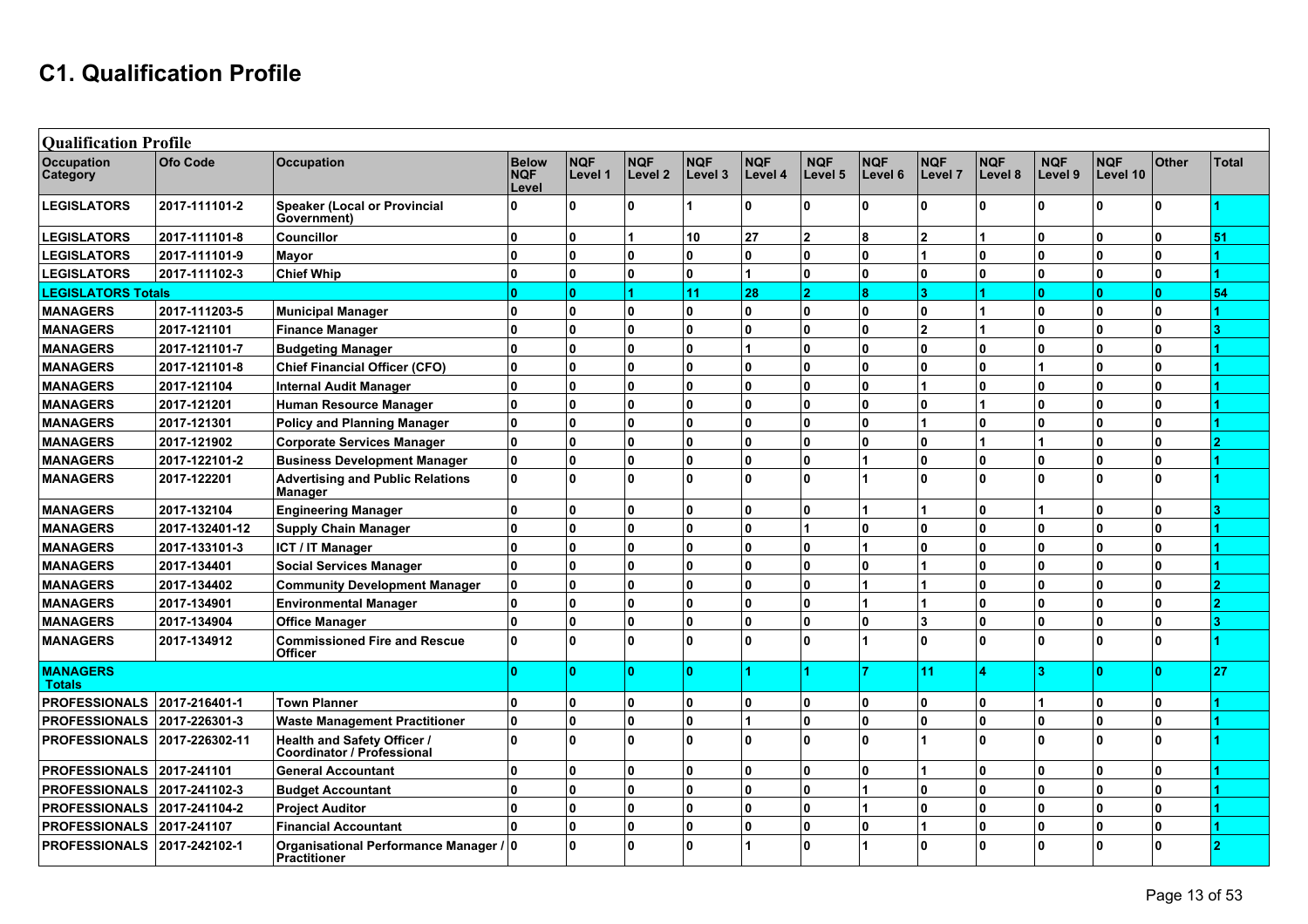# C1. Qualification Profile

| Qualification Profile | | | | | | | | | | | | | | | |
|---|---|---|---|---|---|---|---|---|---|---|---|---|---|---|---|
| Occupation Category | Ofo Code | Occupation | Below NQF Level | NQF Level 1 | NQF Level 2 | NQF Level 3 | NQF Level 4 | NQF Level 5 | NQF Level 6 | NQF Level 7 | NQF Level 8 | NQF Level 9 | NQF Level 10 | Other | Total |
| LEGISLATORS | 2017-111101-2 | Speaker (Local or Provincial Government) | 0 | 0 | 0 | 1 | 0 | 0 | 0 | 0 | 0 | 0 | 0 | 0 | 1 |
| LEGISLATORS | 2017-111101-8 | Councillor | 0 | 0 | 1 | 10 | 27 | 2 | 8 | 2 | 1 | 0 | 0 | 0 | 51 |
| LEGISLATORS | 2017-111101-9 | Mayor | 0 | 0 | 0 | 0 | 0 | 0 | 0 | 1 | 0 | 0 | 0 | 0 | 1 |
| LEGISLATORS | 2017-111102-3 | Chief Whip | 0 | 0 | 0 | 0 | 1 | 0 | 0 | 0 | 0 | 0 | 0 | 0 | 1 |
| LEGISLATORS Totals | | | 0 | 0 | 1 | 11 | 28 | 2 | 8 | 3 | 1 | 0 | 0 | 0 | 54 |
| MANAGERS | 2017-111203-5 | Municipal Manager | 0 | 0 | 0 | 0 | 0 | 0 | 0 | 0 | 1 | 0 | 0 | 0 | 1 |
| MANAGERS | 2017-121101 | Finance Manager | 0 | 0 | 0 | 0 | 0 | 0 | 0 | 2 | 1 | 0 | 0 | 0 | 3 |
| MANAGERS | 2017-121101-7 | Budgeting Manager | 0 | 0 | 0 | 0 | 1 | 0 | 0 | 0 | 0 | 0 | 0 | 0 | 1 |
| MANAGERS | 2017-121101-8 | Chief Financial Officer (CFO) | 0 | 0 | 0 | 0 | 0 | 0 | 0 | 0 | 0 | 1 | 0 | 0 | 1 |
| MANAGERS | 2017-121104 | Internal Audit Manager | 0 | 0 | 0 | 0 | 0 | 0 | 0 | 1 | 0 | 0 | 0 | 0 | 1 |
| MANAGERS | 2017-121201 | Human Resource Manager | 0 | 0 | 0 | 0 | 0 | 0 | 0 | 0 | 1 | 0 | 0 | 0 | 1 |
| MANAGERS | 2017-121301 | Policy and Planning Manager | 0 | 0 | 0 | 0 | 0 | 0 | 0 | 1 | 0 | 0 | 0 | 0 | 1 |
| MANAGERS | 2017-121902 | Corporate Services Manager | 0 | 0 | 0 | 0 | 0 | 0 | 0 | 0 | 1 | 1 | 0 | 0 | 2 |
| MANAGERS | 2017-122101-2 | Business Development Manager | 0 | 0 | 0 | 0 | 0 | 0 | 1 | 0 | 0 | 0 | 0 | 0 | 1 |
| MANAGERS | 2017-122201 | Advertising and Public Relations Manager | 0 | 0 | 0 | 0 | 0 | 0 | 1 | 0 | 0 | 0 | 0 | 0 | 1 |
| MANAGERS | 2017-132104 | Engineering Manager | 0 | 0 | 0 | 0 | 0 | 0 | 1 | 1 | 0 | 1 | 0 | 0 | 3 |
| MANAGERS | 2017-132401-12 | Supply Chain Manager | 0 | 0 | 0 | 0 | 0 | 1 | 0 | 0 | 0 | 0 | 0 | 0 | 1 |
| MANAGERS | 2017-133101-3 | ICT / IT Manager | 0 | 0 | 0 | 0 | 0 | 0 | 1 | 0 | 0 | 0 | 0 | 0 | 1 |
| MANAGERS | 2017-134401 | Social Services Manager | 0 | 0 | 0 | 0 | 0 | 0 | 0 | 1 | 0 | 0 | 0 | 0 | 1 |
| MANAGERS | 2017-134402 | Community Development Manager | 0 | 0 | 0 | 0 | 0 | 0 | 1 | 1 | 0 | 0 | 0 | 0 | 2 |
| MANAGERS | 2017-134901 | Environmental Manager | 0 | 0 | 0 | 0 | 0 | 0 | 1 | 1 | 0 | 0 | 0 | 0 | 2 |
| MANAGERS | 2017-134904 | Office Manager | 0 | 0 | 0 | 0 | 0 | 0 | 0 | 3 | 0 | 0 | 0 | 0 | 3 |
| MANAGERS | 2017-134912 | Commissioned Fire and Rescue Officer | 0 | 0 | 0 | 0 | 0 | 0 | 1 | 0 | 0 | 0 | 0 | 0 | 1 |
| MANAGERS Totals | | | 0 | 0 | 0 | 0 | 1 | 1 | 7 | 11 | 4 | 3 | 0 | 0 | 27 |
| PROFESSIONALS | 2017-216401-1 | Town Planner | 0 | 0 | 0 | 0 | 0 | 0 | 0 | 0 | 0 | 1 | 0 | 0 | 1 |
| PROFESSIONALS | 2017-226301-3 | Waste Management Practitioner | 0 | 0 | 0 | 0 | 1 | 0 | 0 | 0 | 0 | 0 | 0 | 0 | 1 |
| PROFESSIONALS | 2017-226302-11 | Health and Safety Officer / Coordinator / Professional | 0 | 0 | 0 | 0 | 0 | 0 | 0 | 1 | 0 | 0 | 0 | 0 | 1 |
| PROFESSIONALS | 2017-241101 | General Accountant | 0 | 0 | 0 | 0 | 0 | 0 | 0 | 1 | 0 | 0 | 0 | 0 | 1 |
| PROFESSIONALS | 2017-241102-3 | Budget Accountant | 0 | 0 | 0 | 0 | 0 | 0 | 1 | 0 | 0 | 0 | 0 | 0 | 1 |
| PROFESSIONALS | 2017-241104-2 | Project Auditor | 0 | 0 | 0 | 0 | 0 | 0 | 1 | 0 | 0 | 0 | 0 | 0 | 1 |
| PROFESSIONALS | 2017-241107 | Financial Accountant | 0 | 0 | 0 | 0 | 0 | 0 | 0 | 1 | 0 | 0 | 0 | 0 | 1 |
| PROFESSIONALS | 2017-242102-1 | Organisational Performance Manager / Practitioner | 0 | 0 | 0 | 0 | 1 | 0 | 1 | 0 | 0 | 0 | 0 | 0 | 2 |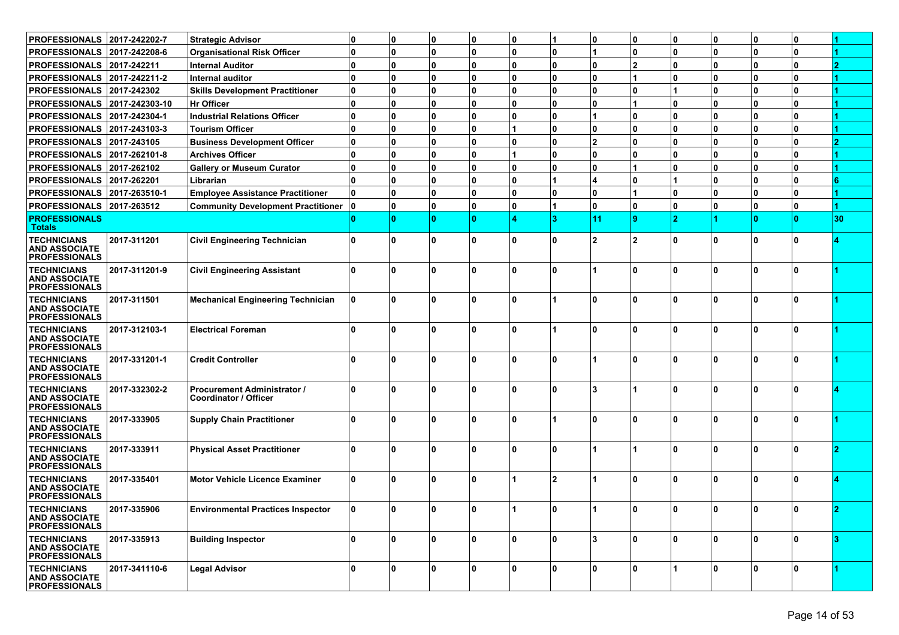| | | | | | | | | | | | | | | | |
|---|---|---|---|---|---|---|---|---|---|---|---|---|---|---|---|
| **PROFESSIONALS** | **2017-242202-7** | **Strategic Advisor** | **0** | **0** | **0** | **0** | **0** | **1** | **0** | **0** | **0** | **0** | **0** | **0** | **1** |
| **PROFESSIONALS** | **2017-242208-6** | **Organisational Risk Officer** | **0** | **0** | **0** | **0** | **0** | **0** | **1** | **0** | **0** | **0** | **0** | **0** | **1** |
| **PROFESSIONALS** | **2017-242211** | **Internal Auditor** | **0** | **0** | **0** | **0** | **0** | **0** | **0** | **2** | **0** | **0** | **0** | **0** | **2** |
| **PROFESSIONALS** | **2017-242211-2** | **Internal auditor** | **0** | **0** | **0** | **0** | **0** | **0** | **0** | **1** | **0** | **0** | **0** | **0** | **1** |
| **PROFESSIONALS** | **2017-242302** | **Skills Development Practitioner** | **0** | **0** | **0** | **0** | **0** | **0** | **0** | **0** | **1** | **0** | **0** | **0** | **1** |
| **PROFESSIONALS** | **2017-242303-10** | **Hr Officer** | **0** | **0** | **0** | **0** | **0** | **0** | **0** | **1** | **0** | **0** | **0** | **0** | **1** |
| **PROFESSIONALS** | **2017-242304-1** | **Industrial Relations Officer** | **0** | **0** | **0** | **0** | **0** | **0** | **1** | **0** | **0** | **0** | **0** | **0** | **1** |
| **PROFESSIONALS** | **2017-243103-3** | **Tourism Officer** | **0** | **0** | **0** | **0** | **1** | **0** | **0** | **0** | **0** | **0** | **0** | **0** | **1** |
| **PROFESSIONALS** | **2017-243105** | **Business Development Officer** | **0** | **0** | **0** | **0** | **0** | **0** | **2** | **0** | **0** | **0** | **0** | **0** | **2** |
| **PROFESSIONALS** | **2017-262101-8** | **Archives Officer** | **0** | **0** | **0** | **0** | **1** | **0** | **0** | **0** | **0** | **0** | **0** | **0** | **1** |
| **PROFESSIONALS** | **2017-262102** | **Gallery or Museum Curator** | **0** | **0** | **0** | **0** | **0** | **0** | **0** | **1** | **0** | **0** | **0** | **0** | **1** |
| **PROFESSIONALS** | **2017-262201** | **Librarian** | **0** | **0** | **0** | **0** | **0** | **1** | **4** | **0** | **1** | **0** | **0** | **0** | **6** |
| **PROFESSIONALS** | **2017-263510-1** | **Employee Assistance Practitioner** | **0** | **0** | **0** | **0** | **0** | **0** | **0** | **1** | **0** | **0** | **0** | **0** | **1** |
| **PROFESSIONALS** | **2017-263512** | **Community Development Practitioner** | **0** | **0** | **0** | **0** | **0** | **1** | **0** | **0** | **0** | **0** | **0** | **0** | **1** |
| **PROFESSIONALS Totals** | | | **0** | **0** | **0** | **0** | **4** | **3** | **11** | **9** | **2** | **1** | **0** | **0** | **30** |
| **TECHNICIANS AND ASSOCIATE PROFESSIONALS** | **2017-311201** | **Civil Engineering Technician** | **0** | **0** | **0** | **0** | **0** | **0** | **2** | **2** | **0** | **0** | **0** | **0** | **4** |
| **TECHNICIANS AND ASSOCIATE PROFESSIONALS** | **2017-311201-9** | **Civil Engineering Assistant** | **0** | **0** | **0** | **0** | **0** | **0** | **1** | **0** | **0** | **0** | **0** | **0** | **1** |
| **TECHNICIANS AND ASSOCIATE PROFESSIONALS** | **2017-311501** | **Mechanical Engineering Technician** | **0** | **0** | **0** | **0** | **0** | **1** | **0** | **0** | **0** | **0** | **0** | **0** | **1** |
| **TECHNICIANS AND ASSOCIATE PROFESSIONALS** | **2017-312103-1** | **Electrical Foreman** | **0** | **0** | **0** | **0** | **0** | **1** | **0** | **0** | **0** | **0** | **0** | **0** | **1** |
| **TECHNICIANS AND ASSOCIATE PROFESSIONALS** | **2017-331201-1** | **Credit Controller** | **0** | **0** | **0** | **0** | **0** | **0** | **1** | **0** | **0** | **0** | **0** | **0** | **1** |
| **TECHNICIANS AND ASSOCIATE PROFESSIONALS** | **2017-332302-2** | **Procurement Administrator / Coordinator / Officer** | **0** | **0** | **0** | **0** | **0** | **0** | **3** | **1** | **0** | **0** | **0** | **0** | **4** |
| **TECHNICIANS AND ASSOCIATE PROFESSIONALS** | **2017-333905** | **Supply Chain Practitioner** | **0** | **0** | **0** | **0** | **0** | **1** | **0** | **0** | **0** | **0** | **0** | **0** | **1** |
| **TECHNICIANS AND ASSOCIATE PROFESSIONALS** | **2017-333911** | **Physical Asset Practitioner** | **0** | **0** | **0** | **0** | **0** | **0** | **1** | **1** | **0** | **0** | **0** | **0** | **2** |
| **TECHNICIANS AND ASSOCIATE PROFESSIONALS** | **2017-335401** | **Motor Vehicle Licence Examiner** | **0** | **0** | **0** | **0** | **1** | **2** | **1** | **0** | **0** | **0** | **0** | **0** | **4** |
| **TECHNICIANS AND ASSOCIATE PROFESSIONALS** | **2017-335906** | **Environmental Practices Inspector** | **0** | **0** | **0** | **0** | **1** | **0** | **1** | **0** | **0** | **0** | **0** | **0** | **2** |
| **TECHNICIANS AND ASSOCIATE PROFESSIONALS** | **2017-335913** | **Building Inspector** | **0** | **0** | **0** | **0** | **0** | **0** | **3** | **0** | **0** | **0** | **0** | **0** | **3** |
| **TECHNICIANS AND ASSOCIATE PROFESSIONALS** | **2017-341110-6** | **Legal Advisor** | **0** | **0** | **0** | **0** | **0** | **0** | **0** | **0** | **1** | **0** | **0** | **0** | **1** |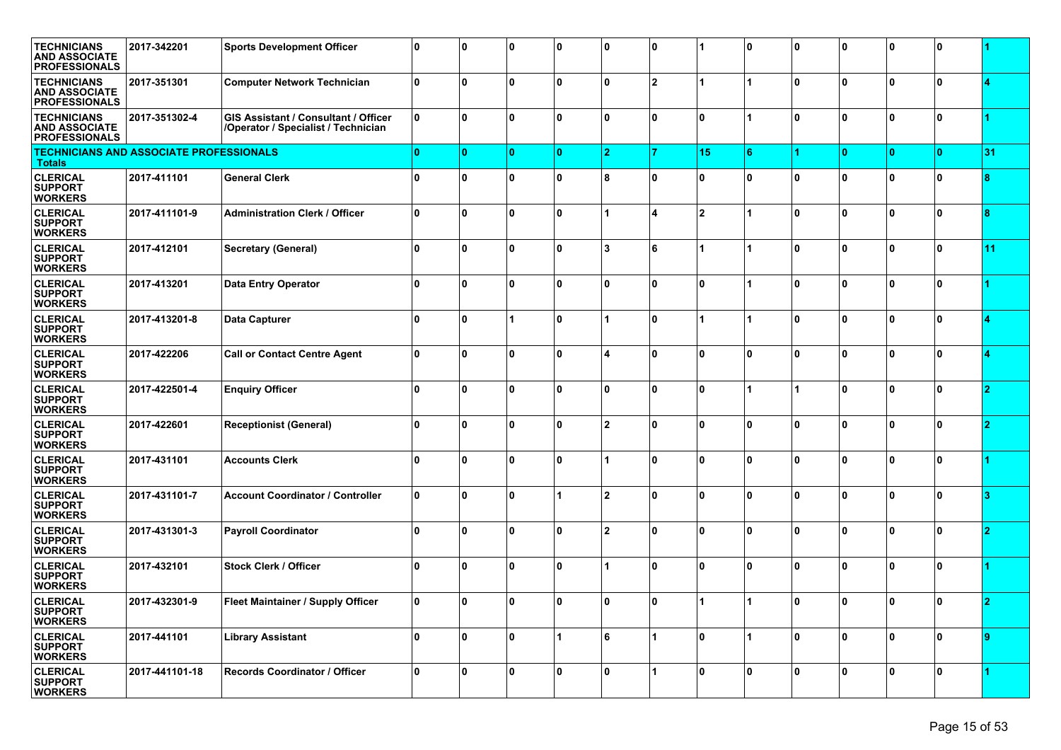| | | | | | | | | | | | | | | | |
|---|---|---|---|---|---|---|---|---|---|---|---|---|---|---|---|
| TECHNICIANS AND ASSOCIATE PROFESSIONALS | 2017-342201 | Sports Development Officer | 0 | 0 | 0 | 0 | 0 | 0 | 1 | 0 | 0 | 0 | 0 | 0 | 1 |
| TECHNICIANS AND ASSOCIATE PROFESSIONALS | 2017-351301 | Computer Network Technician | 0 | 0 | 0 | 0 | 0 | 2 | 1 | 1 | 0 | 0 | 0 | 0 | 4 |
| TECHNICIANS AND ASSOCIATE PROFESSIONALS | 2017-351302-4 | GIS Assistant / Consultant / Officer /Operator / Specialist / Technician | 0 | 0 | 0 | 0 | 0 | 0 | 0 | 1 | 0 | 0 | 0 | 0 | 1 |
| **TECHNICIANS AND ASSOCIATE PROFESSIONALS Totals** | | | 0 | 0 | 0 | 0 | 2 | 7 | 15 | 6 | 1 | 0 | 0 | 0 | 31 |
| CLERICAL SUPPORT WORKERS | 2017-411101 | General Clerk | 0 | 0 | 0 | 0 | 8 | 0 | 0 | 0 | 0 | 0 | 0 | 0 | 8 |
| CLERICAL SUPPORT WORKERS | 2017-411101-9 | Administration Clerk / Officer | 0 | 0 | 0 | 0 | 1 | 4 | 2 | 1 | 0 | 0 | 0 | 0 | 8 |
| CLERICAL SUPPORT WORKERS | 2017-412101 | Secretary (General) | 0 | 0 | 0 | 0 | 3 | 6 | 1 | 1 | 0 | 0 | 0 | 0 | 11 |
| CLERICAL SUPPORT WORKERS | 2017-413201 | Data Entry Operator | 0 | 0 | 0 | 0 | 0 | 0 | 0 | 1 | 0 | 0 | 0 | 0 | 1 |
| CLERICAL SUPPORT WORKERS | 2017-413201-8 | Data Capturer | 0 | 0 | 1 | 0 | 1 | 0 | 1 | 1 | 0 | 0 | 0 | 0 | 4 |
| CLERICAL SUPPORT WORKERS | 2017-422206 | Call or Contact Centre Agent | 0 | 0 | 0 | 0 | 4 | 0 | 0 | 0 | 0 | 0 | 0 | 0 | 4 |
| CLERICAL SUPPORT WORKERS | 2017-422501-4 | Enquiry Officer | 0 | 0 | 0 | 0 | 0 | 0 | 0 | 1 | 1 | 0 | 0 | 0 | 2 |
| CLERICAL SUPPORT WORKERS | 2017-422601 | Receptionist (General) | 0 | 0 | 0 | 0 | 2 | 0 | 0 | 0 | 0 | 0 | 0 | 0 | 2 |
| CLERICAL SUPPORT WORKERS | 2017-431101 | Accounts Clerk | 0 | 0 | 0 | 0 | 1 | 0 | 0 | 0 | 0 | 0 | 0 | 0 | 1 |
| CLERICAL SUPPORT WORKERS | 2017-431101-7 | Account Coordinator / Controller | 0 | 0 | 0 | 1 | 2 | 0 | 0 | 0 | 0 | 0 | 0 | 0 | 3 |
| CLERICAL SUPPORT WORKERS | 2017-431301-3 | Payroll Coordinator | 0 | 0 | 0 | 0 | 2 | 0 | 0 | 0 | 0 | 0 | 0 | 0 | 2 |
| CLERICAL SUPPORT WORKERS | 2017-432101 | Stock Clerk / Officer | 0 | 0 | 0 | 0 | 1 | 0 | 0 | 0 | 0 | 0 | 0 | 0 | 1 |
| CLERICAL SUPPORT WORKERS | 2017-432301-9 | Fleet Maintainer / Supply Officer | 0 | 0 | 0 | 0 | 0 | 0 | 1 | 1 | 0 | 0 | 0 | 0 | 2 |
| CLERICAL SUPPORT WORKERS | 2017-441101 | Library Assistant | 0 | 0 | 0 | 1 | 6 | 1 | 0 | 1 | 0 | 0 | 0 | 0 | 9 |
| CLERICAL SUPPORT WORKERS | 2017-441101-18 | Records Coordinator / Officer | 0 | 0 | 0 | 0 | 0 | 1 | 0 | 0 | 0 | 0 | 0 | 0 | 1 |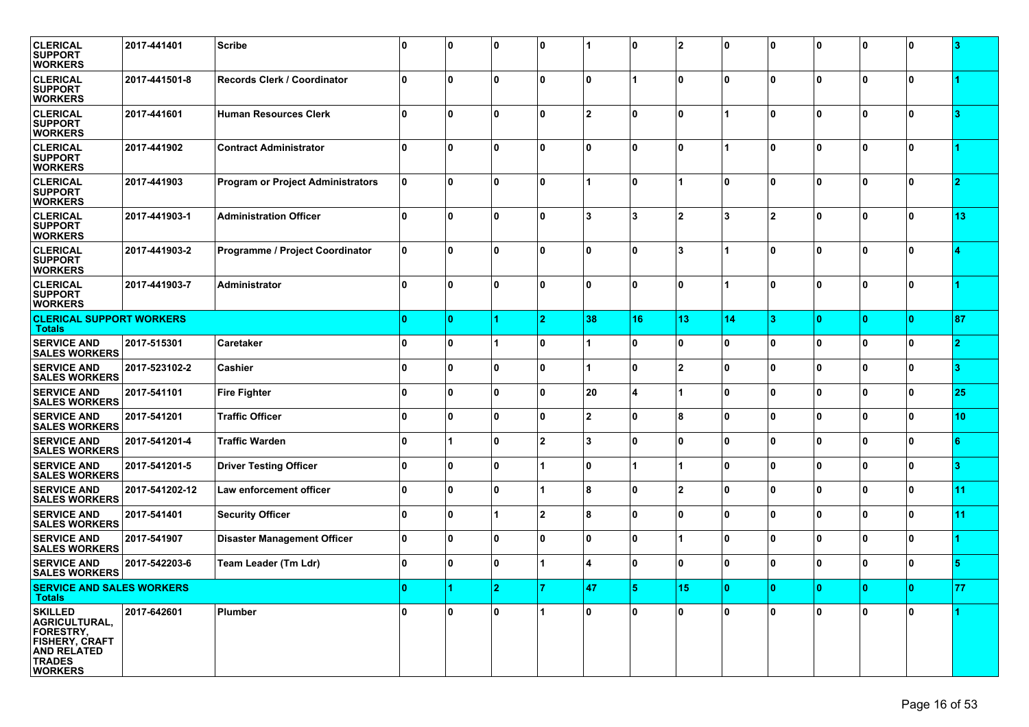| | | | | | | | | | | | | | | |
|---|---|---|---|---|---|---|---|---|---|---|---|---|---|---|
| **CLERICAL SUPPORT WORKERS** | **2017-441401** | **Scribe** | **0** | **0** | **0** | **0** | **1** | **0** | **2** | **0** | **0** | **0** | **0** | **0** | **3** |
| **CLERICAL SUPPORT WORKERS** | **2017-441501-8** | **Records Clerk / Coordinator** | **0** | **0** | **0** | **0** | **0** | **1** | **0** | **0** | **0** | **0** | **0** | **0** | **1** |
| **CLERICAL SUPPORT WORKERS** | **2017-441601** | **Human Resources Clerk** | **0** | **0** | **0** | **0** | **2** | **0** | **0** | **1** | **0** | **0** | **0** | **0** | **3** |
| **CLERICAL SUPPORT WORKERS** | **2017-441902** | **Contract Administrator** | **0** | **0** | **0** | **0** | **0** | **0** | **0** | **1** | **0** | **0** | **0** | **0** | **1** |
| **CLERICAL SUPPORT WORKERS** | **2017-441903** | **Program or Project Administrators** | **0** | **0** | **0** | **0** | **1** | **0** | **1** | **0** | **0** | **0** | **0** | **0** | **2** |
| **CLERICAL SUPPORT WORKERS** | **2017-441903-1** | **Administration Officer** | **0** | **0** | **0** | **0** | **3** | **3** | **2** | **3** | **2** | **0** | **0** | **0** | **13** |
| **CLERICAL SUPPORT WORKERS** | **2017-441903-2** | **Programme / Project Coordinator** | **0** | **0** | **0** | **0** | **0** | **0** | **3** | **1** | **0** | **0** | **0** | **0** | **4** |
| **CLERICAL SUPPORT WORKERS** | **2017-441903-7** | **Administrator** | **0** | **0** | **0** | **0** | **0** | **0** | **0** | **1** | **0** | **0** | **0** | **0** | **1** |
| **CLERICAL SUPPORT WORKERS Totals** | | | **0** | **0** | **1** | **2** | **38** | **16** | **13** | **14** | **3** | **0** | **0** | **0** | **87** |
| **SERVICE AND SALES WORKERS** | **2017-515301** | **Caretaker** | **0** | **0** | **1** | **0** | **1** | **0** | **0** | **0** | **0** | **0** | **0** | **0** | **2** |
| **SERVICE AND SALES WORKERS** | **2017-523102-2** | **Cashier** | **0** | **0** | **0** | **0** | **1** | **0** | **2** | **0** | **0** | **0** | **0** | **0** | **3** |
| **SERVICE AND SALES WORKERS** | **2017-541101** | **Fire Fighter** | **0** | **0** | **0** | **0** | **20** | **4** | **1** | **0** | **0** | **0** | **0** | **0** | **25** |
| **SERVICE AND SALES WORKERS** | **2017-541201** | **Traffic Officer** | **0** | **0** | **0** | **0** | **2** | **0** | **8** | **0** | **0** | **0** | **0** | **0** | **10** |
| **SERVICE AND SALES WORKERS** | **2017-541201-4** | **Traffic Warden** | **0** | **1** | **0** | **2** | **3** | **0** | **0** | **0** | **0** | **0** | **0** | **0** | **6** |
| **SERVICE AND SALES WORKERS** | **2017-541201-5** | **Driver Testing Officer** | **0** | **0** | **0** | **1** | **0** | **1** | **1** | **0** | **0** | **0** | **0** | **0** | **3** |
| **SERVICE AND SALES WORKERS** | **2017-541202-12** | **Law enforcement officer** | **0** | **0** | **0** | **1** | **8** | **0** | **2** | **0** | **0** | **0** | **0** | **0** | **11** |
| **SERVICE AND SALES WORKERS** | **2017-541401** | **Security Officer** | **0** | **0** | **1** | **2** | **8** | **0** | **0** | **0** | **0** | **0** | **0** | **0** | **11** |
| **SERVICE AND SALES WORKERS** | **2017-541907** | **Disaster Management Officer** | **0** | **0** | **0** | **0** | **0** | **0** | **1** | **0** | **0** | **0** | **0** | **0** | **1** |
| **SERVICE AND SALES WORKERS** | **2017-542203-6** | **Team Leader (Tm Ldr)** | **0** | **0** | **0** | **1** | **4** | **0** | **0** | **0** | **0** | **0** | **0** | **0** | **5** |
| **SERVICE AND SALES WORKERS Totals** | | | **0** | **1** | **2** | **7** | **47** | **5** | **15** | **0** | **0** | **0** | **0** | **0** | **77** |
| **SKILLED AGRICULTURAL, FORESTRY, FISHERY, CRAFT AND RELATED TRADES WORKERS** | **2017-642601** | **Plumber** | **0** | **0** | **0** | **1** | **0** | **0** | **0** | **0** | **0** | **0** | **0** | **0** | **1** |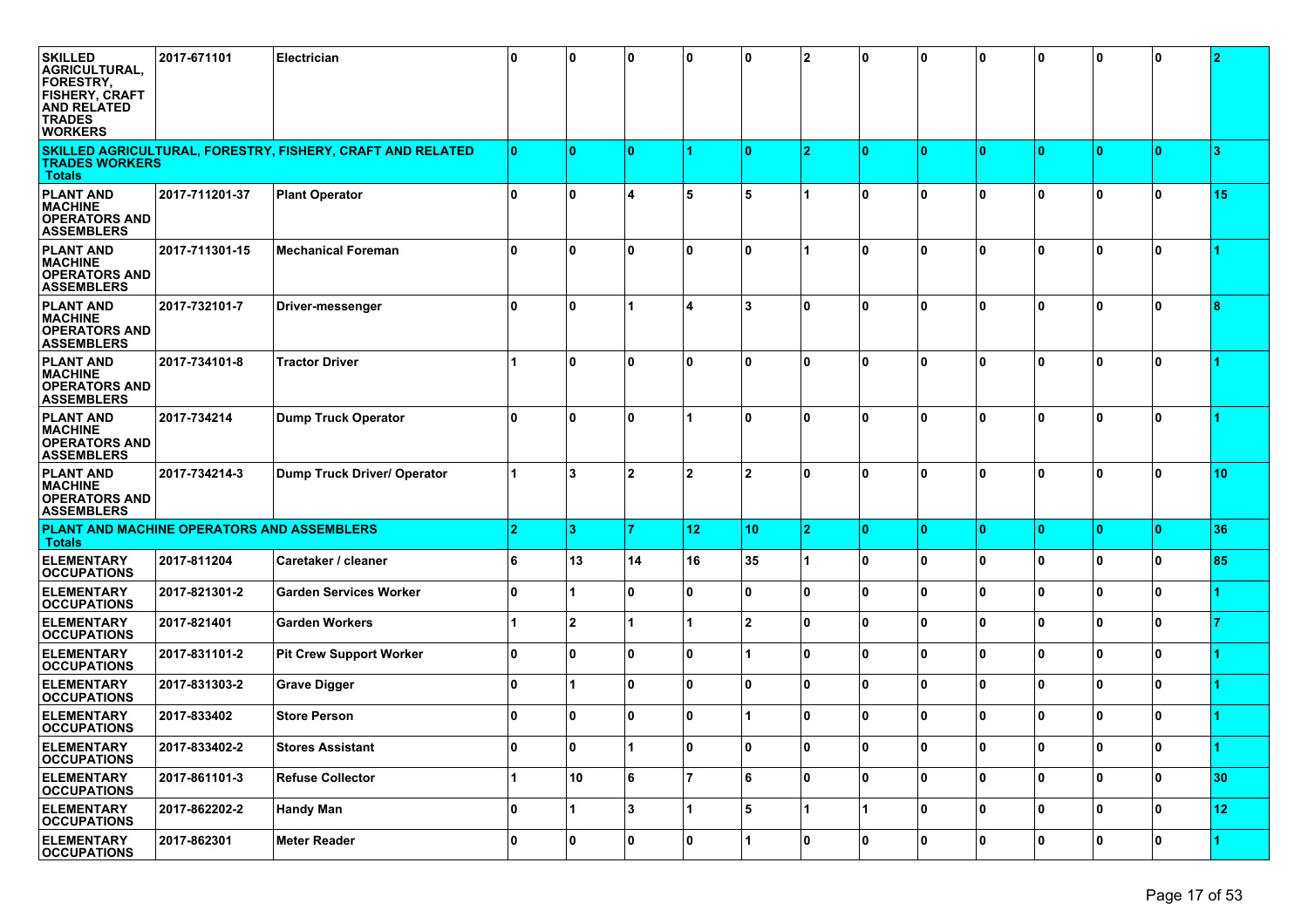| | | | | | | | | | | | | | | | |
|---|---|---|---|---|---|---|---|---|---|---|---|---|---|---|---|
| **SKILLED AGRICULTURAL, FORESTRY, FISHERY, CRAFT AND RELATED TRADES WORKERS** | **2017-671101** | **Electrician** | **0** | **0** | **0** | **0** | **0** | **2** | **0** | **0** | **0** | **0** | **0** | **0** | **2** |
| **SKILLED AGRICULTURAL, FORESTRY, FISHERY, CRAFT AND RELATED TRADES WORKERS Totals** | | | **0** | **0** | **0** | **1** | **0** | **2** | **0** | **0** | **0** | **0** | **0** | **0** | **3** |
| **PLANT AND MACHINE OPERATORS AND ASSEMBLERS** | **2017-711201-37** | **Plant Operator** | **0** | **0** | **4** | **5** | **5** | **1** | **0** | **0** | **0** | **0** | **0** | **0** | **15** |
| **PLANT AND MACHINE OPERATORS AND ASSEMBLERS** | **2017-711301-15** | **Mechanical Foreman** | **0** | **0** | **0** | **0** | **0** | **1** | **0** | **0** | **0** | **0** | **0** | **0** | **1** |
| **PLANT AND MACHINE OPERATORS AND ASSEMBLERS** | **2017-732101-7** | **Driver-messenger** | **0** | **0** | **1** | **4** | **3** | **0** | **0** | **0** | **0** | **0** | **0** | **0** | **8** |
| **PLANT AND MACHINE OPERATORS AND ASSEMBLERS** | **2017-734101-8** | **Tractor Driver** | **1** | **0** | **0** | **0** | **0** | **0** | **0** | **0** | **0** | **0** | **0** | **0** | **1** |
| **PLANT AND MACHINE OPERATORS AND ASSEMBLERS** | **2017-734214** | **Dump Truck Operator** | **0** | **0** | **0** | **1** | **0** | **0** | **0** | **0** | **0** | **0** | **0** | **0** | **1** |
| **PLANT AND MACHINE OPERATORS AND ASSEMBLERS** | **2017-734214-3** | **Dump Truck Driver/ Operator** | **1** | **3** | **2** | **2** | **2** | **0** | **0** | **0** | **0** | **0** | **0** | **0** | **10** |
| **PLANT AND MACHINE OPERATORS AND ASSEMBLERS Totals** | | | **2** | **3** | **7** | **12** | **10** | **2** | **0** | **0** | **0** | **0** | **0** | **0** | **36** |
| **ELEMENTARY OCCUPATIONS** | **2017-811204** | **Caretaker / cleaner** | **6** | **13** | **14** | **16** | **35** | **1** | **0** | **0** | **0** | **0** | **0** | **0** | **85** |
| **ELEMENTARY OCCUPATIONS** | **2017-821301-2** | **Garden Services Worker** | **0** | **1** | **0** | **0** | **0** | **0** | **0** | **0** | **0** | **0** | **0** | **0** | **1** |
| **ELEMENTARY OCCUPATIONS** | **2017-821401** | **Garden Workers** | **1** | **2** | **1** | **1** | **2** | **0** | **0** | **0** | **0** | **0** | **0** | **0** | **7** |
| **ELEMENTARY OCCUPATIONS** | **2017-831101-2** | **Pit Crew Support Worker** | **0** | **0** | **0** | **0** | **1** | **0** | **0** | **0** | **0** | **0** | **0** | **0** | **1** |
| **ELEMENTARY OCCUPATIONS** | **2017-831303-2** | **Grave Digger** | **0** | **1** | **0** | **0** | **0** | **0** | **0** | **0** | **0** | **0** | **0** | **0** | **1** |
| **ELEMENTARY OCCUPATIONS** | **2017-833402** | **Store Person** | **0** | **0** | **0** | **0** | **1** | **0** | **0** | **0** | **0** | **0** | **0** | **0** | **1** |
| **ELEMENTARY OCCUPATIONS** | **2017-833402-2** | **Stores Assistant** | **0** | **0** | **1** | **0** | **0** | **0** | **0** | **0** | **0** | **0** | **0** | **0** | **1** |
| **ELEMENTARY OCCUPATIONS** | **2017-861101-3** | **Refuse Collector** | **1** | **10** | **6** | **7** | **6** | **0** | **0** | **0** | **0** | **0** | **0** | **0** | **30** |
| **ELEMENTARY OCCUPATIONS** | **2017-862202-2** | **Handy Man** | **0** | **1** | **3** | **1** | **5** | **1** | **1** | **0** | **0** | **0** | **0** | **0** | **12** |
| **ELEMENTARY OCCUPATIONS** | **2017-862301** | **Meter Reader** | **0** | **0** | **0** | **0** | **1** | **0** | **0** | **0** | **0** | **0** | **0** | **0** | **1** |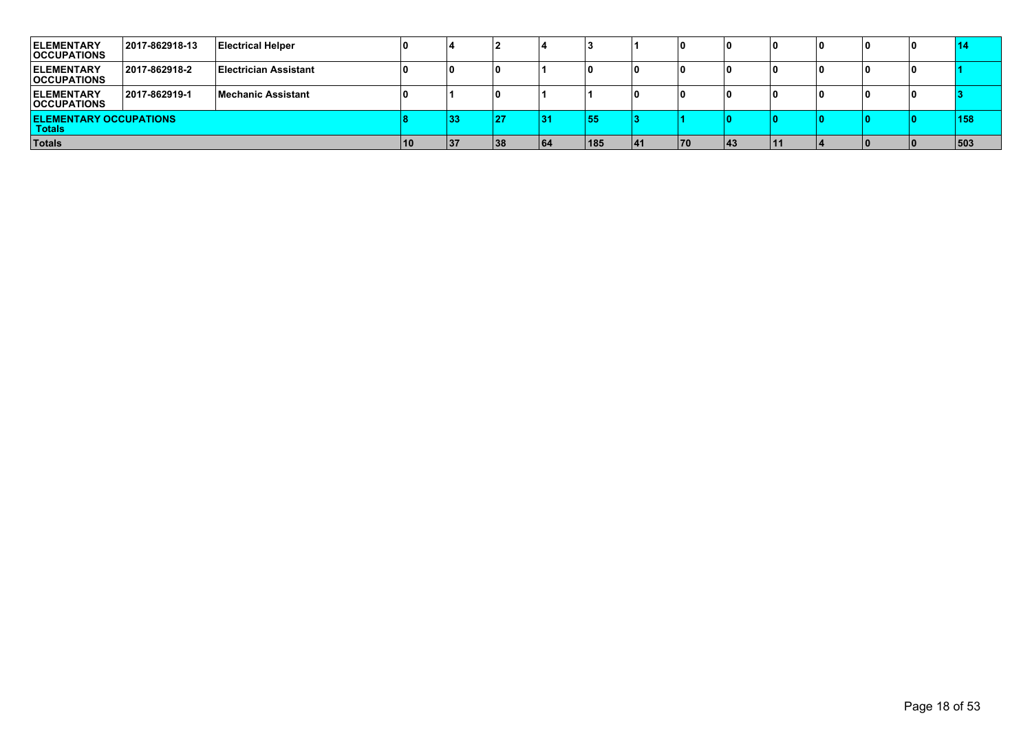| | | | | | | | | | | | | | | | |
|---|---|---|---|---|---|---|---|---|---|---|---|---|---|---|---|
| ELEMENTARY OCCUPATIONS | 2017-862918-13 | Electrical Helper | 0 | 4 | 2 | 4 | 3 | 1 | 0 | 0 | 0 | 0 | 0 | 0 | 14 |
| ELEMENTARY OCCUPATIONS | 2017-862918-2 | Electrician Assistant | 0 | 0 | 0 | 1 | 0 | 0 | 0 | 0 | 0 | 0 | 0 | 0 | 1 |
| ELEMENTARY OCCUPATIONS | 2017-862919-1 | Mechanic Assistant | 0 | 1 | 0 | 1 | 1 | 0 | 0 | 0 | 0 | 0 | 0 | 0 | 3 |
| ELEMENTARY OCCUPATIONS Totals | | | 8 | 33 | 27 | 31 | 55 | 3 | 1 | 0 | 0 | 0 | 0 | 0 | 158 |
| Totals | | | 10 | 37 | 38 | 64 | 185 | 41 | 70 | 43 | 11 | 4 | 0 | 0 | 503 |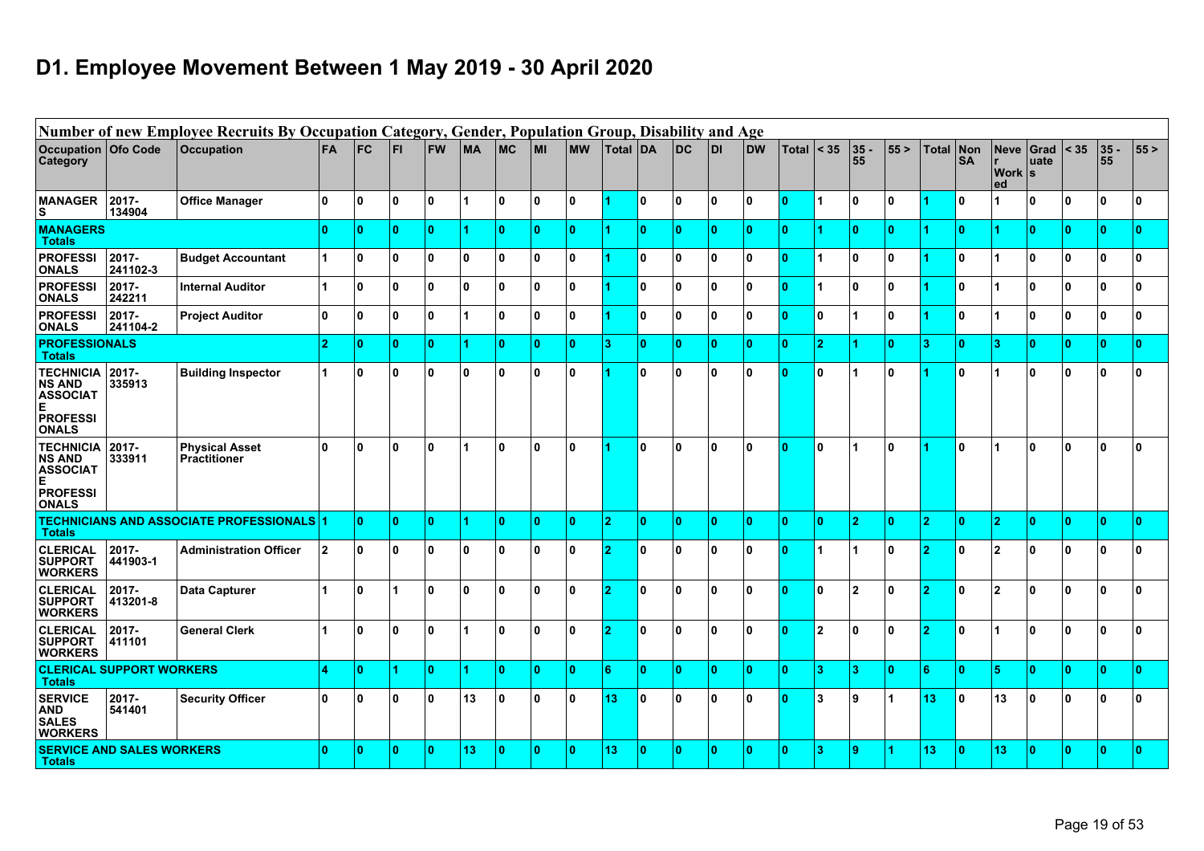# D1. Employee Movement Between 1 May 2019 - 30 April 2020

| Number of new Employee Recruits By Occupation Category, Gender, Population Group, Disability and Age | | | | | | | | | | | | | | | | | | | | | | | | | | | |
|---|---|---|---|---|---|---|---|---|---|---|---|---|---|---|---|---|---|---|---|---|---|---|---|---|---|---|---|
| Occupation Category | Ofo Code | Occupation | FA | FC | FI | FW | MA | MC | MI | MW | Total | DA | DC | DI | DW | Total | < 35 | 35 - 55 | 55 > | Total | Non SA | Never Worked | Graduates | < 35 | 35 - 55 | 55 > |
| MANAGERS | 2017-134904 | Office Manager | 0 | 0 | 0 | 0 | 1 | 0 | 0 | 0 | 1 | 0 | 0 | 0 | 0 | 0 | 1 | 0 | 0 | 1 | 0 | 1 | 0 | 0 | 0 | 0 |
| MANAGERS Totals | | | 0 | 0 | 0 | 0 | 1 | 0 | 0 | 0 | 1 | 0 | 0 | 0 | 0 | 0 | 1 | 0 | 0 | 1 | 0 | 1 | 0 | 0 | 0 | 0 |
| PROFESSIONALS | 2017-241102-3 | Budget Accountant | 1 | 0 | 0 | 0 | 0 | 0 | 0 | 0 | 1 | 0 | 0 | 0 | 0 | 0 | 1 | 0 | 0 | 1 | 0 | 1 | 0 | 0 | 0 | 0 |
| PROFESSIONALS | 2017-242211 | Internal Auditor | 1 | 0 | 0 | 0 | 0 | 0 | 0 | 0 | 1 | 0 | 0 | 0 | 0 | 0 | 1 | 0 | 0 | 1 | 0 | 1 | 0 | 0 | 0 | 0 |
| PROFESSIONALS | 2017-241104-2 | Project Auditor | 0 | 0 | 0 | 0 | 1 | 0 | 0 | 0 | 1 | 0 | 0 | 0 | 0 | 0 | 0 | 1 | 0 | 1 | 0 | 1 | 0 | 0 | 0 | 0 |
| PROFESSIONALS Totals | | | 2 | 0 | 0 | 0 | 1 | 0 | 0 | 0 | 3 | 0 | 0 | 0 | 0 | 0 | 2 | 1 | 0 | 3 | 0 | 3 | 0 | 0 | 0 | 0 |
| TECHNICIANS AND ASSOCIATE PROFESSIONALS | 2017-335913 | Building Inspector | 1 | 0 | 0 | 0 | 0 | 0 | 0 | 0 | 1 | 0 | 0 | 0 | 0 | 0 | 0 | 1 | 0 | 1 | 0 | 1 | 0 | 0 | 0 | 0 |
| TECHNICIANS AND ASSOCIATE PROFESSIONALS | 2017-333911 | Physical Asset Practitioner | 0 | 0 | 0 | 0 | 1 | 0 | 0 | 0 | 1 | 0 | 0 | 0 | 0 | 0 | 0 | 1 | 0 | 1 | 0 | 1 | 0 | 0 | 0 | 0 |
| TECHNICIANS AND ASSOCIATE PROFESSIONALS Totals | | | 1 | 0 | 0 | 0 | 1 | 0 | 0 | 0 | 2 | 0 | 0 | 0 | 0 | 0 | 0 | 2 | 0 | 2 | 0 | 2 | 0 | 0 | 0 | 0 |
| CLERICAL SUPPORT WORKERS | 2017-441903-1 | Administration Officer | 2 | 0 | 0 | 0 | 0 | 0 | 0 | 0 | 2 | 0 | 0 | 0 | 0 | 0 | 1 | 1 | 0 | 2 | 0 | 2 | 0 | 0 | 0 | 0 |
| CLERICAL SUPPORT WORKERS | 2017-413201-8 | Data Capturer | 1 | 0 | 1 | 0 | 0 | 0 | 0 | 0 | 2 | 0 | 0 | 0 | 0 | 0 | 0 | 2 | 0 | 2 | 0 | 2 | 0 | 0 | 0 | 0 |
| CLERICAL SUPPORT WORKERS | 2017-411101 | General Clerk | 1 | 0 | 0 | 0 | 1 | 0 | 0 | 0 | 2 | 0 | 0 | 0 | 0 | 0 | 2 | 0 | 0 | 2 | 0 | 1 | 0 | 0 | 0 | 0 |
| CLERICAL SUPPORT WORKERS Totals | | | 4 | 0 | 1 | 0 | 1 | 0 | 0 | 0 | 6 | 0 | 0 | 0 | 0 | 0 | 3 | 3 | 0 | 6 | 0 | 5 | 0 | 0 | 0 | 0 |
| SERVICE AND SALES WORKERS | 2017-541401 | Security Officer | 0 | 0 | 0 | 0 | 13 | 0 | 0 | 0 | 13 | 0 | 0 | 0 | 0 | 0 | 3 | 9 | 1 | 13 | 0 | 13 | 0 | 0 | 0 | 0 |
| SERVICE AND SALES WORKERS Totals | | | 0 | 0 | 0 | 0 | 13 | 0 | 0 | 0 | 13 | 0 | 0 | 0 | 0 | 0 | 3 | 9 | 1 | 13 | 0 | 13 | 0 | 0 | 0 | 0 |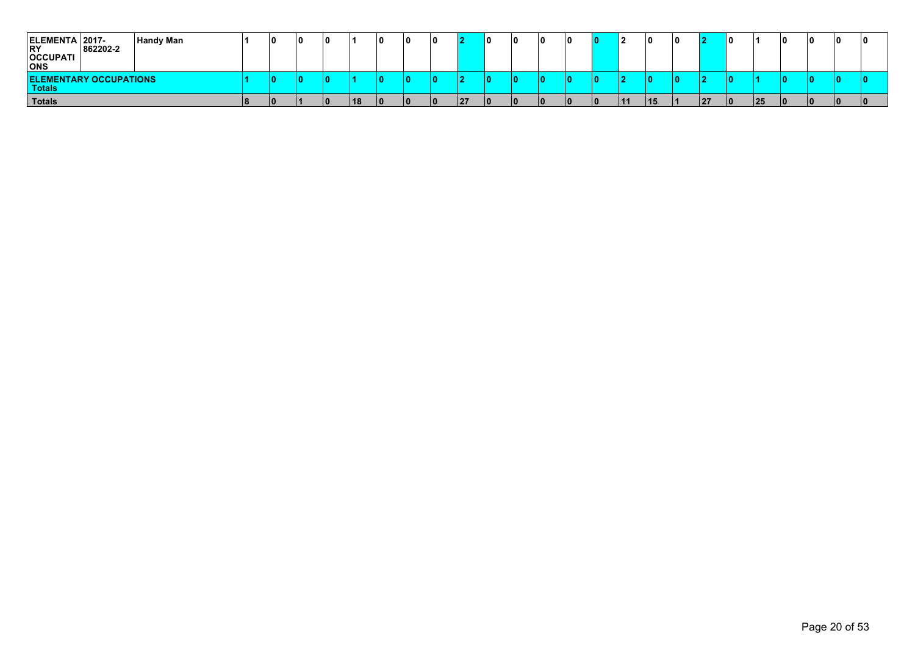| ELEMENTARY OCCUPATIONS | 2017-862202-2 | Handy Man | 1 | 0 | 0 | 0 | 1 | 0 | 0 | 0 | 2 | 0 | 0 | 0 | 0 | 0 | 2 | 0 | 0 | 2 | 0 | 1 | 0 | 0 | 0 | 0 |
|---|---|---|---|---|---|---|---|---|---|---|---|---|---|---|---|---|---|---|---|---|---|---|---|---|---|---|
| ELEMENTARY OCCUPATIONS Totals | | | 1 | 0 | 0 | 0 | 1 | 0 | 0 | 0 | 2 | 0 | 0 | 0 | 0 | 0 | 2 | 0 | 0 | 2 | 0 | 1 | 0 | 0 | 0 | 0 |
| Totals | | | 8 | 0 | 1 | 0 | 18 | 0 | 0 | 0 | 27 | 0 | 0 | 0 | 0 | 0 | 11 | 15 | 1 | 27 | 0 | 25 | 0 | 0 | 0 | 0 |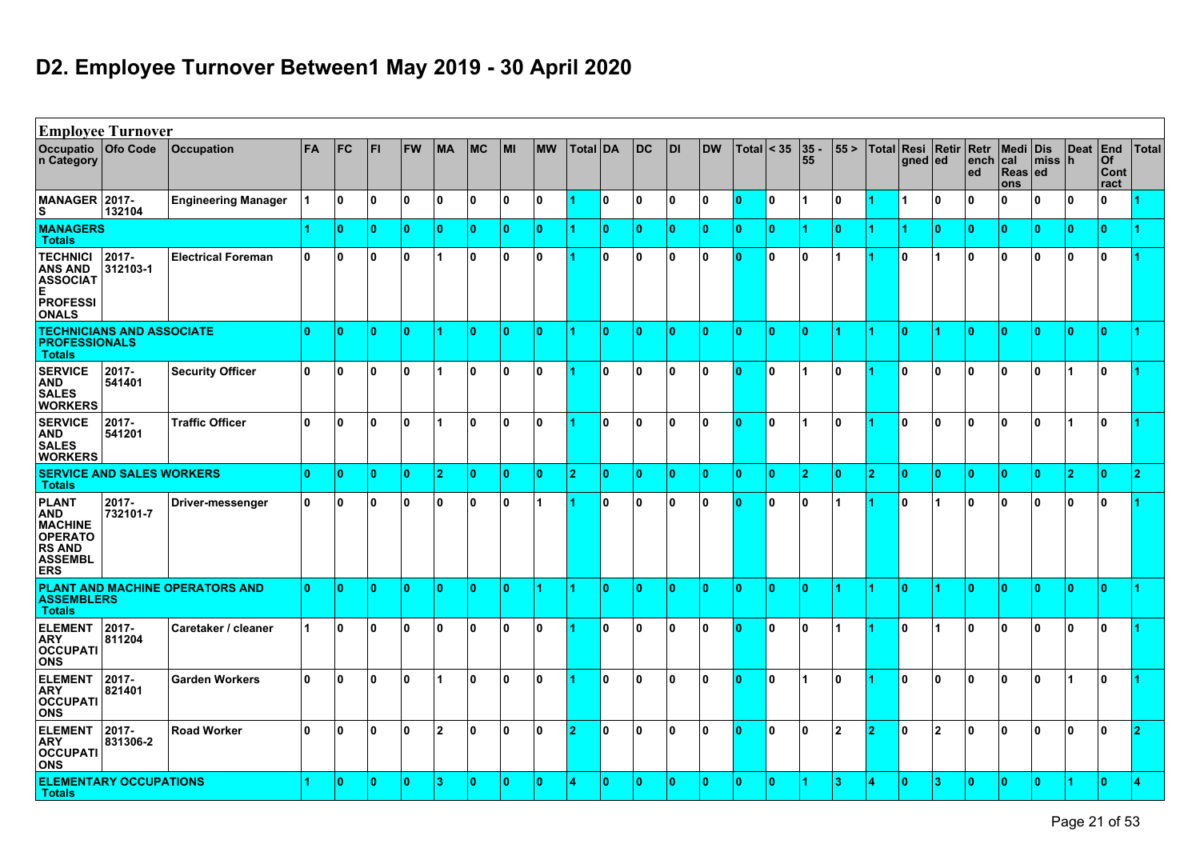## D2. Employee Turnover Between1 May 2019 - 30 April 2020

| **Employee Turnover** | | | | | | | | | | | | | | | | | | | | | | | | | | | | | | | | | |
|---|---|---|---|---|---|---|---|---|---|---|---|---|---|---|---|---|---|---|---|---|---|---|---|---|---|---|---|---|---|---|---|---|---|
| Occupation Category | Ofo Code | Occupation | FA | FC | FI | FW | MA | MC | MI | MW | Total | DA | DC | DI | DW | Total | < 35 | 35 - 55 | 55 > | Total | Resigned | Retired | Retrenched | Medical Reasons | Dismissed | Death | End Of Contract | Total |
| MANAGERS | 2017-132104 | Engineering Manager | 1 | 0 | 0 | 0 | 0 | 0 | 0 | 0 | 1 | 0 | 0 | 0 | 0 | 0 | 0 | 1 | 0 | 1 | 1 | 0 | 0 | 0 | 0 | 0 | 0 | 1 |
| MANAGERS Totals | | | 1 | 0 | 0 | 0 | 0 | 0 | 0 | 0 | 1 | 0 | 0 | 0 | 0 | 0 | 0 | 1 | 0 | 1 | 1 | 0 | 0 | 0 | 0 | 0 | 0 | 1 |
| TECHNICIANS AND ASSOCIATE PROFESSIONALS | 2017-312103-1 | Electrical Foreman | 0 | 0 | 0 | 0 | 1 | 0 | 0 | 0 | 1 | 0 | 0 | 0 | 0 | 0 | 0 | 0 | 1 | 1 | 0 | 1 | 0 | 0 | 0 | 0 | 0 | 1 |
| TECHNICIANS AND ASSOCIATE PROFESSIONALS Totals | | | 0 | 0 | 0 | 0 | 1 | 0 | 0 | 0 | 1 | 0 | 0 | 0 | 0 | 0 | 0 | 0 | 1 | 1 | 0 | 1 | 0 | 0 | 0 | 0 | 0 | 1 |
| SERVICE AND SALES WORKERS | 2017-541401 | Security Officer | 0 | 0 | 0 | 0 | 1 | 0 | 0 | 0 | 1 | 0 | 0 | 0 | 0 | 0 | 0 | 1 | 0 | 1 | 0 | 0 | 0 | 0 | 0 | 1 | 0 | 1 |
| SERVICE AND SALES WORKERS | 2017-541201 | Traffic Officer | 0 | 0 | 0 | 0 | 1 | 0 | 0 | 0 | 1 | 0 | 0 | 0 | 0 | 0 | 0 | 1 | 0 | 1 | 0 | 0 | 0 | 0 | 0 | 1 | 0 | 1 |
| SERVICE AND SALES WORKERS Totals | | | 0 | 0 | 0 | 0 | 2 | 0 | 0 | 0 | 2 | 0 | 0 | 0 | 0 | 0 | 0 | 2 | 0 | 2 | 0 | 0 | 0 | 0 | 0 | 2 | 0 | 2 |
| PLANT AND MACHINE OPERATORS AND ASSEMBLERS | 2017-732101-7 | Driver-messenger | 0 | 0 | 0 | 0 | 0 | 0 | 0 | 1 | 1 | 0 | 0 | 0 | 0 | 0 | 0 | 0 | 1 | 1 | 0 | 1 | 0 | 0 | 0 | 0 | 0 | 1 |
| PLANT AND MACHINE OPERATORS AND ASSEMBLERS Totals | | | 0 | 0 | 0 | 0 | 0 | 0 | 0 | 1 | 1 | 0 | 0 | 0 | 0 | 0 | 0 | 0 | 1 | 1 | 0 | 1 | 0 | 0 | 0 | 0 | 0 | 1 |
| ELEMENTARY OCCUPATIONS | 2017-811204 | Caretaker / cleaner | 1 | 0 | 0 | 0 | 0 | 0 | 0 | 0 | 1 | 0 | 0 | 0 | 0 | 0 | 0 | 0 | 1 | 1 | 0 | 1 | 0 | 0 | 0 | 0 | 0 | 1 |
| ELEMENTARY OCCUPATIONS | 2017-821401 | Garden Workers | 0 | 0 | 0 | 0 | 1 | 0 | 0 | 0 | 1 | 0 | 0 | 0 | 0 | 0 | 0 | 1 | 0 | 1 | 0 | 0 | 0 | 0 | 0 | 1 | 0 | 1 |
| ELEMENTARY OCCUPATIONS | 2017-831306-2 | Road Worker | 0 | 0 | 0 | 0 | 2 | 0 | 0 | 0 | 2 | 0 | 0 | 0 | 0 | 0 | 0 | 0 | 2 | 2 | 0 | 2 | 0 | 0 | 0 | 0 | 0 | 2 |
| ELEMENTARY OCCUPATIONS Totals | | | 1 | 0 | 0 | 0 | 3 | 0 | 0 | 0 | 4 | 0 | 0 | 0 | 0 | 0 | 0 | 1 | 3 | 4 | 0 | 3 | 0 | 0 | 0 | 1 | 0 | 4 |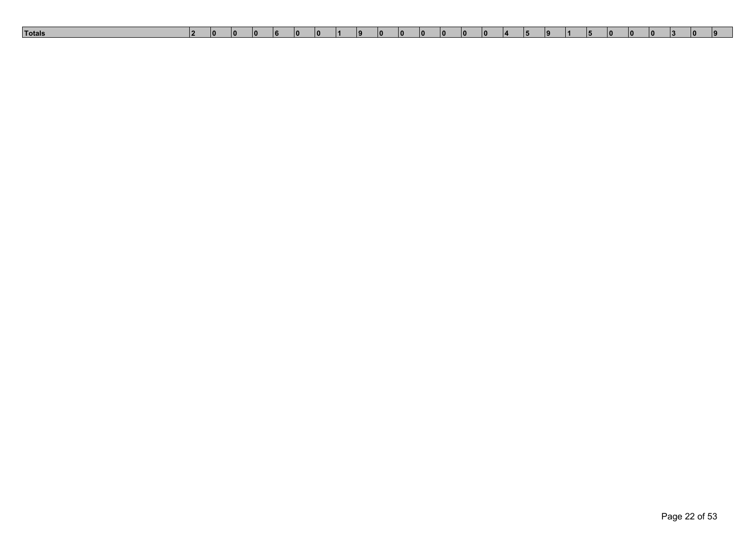| Totals | 2 | 0 | 0 | 0 | 6 | 0 | 0 | 1 | 9 | 0 | 0 | 0 | 0 | 0 | 0 | 4 | 5 | 9 | 1 | 5 | 0 | 0 | 0 | 3 | 0 | 9 |
|---|---|---|---|---|---|---|---|---|---|---|---|---|---|---|---|---|---|---|---|---|---|---|---|---|---|---|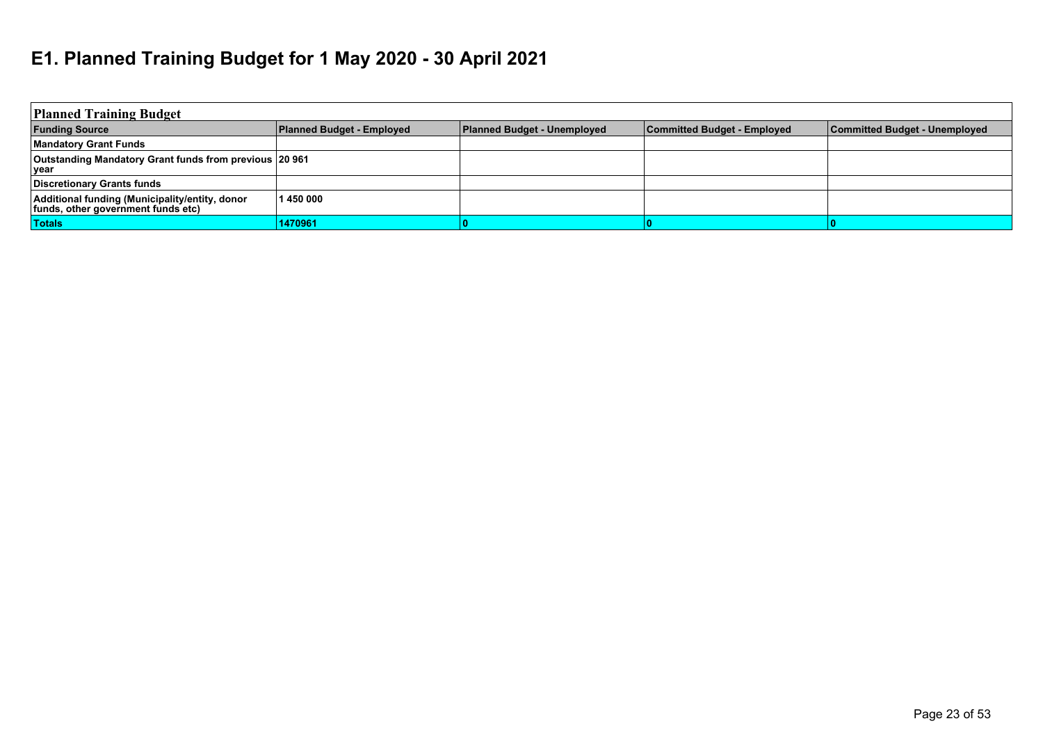# E1. Planned Training Budget for 1 May 2020 - 30 April 2021

| Planned Training Budget | | | | |
|---|---|---|---|---|
| **Funding Source** | **Planned Budget - Employed** | **Planned Budget - Unemployed** | **Committed Budget - Employed** | **Committed Budget - Unemployed** |
| **Mandatory Grant Funds** | | | | |
| **Outstanding Mandatory Grant funds from previous year** | **20 961** | | | |
| **Discretionary Grants funds** | | | | |
| **Additional funding (Municipality/entity, donor funds, other government funds etc)** | **1 450 000** | | | |
| **Totals** | **1470961** | **0** | **0** | **0** |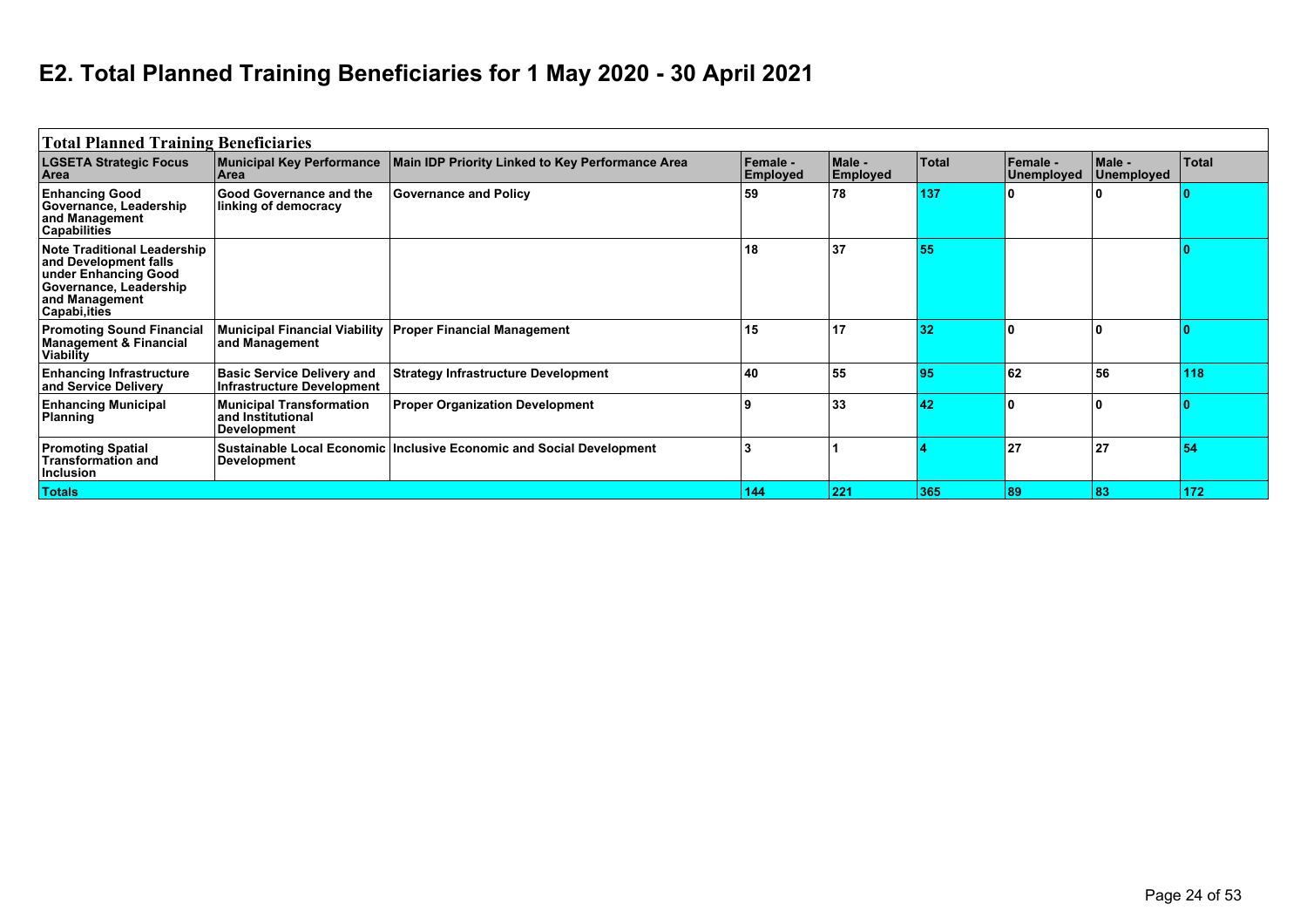# E2. Total Planned Training Beneficiaries for 1 May 2020 - 30 April 2021

| Total Planned Training Beneficiaries | | | | | | | | |
|---|---|---|---|---|---|---|---|---|
| **LGSETA Strategic Focus Area** | **Municipal Key Performance Area** | **Main IDP Priority Linked to Key Performance Area** | **Female - Employed** | **Male - Employed** | **Total** | **Female - Unemployed** | **Male - Unemployed** | **Total** |
| **Enhancing Good Governance, Leadership and Management Capabilities** | **Good Governance and the linking of democracy** | **Governance and Policy** | **59** | **78** | **137** | **0** | **0** | **0** |
| **Note Traditional Leadership and Development falls under Enhancing Good Governance, Leadership and Management Capabi,ities** | | | **18** | **37** | **55** | | | **0** |
| **Promoting Sound Financial Management & Financial Viability** | **Municipal Financial Viability and Management** | **Proper Financial Management** | **15** | **17** | **32** | **0** | **0** | **0** |
| **Enhancing Infrastructure and Service Delivery** | **Basic Service Delivery and Infrastructure Development** | **Strategy Infrastructure Development** | **40** | **55** | **95** | **62** | **56** | **118** |
| **Enhancing Municipal Planning** | **Municipal Transformation and Institutional Development** | **Proper Organization Development** | **9** | **33** | **42** | **0** | **0** | **0** |
| **Promoting Spatial Transformation and Inclusion** | **Sustainable Local Economic Development** | **Inclusive Economic and Social Development** | **3** | **1** | **4** | **27** | **27** | **54** |
| **Totals** | | | **144** | **221** | **365** | **89** | **83** | **172** |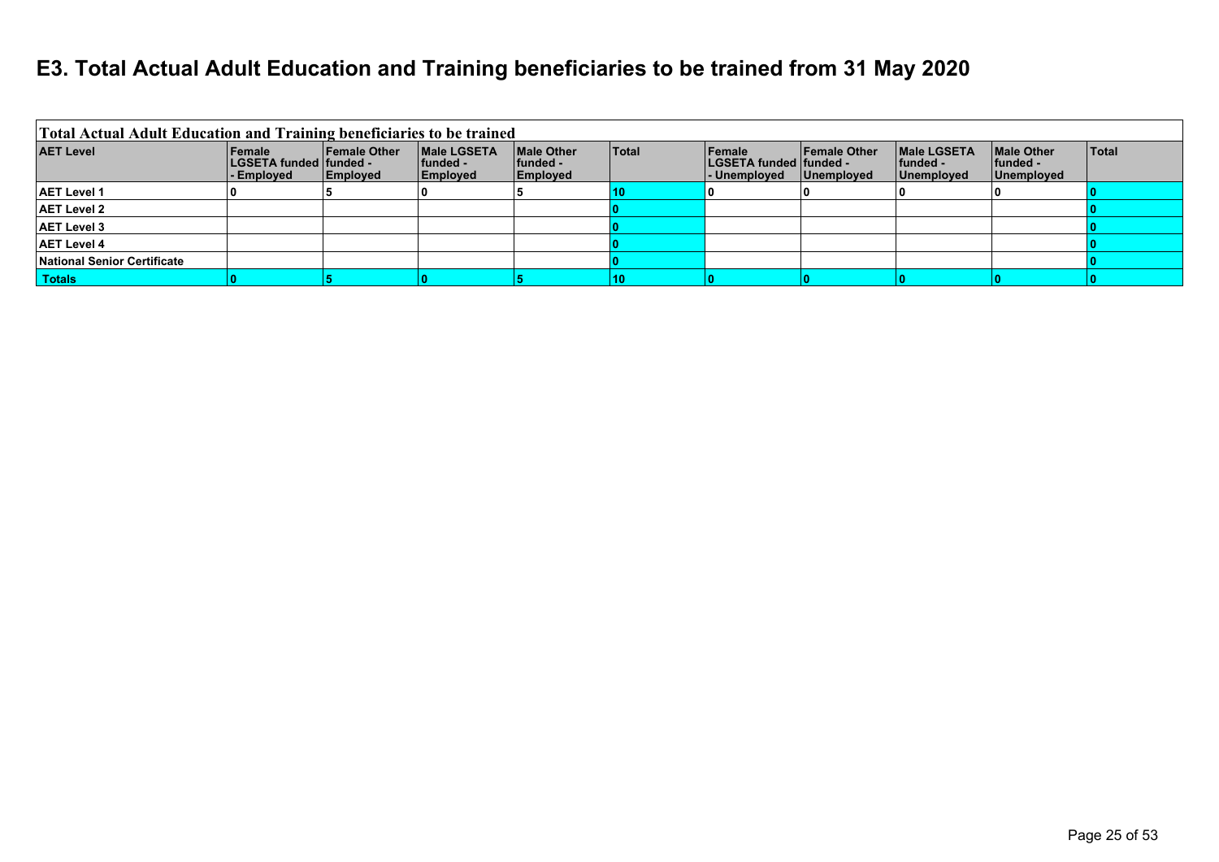# E3. Total Actual Adult Education and Training beneficiaries to be trained from 31 May 2020

| Total Actual Adult Education and Training beneficiaries to be trained | | | | | | | | | | |
|---|---|---|---|---|---|---|---|---|---|---|
| **AET Level** | **Female LGSETA funded - Employed** | **Female Other funded - Employed** | **Male LGSETA funded - Employed** | **Male Other funded - Employed** | **Total** | **Female LGSETA funded - Unemployed** | **Female Other funded - Unemployed** | **Male LGSETA funded - Unemployed** | **Male Other funded - Unemployed** | **Total** |
| **AET Level 1** | 0 | 5 | 0 | 5 | 10 | 0 | 0 | 0 | 0 | 0 |
| **AET Level 2** | | | | | 0 | | | | | 0 |
| **AET Level 3** | | | | | 0 | | | | | 0 |
| **AET Level 4** | | | | | 0 | | | | | 0 |
| **National Senior Certificate** | | | | | 0 | | | | | 0 |
| **Totals** | 0 | 5 | 0 | 5 | 10 | 0 | 0 | 0 | 0 | 0 |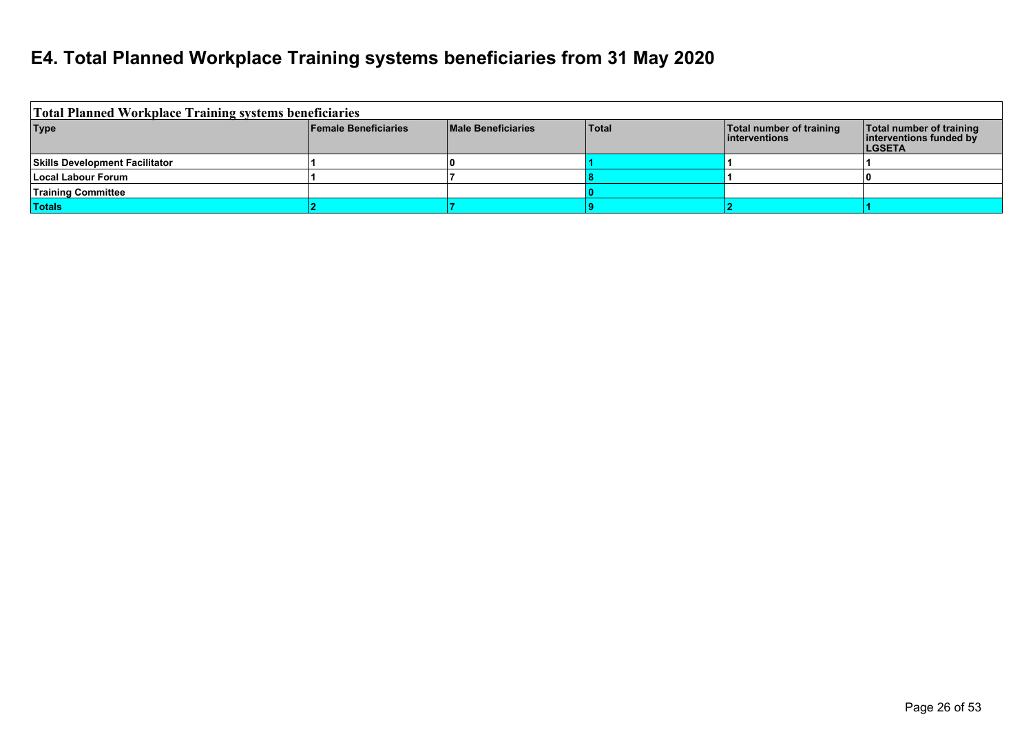# E4. Total Planned Workplace Training systems beneficiaries from 31 May 2020

| Total Planned Workplace Training systems beneficiaries | | | | | |
|---|---|---|---|---|---|
| **Type** | **Female Beneficiaries** | **Male Beneficiaries** | **Total** | **Total number of training interventions** | **Total number of training interventions funded by LGSETA** |
| **Skills Development Facilitator** | 1 | 0 | 1 | 1 | 1 |
| **Local Labour Forum** | 1 | 7 | 8 | 1 | 0 |
| **Training Committee** | | | 0 | | |
| **Totals** | 2 | 7 | 9 | 2 | 1 |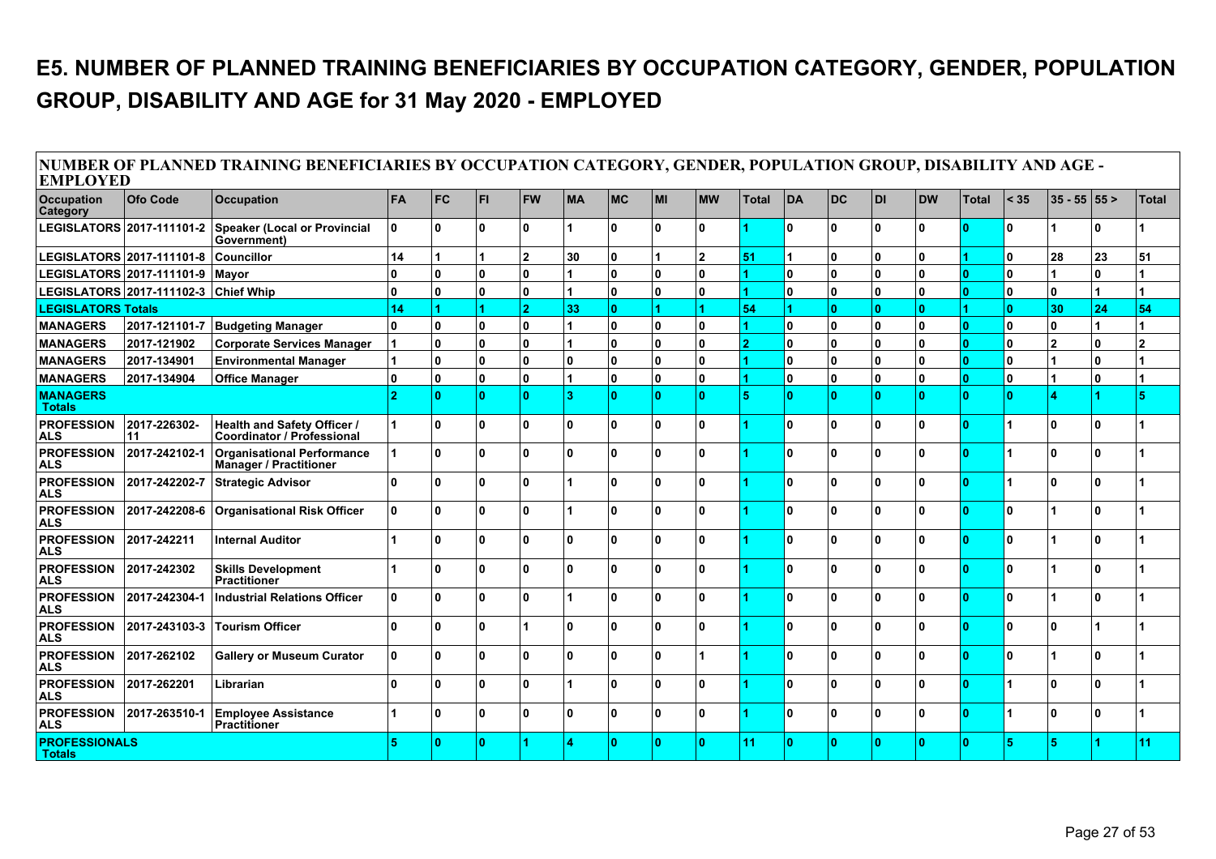# E5. NUMBER OF PLANNED TRAINING BENEFICIARIES BY OCCUPATION CATEGORY, GENDER, POPULATION GROUP, DISABILITY AND AGE for 31 May 2020 - EMPLOYED

| NUMBER OF PLANNED TRAINING BENEFICIARIES BY OCCUPATION CATEGORY, GENDER, POPULATION GROUP, DISABILITY AND AGE - EMPLOYED | | | | | | | | | | | | | | | | | | | | | |
|---|---|---|---|---|---|---|---|---|---|---|---|---|---|---|---|---|---|---|---|---|---|
| **Occupation Category** | **Ofo Code** | **Occupation** | **FA** | **FC** | **FI** | **FW** | **MA** | **MC** | **MI** | **MW** | **Total** | **DA** | **DC** | **DI** | **DW** | **Total** | **< 35** | **35 - 55** | **55 >** | **Total** |
| LEGISLATORS | 2017-111101-2 | Speaker (Local or Provincial Government) | 0 | 0 | 0 | 0 | 1 | 0 | 0 | 0 | 1 | 0 | 0 | 0 | 0 | 0 | 0 | 1 | 0 | 1 |
| LEGISLATORS | 2017-111101-8 | Councillor | 14 | 1 | 1 | 2 | 30 | 0 | 1 | 2 | 51 | 1 | 0 | 0 | 0 | 1 | 0 | 28 | 23 | 51 |
| LEGISLATORS | 2017-111101-9 | Mayor | 0 | 0 | 0 | 0 | 1 | 0 | 0 | 0 | 1 | 0 | 0 | 0 | 0 | 0 | 0 | 1 | 0 | 1 |
| LEGISLATORS | 2017-111102-3 | Chief Whip | 0 | 0 | 0 | 0 | 1 | 0 | 0 | 0 | 1 | 0 | 0 | 0 | 0 | 0 | 0 | 0 | 1 | 1 |
| **LEGISLATORS Totals** | | | **14** | **1** | **1** | **2** | **33** | **0** | **1** | **1** | **54** | **1** | **0** | **0** | **0** | **1** | **0** | **30** | **24** | **54** |
| MANAGERS | 2017-121101-7 | Budgeting Manager | 0 | 0 | 0 | 0 | 1 | 0 | 0 | 0 | 1 | 0 | 0 | 0 | 0 | 0 | 0 | 0 | 1 | 1 |
| MANAGERS | 2017-121902 | Corporate Services Manager | 1 | 0 | 0 | 0 | 1 | 0 | 0 | 0 | 2 | 0 | 0 | 0 | 0 | 0 | 0 | 2 | 0 | 2 |
| MANAGERS | 2017-134901 | Environmental Manager | 1 | 0 | 0 | 0 | 0 | 0 | 0 | 0 | 1 | 0 | 0 | 0 | 0 | 0 | 0 | 1 | 0 | 1 |
| MANAGERS | 2017-134904 | Office Manager | 0 | 0 | 0 | 0 | 1 | 0 | 0 | 0 | 1 | 0 | 0 | 0 | 0 | 0 | 0 | 1 | 0 | 1 |
| **MANAGERS Totals** | | | **2** | **0** | **0** | **0** | **3** | **0** | **0** | **0** | **5** | **0** | **0** | **0** | **0** | **0** | **0** | **4** | **1** | **5** |
| PROFESSIONALS | 2017-226302-11 | Health and Safety Officer / Coordinator / Professional | 1 | 0 | 0 | 0 | 0 | 0 | 0 | 0 | 1 | 0 | 0 | 0 | 0 | 0 | 1 | 0 | 0 | 1 |
| PROFESSIONALS | 2017-242102-1 | Organisational Performance Manager / Practitioner | 1 | 0 | 0 | 0 | 0 | 0 | 0 | 0 | 1 | 0 | 0 | 0 | 0 | 0 | 1 | 0 | 0 | 1 |
| PROFESSIONALS | 2017-242202-7 | Strategic Advisor | 0 | 0 | 0 | 0 | 1 | 0 | 0 | 0 | 1 | 0 | 0 | 0 | 0 | 0 | 1 | 0 | 0 | 1 |
| PROFESSIONALS | 2017-242208-6 | Organisational Risk Officer | 0 | 0 | 0 | 0 | 1 | 0 | 0 | 0 | 1 | 0 | 0 | 0 | 0 | 0 | 0 | 1 | 0 | 1 |
| PROFESSIONALS | 2017-242211 | Internal Auditor | 1 | 0 | 0 | 0 | 0 | 0 | 0 | 0 | 1 | 0 | 0 | 0 | 0 | 0 | 0 | 1 | 0 | 1 |
| PROFESSIONALS | 2017-242302 | Skills Development Practitioner | 1 | 0 | 0 | 0 | 0 | 0 | 0 | 0 | 1 | 0 | 0 | 0 | 0 | 0 | 0 | 1 | 0 | 1 |
| PROFESSIONALS | 2017-242304-1 | Industrial Relations Officer | 0 | 0 | 0 | 0 | 1 | 0 | 0 | 0 | 1 | 0 | 0 | 0 | 0 | 0 | 0 | 1 | 0 | 1 |
| PROFESSIONALS | 2017-243103-3 | Tourism Officer | 0 | 0 | 0 | 1 | 0 | 0 | 0 | 0 | 1 | 0 | 0 | 0 | 0 | 0 | 0 | 0 | 1 | 1 |
| PROFESSIONALS | 2017-262102 | Gallery or Museum Curator | 0 | 0 | 0 | 0 | 0 | 0 | 0 | 1 | 1 | 0 | 0 | 0 | 0 | 0 | 0 | 1 | 0 | 1 |
| PROFESSIONALS | 2017-262201 | Librarian | 0 | 0 | 0 | 0 | 1 | 0 | 0 | 0 | 1 | 0 | 0 | 0 | 0 | 0 | 1 | 0 | 0 | 1 |
| PROFESSIONALS | 2017-263510-1 | Employee Assistance Practitioner | 1 | 0 | 0 | 0 | 0 | 0 | 0 | 0 | 1 | 0 | 0 | 0 | 0 | 0 | 1 | 0 | 0 | 1 |
| **PROFESSIONALS Totals** | | | **5** | **0** | **0** | **1** | **4** | **0** | **0** | **0** | **11** | **0** | **0** | **0** | **0** | **0** | **5** | **5** | **1** | **11** |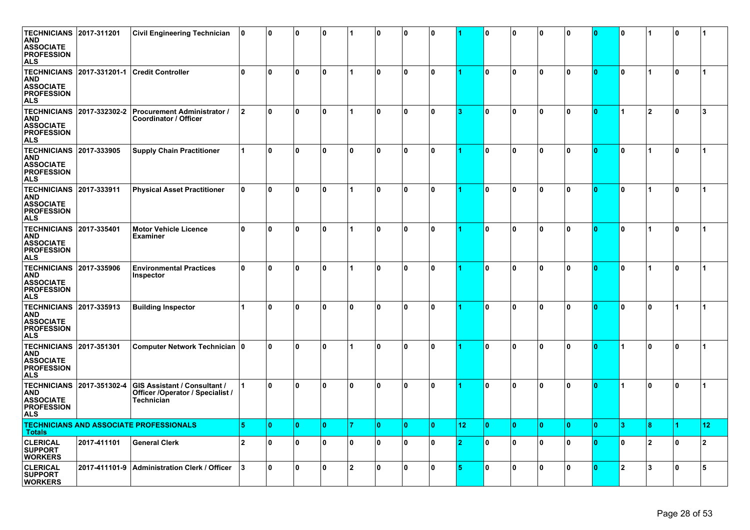| TECHNICIANS AND ASSOCIATE PROFESSIONALS | 2017-311201 | Civil Engineering Technician | 0 | 0 | 0 | 0 | 1 | 0 | 0 | 0 | 1 | 0 | 0 | 0 | 0 | 0 | 0 | 1 | 0 | 1 |
|---|---|---|---|---|---|---|---|---|---|---|---|---|---|---|---|---|---|---|---|---|
| TECHNICIANS AND ASSOCIATE PROFESSIONALS | 2017-331201-1 | Credit Controller | 0 | 0 | 0 | 0 | 1 | 0 | 0 | 0 | 1 | 0 | 0 | 0 | 0 | 0 | 0 | 1 | 0 | 1 |
| TECHNICIANS AND ASSOCIATE PROFESSIONALS | 2017-332302-2 | Procurement Administrator / Coordinator / Officer | 2 | 0 | 0 | 0 | 1 | 0 | 0 | 0 | 3 | 0 | 0 | 0 | 0 | 0 | 1 | 2 | 0 | 3 |
| TECHNICIANS AND ASSOCIATE PROFESSIONALS | 2017-333905 | Supply Chain Practitioner | 1 | 0 | 0 | 0 | 0 | 0 | 0 | 0 | 1 | 0 | 0 | 0 | 0 | 0 | 0 | 1 | 0 | 1 |
| TECHNICIANS AND ASSOCIATE PROFESSIONALS | 2017-333911 | Physical Asset Practitioner | 0 | 0 | 0 | 0 | 1 | 0 | 0 | 0 | 1 | 0 | 0 | 0 | 0 | 0 | 0 | 1 | 0 | 1 |
| TECHNICIANS AND ASSOCIATE PROFESSIONALS | 2017-335401 | Motor Vehicle Licence Examiner | 0 | 0 | 0 | 0 | 1 | 0 | 0 | 0 | 1 | 0 | 0 | 0 | 0 | 0 | 0 | 1 | 0 | 1 |
| TECHNICIANS AND ASSOCIATE PROFESSIONALS | 2017-335906 | Environmental Practices Inspector | 0 | 0 | 0 | 0 | 1 | 0 | 0 | 0 | 1 | 0 | 0 | 0 | 0 | 0 | 0 | 1 | 0 | 1 |
| TECHNICIANS AND ASSOCIATE PROFESSIONALS | 2017-335913 | Building Inspector | 1 | 0 | 0 | 0 | 0 | 0 | 0 | 0 | 1 | 0 | 0 | 0 | 0 | 0 | 0 | 0 | 1 | 1 |
| TECHNICIANS AND ASSOCIATE PROFESSIONALS | 2017-351301 | Computer Network Technician | 0 | 0 | 0 | 0 | 1 | 0 | 0 | 0 | 1 | 0 | 0 | 0 | 0 | 0 | 1 | 0 | 0 | 1 |
| TECHNICIANS AND ASSOCIATE PROFESSIONALS | 2017-351302-4 | GIS Assistant / Consultant / Officer /Operator / Specialist / Technician | 1 | 0 | 0 | 0 | 0 | 0 | 0 | 0 | 1 | 0 | 0 | 0 | 0 | 0 | 1 | 0 | 0 | 1 |
| TECHNICIANS AND ASSOCIATE PROFESSIONALS Totals | | | 5 | 0 | 0 | 0 | 7 | 0 | 0 | 0 | 12 | 0 | 0 | 0 | 0 | 0 | 3 | 8 | 1 | 12 |
| CLERICAL SUPPORT WORKERS | 2017-411101 | General Clerk | 2 | 0 | 0 | 0 | 0 | 0 | 0 | 0 | 2 | 0 | 0 | 0 | 0 | 0 | 0 | 2 | 0 | 2 |
| CLERICAL SUPPORT WORKERS | 2017-411101-9 | Administration Clerk / Officer | 3 | 0 | 0 | 0 | 2 | 0 | 0 | 0 | 5 | 0 | 0 | 0 | 0 | 0 | 2 | 3 | 0 | 5 |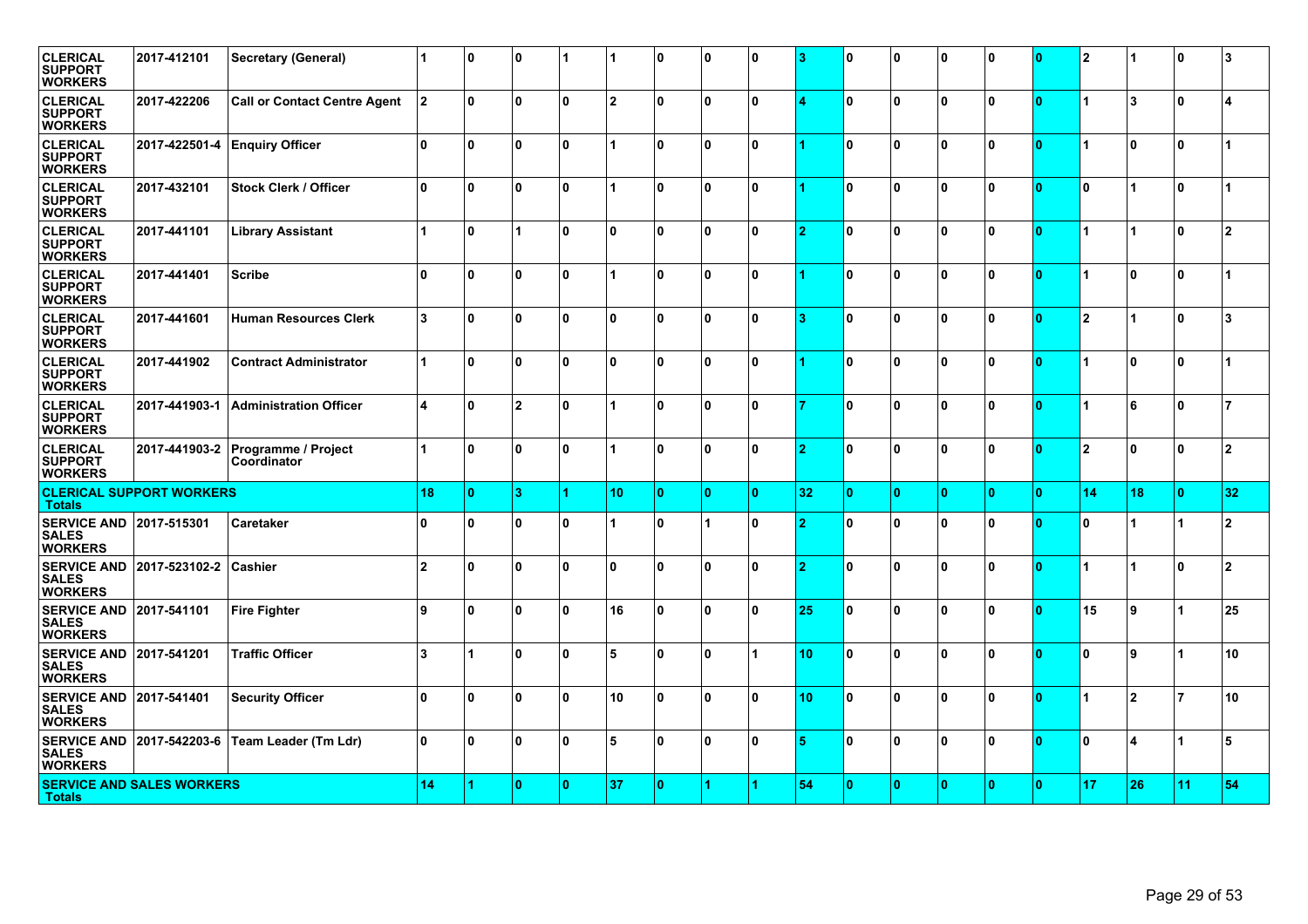| | | | | | | | | | | | | | | | | | | | | |
|---|---|---|---|---|---|---|---|---|---|---|---|---|---|---|---|---|---|---|---|---|
| CLERICAL SUPPORT WORKERS | 2017-412101 | Secretary (General) | 1 | 0 | 0 | 1 | 1 | 0 | 0 | 0 | 3 | 0 | 0 | 0 | 0 | 0 | 2 | 1 | 0 | 3 |
| CLERICAL SUPPORT WORKERS | 2017-422206 | Call or Contact Centre Agent | 2 | 0 | 0 | 0 | 2 | 0 | 0 | 0 | 4 | 0 | 0 | 0 | 0 | 0 | 1 | 3 | 0 | 4 |
| CLERICAL SUPPORT WORKERS | 2017-422501-4 | Enquiry Officer | 0 | 0 | 0 | 0 | 1 | 0 | 0 | 0 | 1 | 0 | 0 | 0 | 0 | 0 | 1 | 0 | 0 | 1 |
| CLERICAL SUPPORT WORKERS | 2017-432101 | Stock Clerk / Officer | 0 | 0 | 0 | 0 | 1 | 0 | 0 | 0 | 1 | 0 | 0 | 0 | 0 | 0 | 0 | 1 | 0 | 1 |
| CLERICAL SUPPORT WORKERS | 2017-441101 | Library Assistant | 1 | 0 | 1 | 0 | 0 | 0 | 0 | 0 | 2 | 0 | 0 | 0 | 0 | 0 | 1 | 1 | 0 | 2 |
| CLERICAL SUPPORT WORKERS | 2017-441401 | Scribe | 0 | 0 | 0 | 0 | 1 | 0 | 0 | 0 | 1 | 0 | 0 | 0 | 0 | 0 | 1 | 0 | 0 | 1 |
| CLERICAL SUPPORT WORKERS | 2017-441601 | Human Resources Clerk | 3 | 0 | 0 | 0 | 0 | 0 | 0 | 0 | 3 | 0 | 0 | 0 | 0 | 0 | 2 | 1 | 0 | 3 |
| CLERICAL SUPPORT WORKERS | 2017-441902 | Contract Administrator | 1 | 0 | 0 | 0 | 0 | 0 | 0 | 0 | 1 | 0 | 0 | 0 | 0 | 0 | 1 | 0 | 0 | 1 |
| CLERICAL SUPPORT WORKERS | 2017-441903-1 | Administration Officer | 4 | 0 | 2 | 0 | 1 | 0 | 0 | 0 | 7 | 0 | 0 | 0 | 0 | 0 | 1 | 6 | 0 | 7 |
| CLERICAL SUPPORT WORKERS | 2017-441903-2 | Programme / Project Coordinator | 1 | 0 | 0 | 0 | 1 | 0 | 0 | 0 | 2 | 0 | 0 | 0 | 0 | 0 | 2 | 0 | 0 | 2 |
| **CLERICAL SUPPORT WORKERS Totals** | | | 18 | 0 | 3 | 1 | 10 | 0 | 0 | 0 | 32 | 0 | 0 | 0 | 0 | 0 | 14 | 18 | 0 | 32 |
| SERVICE AND SALES WORKERS | 2017-515301 | Caretaker | 0 | 0 | 0 | 0 | 1 | 0 | 1 | 0 | 2 | 0 | 0 | 0 | 0 | 0 | 0 | 1 | 1 | 2 |
| SERVICE AND SALES WORKERS | 2017-523102-2 | Cashier | 2 | 0 | 0 | 0 | 0 | 0 | 0 | 0 | 2 | 0 | 0 | 0 | 0 | 0 | 1 | 1 | 0 | 2 |
| SERVICE AND SALES WORKERS | 2017-541101 | Fire Fighter | 9 | 0 | 0 | 0 | 16 | 0 | 0 | 0 | 25 | 0 | 0 | 0 | 0 | 0 | 15 | 9 | 1 | 25 |
| SERVICE AND SALES WORKERS | 2017-541201 | Traffic Officer | 3 | 1 | 0 | 0 | 5 | 0 | 0 | 1 | 10 | 0 | 0 | 0 | 0 | 0 | 0 | 9 | 1 | 10 |
| SERVICE AND SALES WORKERS | 2017-541401 | Security Officer | 0 | 0 | 0 | 0 | 10 | 0 | 0 | 0 | 10 | 0 | 0 | 0 | 0 | 0 | 1 | 2 | 7 | 10 |
| SERVICE AND SALES WORKERS | 2017-542203-6 | Team Leader (Tm Ldr) | 0 | 0 | 0 | 0 | 5 | 0 | 0 | 0 | 5 | 0 | 0 | 0 | 0 | 0 | 0 | 4 | 1 | 5 |
| **SERVICE AND SALES WORKERS Totals** | | | 14 | 1 | 0 | 0 | 37 | 0 | 1 | 1 | 54 | 0 | 0 | 0 | 0 | 0 | 17 | 26 | 11 | 54 |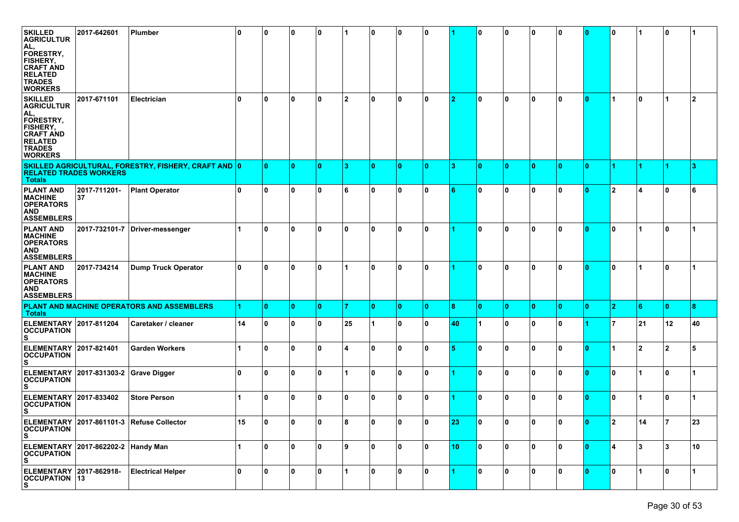| | | | | | | | | | | | | | | | | | | | | |
|---|---|---|---|---|---|---|---|---|---|---|---|---|---|---|---|---|---|---|---|---|
| SKILLED AGRICULTURAL, FORESTRY, FISHERY, CRAFT AND RELATED TRADES WORKERS | 2017-642601 | Plumber | 0 | 0 | 0 | 0 | 1 | 0 | 0 | 0 | 1 | 0 | 0 | 0 | 0 | 0 | 0 | 1 | 0 | 1 |
| SKILLED AGRICULTURAL, FORESTRY, FISHERY, CRAFT AND RELATED TRADES WORKERS | 2017-671101 | Electrician | 0 | 0 | 0 | 0 | 2 | 0 | 0 | 0 | 2 | 0 | 0 | 0 | 0 | 0 | 1 | 0 | 1 | 2 |
| **SKILLED AGRICULTURAL, FORESTRY, FISHERY, CRAFT AND RELATED TRADES WORKERS Totals** | | | 0 | 0 | 0 | 0 | 3 | 0 | 0 | 0 | 3 | 0 | 0 | 0 | 0 | 0 | 1 | 1 | 1 | 3 |
| PLANT AND MACHINE OPERATORS AND ASSEMBLERS | 2017-711201-37 | Plant Operator | 0 | 0 | 0 | 0 | 6 | 0 | 0 | 0 | 6 | 0 | 0 | 0 | 0 | 0 | 2 | 4 | 0 | 6 |
| PLANT AND MACHINE OPERATORS AND ASSEMBLERS | 2017-732101-7 | Driver-messenger | 1 | 0 | 0 | 0 | 0 | 0 | 0 | 0 | 1 | 0 | 0 | 0 | 0 | 0 | 0 | 1 | 0 | 1 |
| PLANT AND MACHINE OPERATORS AND ASSEMBLERS | 2017-734214 | Dump Truck Operator | 0 | 0 | 0 | 0 | 1 | 0 | 0 | 0 | 1 | 0 | 0 | 0 | 0 | 0 | 0 | 1 | 0 | 1 |
| **PLANT AND MACHINE OPERATORS AND ASSEMBLERS Totals** | | | 1 | 0 | 0 | 0 | 7 | 0 | 0 | 0 | 8 | 0 | 0 | 0 | 0 | 0 | 2 | 6 | 0 | 8 |
| ELEMENTARY OCCUPATIONS | 2017-811204 | Caretaker / cleaner | 14 | 0 | 0 | 0 | 25 | 1 | 0 | 0 | 40 | 1 | 0 | 0 | 0 | 1 | 7 | 21 | 12 | 40 |
| ELEMENTARY OCCUPATIONS | 2017-821401 | Garden Workers | 1 | 0 | 0 | 0 | 4 | 0 | 0 | 0 | 5 | 0 | 0 | 0 | 0 | 0 | 1 | 2 | 2 | 5 |
| ELEMENTARY OCCUPATIONS | 2017-831303-2 | Grave Digger | 0 | 0 | 0 | 0 | 1 | 0 | 0 | 0 | 1 | 0 | 0 | 0 | 0 | 0 | 0 | 1 | 0 | 1 |
| ELEMENTARY OCCUPATIONS | 2017-833402 | Store Person | 1 | 0 | 0 | 0 | 0 | 0 | 0 | 0 | 1 | 0 | 0 | 0 | 0 | 0 | 0 | 1 | 0 | 1 |
| ELEMENTARY OCCUPATIONS | 2017-861101-3 | Refuse Collector | 15 | 0 | 0 | 0 | 8 | 0 | 0 | 0 | 23 | 0 | 0 | 0 | 0 | 0 | 2 | 14 | 7 | 23 |
| ELEMENTARY OCCUPATIONS | 2017-862202-2 | Handy Man | 1 | 0 | 0 | 0 | 9 | 0 | 0 | 0 | 10 | 0 | 0 | 0 | 0 | 0 | 4 | 3 | 3 | 10 |
| ELEMENTARY OCCUPATIONS | 2017-862918-13 | Electrical Helper | 0 | 0 | 0 | 0 | 1 | 0 | 0 | 0 | 1 | 0 | 0 | 0 | 0 | 0 | 0 | 1 | 0 | 1 |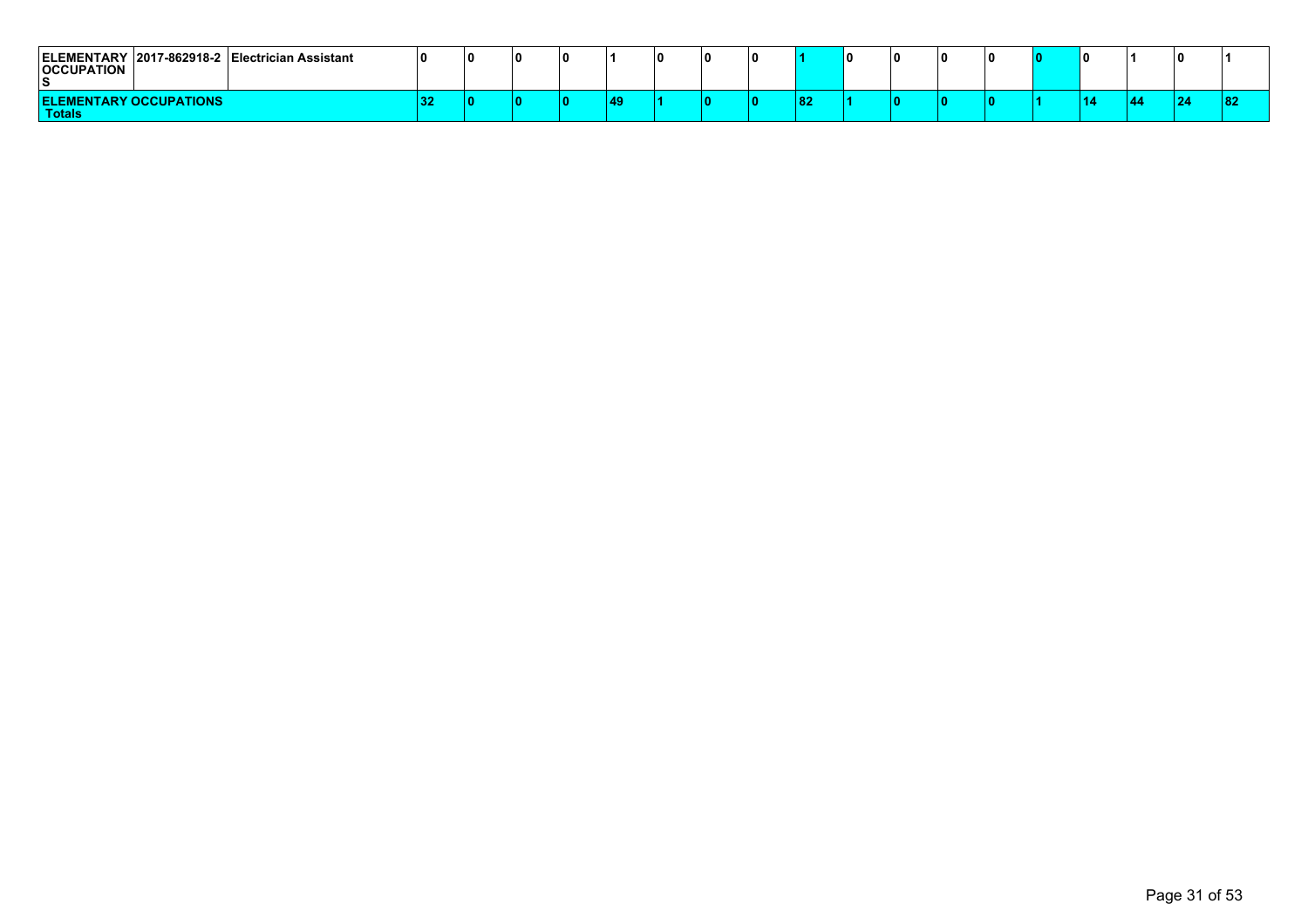| | | | | | | | | | | | | | | | | | | | |
|---|---|---|---|---|---|---|---|---|---|---|---|---|---|---|---|---|---|---|---|
| **ELEMENTARY OCCUPATIONS** | **2017-862918-2** | **Electrician Assistant** | **0** | **0** | **0** | **0** | **1** | **0** | **0** | **0** | **1** | **0** | **0** | **0** | **0** | **0** | **0** | **1** | **0** | **1** |
| **ELEMENTARY OCCUPATIONS Totals** | | | **32** | **0** | **0** | **0** | **49** | **1** | **0** | **0** | **82** | **1** | **0** | **0** | **0** | **1** | **14** | **44** | **24** | **82** |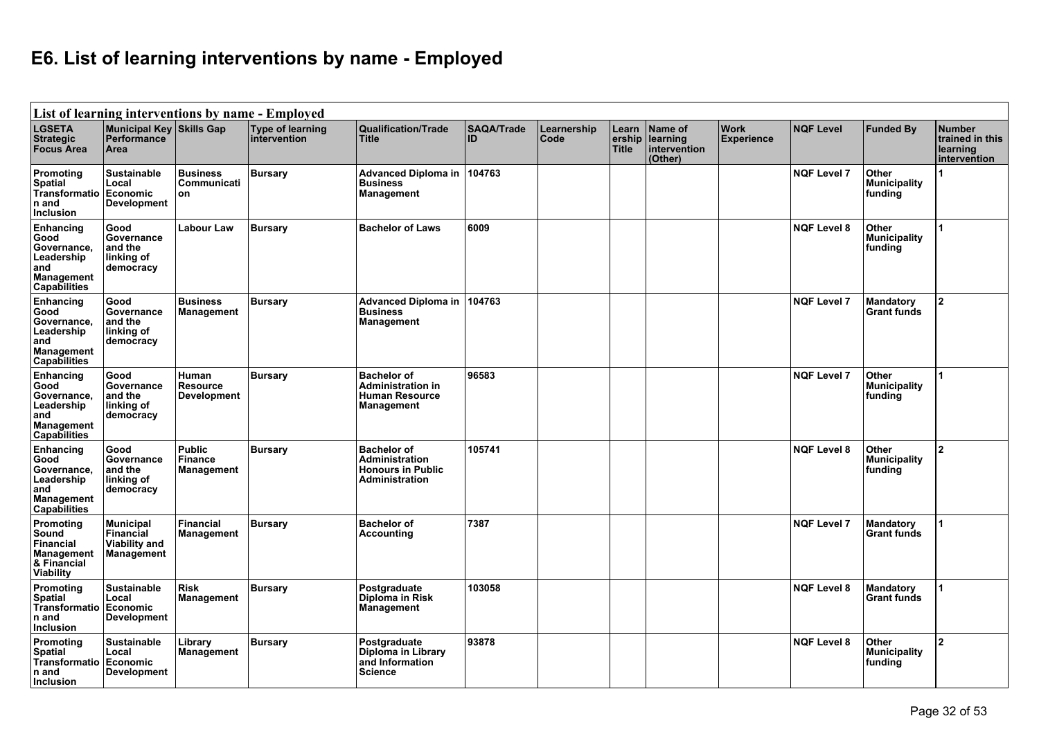# E6. List of learning interventions by name - Employed

| List of learning interventions by name - Employed | | | | | | | | | | | | |
|---|---|---|---|---|---|---|---|---|---|---|---|---|
| **LGSETA Strategic Focus Area** | **Municipal Key Performance Area** | **Skills Gap** | **Type of learning intervention** | **Qualification/Trade Title** | **SAQA/Trade ID** | **Learnership Code** | **Learnership Title** | **Name of learning intervention (Other)** | **Work Experience** | **NQF Level** | **Funded By** | **Number trained in this learning intervention** |
| Promoting Spatial Transformation and Inclusion | Sustainable Local Economic Development | Business Communication | Bursary | Advanced Diploma in Business Management | 104763 | | | | | NQF Level 7 | Other Municipality funding | 1 |
| Enhancing Good Governance, Leadership and Management Capabilities | Good Governance and the linking of democracy | Labour Law | Bursary | Bachelor of Laws | 6009 | | | | | NQF Level 8 | Other Municipality funding | 1 |
| Enhancing Good Governance, Leadership and Management Capabilities | Good Governance and the linking of democracy | Business Management | Bursary | Advanced Diploma in Business Management | 104763 | | | | | NQF Level 7 | Mandatory Grant funds | 2 |
| Enhancing Good Governance, Leadership and Management Capabilities | Good Governance and the linking of democracy | Human Resource Development | Bursary | Bachelor of Administration in Human Resource Management | 96583 | | | | | NQF Level 7 | Other Municipality funding | 1 |
| Enhancing Good Governance, Leadership and Management Capabilities | Good Governance and the linking of democracy | Public Finance Management | Bursary | Bachelor of Administration Honours in Public Administration | 105741 | | | | | NQF Level 8 | Other Municipality funding | 2 |
| Promoting Sound Financial Management & Financial Viability | Municipal Financial Viability and Management | Financial Management | Bursary | Bachelor of Accounting | 7387 | | | | | NQF Level 7 | Mandatory Grant funds | 1 |
| Promoting Spatial Transformation and Inclusion | Sustainable Local Economic Development | Risk Management | Bursary | Postgraduate Diploma in Risk Management | 103058 | | | | | NQF Level 8 | Mandatory Grant funds | 1 |
| Promoting Spatial Transformation and Inclusion | Sustainable Local Economic Development | Library Management | Bursary | Postgraduate Diploma in Library and Information Science | 93878 | | | | | NQF Level 8 | Other Municipality funding | 2 |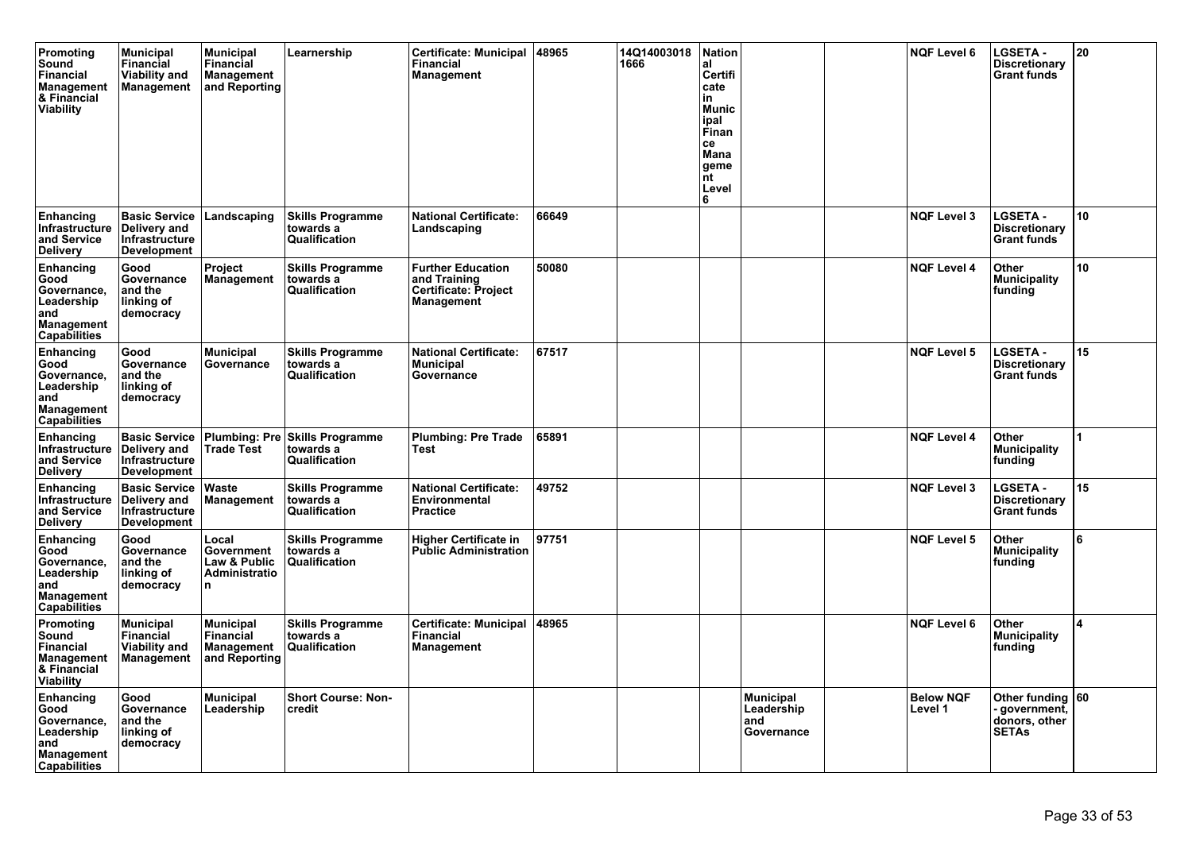| Promoting Sound Financial Management & Financial Viability | Municipal Financial Viability and Management | Municipal Financial Management and Reporting | Learnership | Certificate: Municipal Financial Management | 48965 | 14Q14003018 1666 | National Certificate in Municipal Finance Management Level 6 | | | NQF Level 6 | LGSETA - Discretionary Grant funds | 20 |
|---|---|---|---|---|---|---|---|---|---|---|---|---|
| Enhancing Infrastructure and Service Delivery | Basic Service Delivery and Infrastructure Development | Landscaping | Skills Programme towards a Qualification | National Certificate: Landscaping | 66649 | | | | | NQF Level 3 | LGSETA - Discretionary Grant funds | 10 |
| Enhancing Good Governance, Leadership and Management Capabilities | Good Governance and the linking of democracy | Project Management | Skills Programme towards a Qualification | Further Education and Training Certificate: Project Management | 50080 | | | | | NQF Level 4 | Other Municipality funding | 10 |
| Enhancing Good Governance, Leadership and Management Capabilities | Good Governance and the linking of democracy | Municipal Governance | Skills Programme towards a Qualification | National Certificate: Municipal Governance | 67517 | | | | | NQF Level 5 | LGSETA - Discretionary Grant funds | 15 |
| Enhancing Infrastructure and Service Delivery | Basic Service Delivery and Infrastructure Development | Plumbing: Pre Trade Test | Skills Programme towards a Qualification | Plumbing: Pre Trade Test | 65891 | | | | | NQF Level 4 | Other Municipality funding | 1 |
| Enhancing Infrastructure and Service Delivery | Basic Service Delivery and Infrastructure Development | Waste Management | Skills Programme towards a Qualification | National Certificate: Environmental Practice | 49752 | | | | | NQF Level 3 | LGSETA - Discretionary Grant funds | 15 |
| Enhancing Good Governance, Leadership and Management Capabilities | Good Governance and the linking of democracy | Local Government Law & Public Administration | Skills Programme towards a Qualification | Higher Certificate in Public Administration | 97751 | | | | | NQF Level 5 | Other Municipality funding | 6 |
| Promoting Sound Financial Management & Financial Viability | Municipal Financial Viability and Management | Municipal Financial Management and Reporting | Skills Programme towards a Qualification | Certificate: Municipal Financial Management | 48965 | | | | | NQF Level 6 | Other Municipality funding | 4 |
| Enhancing Good Governance, Leadership and Management Capabilities | Good Governance and the linking of democracy | Municipal Leadership | Short Course: Non-credit | | | | | Municipal Leadership and Governance | | Below NQF Level 1 | Other funding - government, donors, other SETAs | 60 |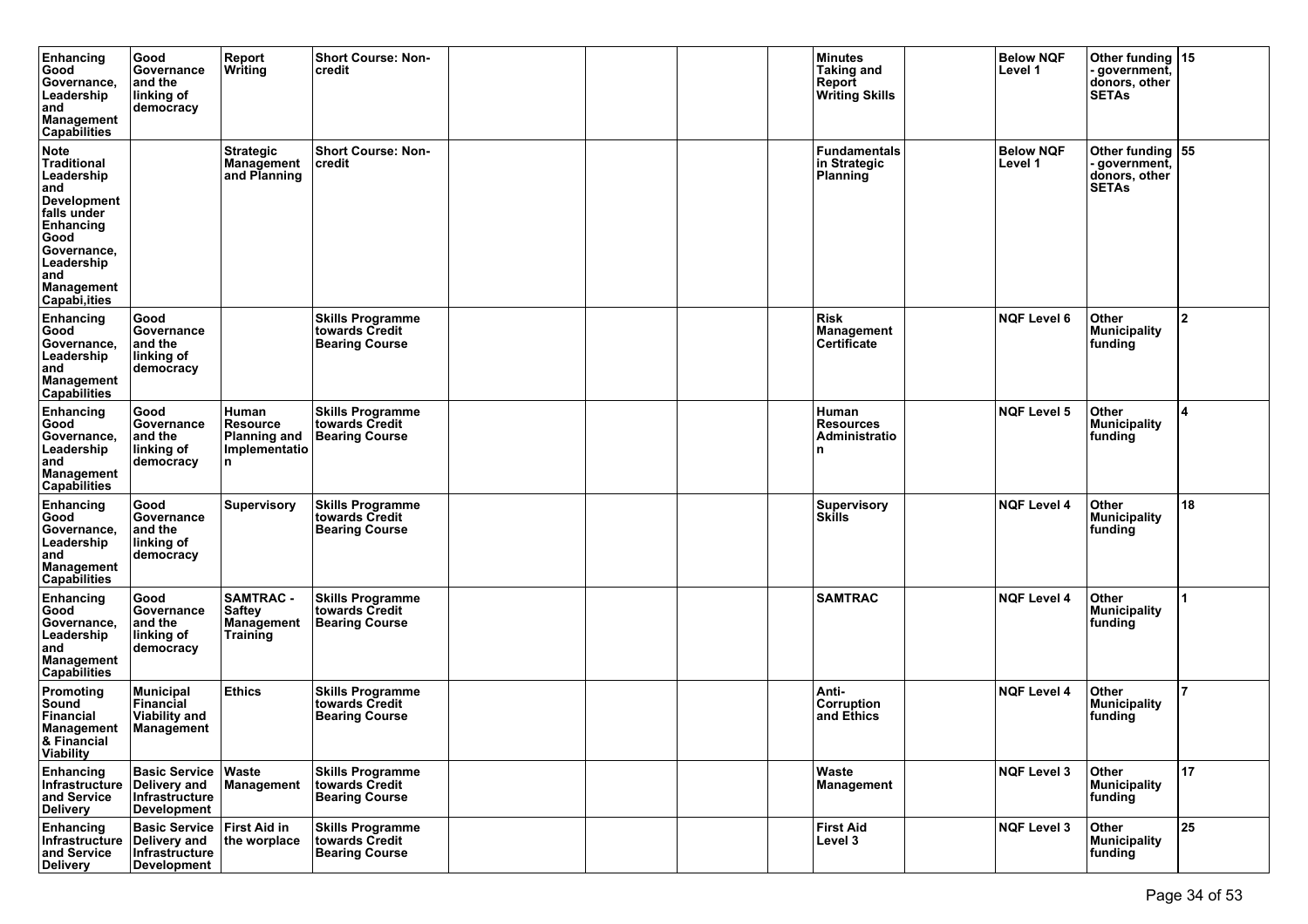| | | | | | | | | | | | | |
|---|---|---|---|---|---|---|---|---|---|---|---|---|
| Enhancing Good Governance, Leadership and Management Capabilities | Good Governance and the linking of democracy | Report Writing | Short Course: Non-credit | | | | | Minutes Taking and Report Writing Skills | | Below NQF Level 1 | Other funding - government, donors, other SETAs | 15 |
| Note Traditional Leadership and Development falls under Enhancing Good Governance, Leadership and Management Capabi,ities | | Strategic Management and Planning | Short Course: Non-credit | | | | | Fundamentals in Strategic Planning | | Below NQF Level 1 | Other funding - government, donors, other SETAs | 55 |
| Enhancing Good Governance, Leadership and Management Capabilities | Good Governance and the linking of democracy | | Skills Programme towards Credit Bearing Course | | | | | Risk Management Certificate | | NQF Level 6 | Other Municipality funding | 2 |
| Enhancing Good Governance, Leadership and Management Capabilities | Good Governance and the linking of democracy | Human Resource Planning and Implementation | Skills Programme towards Credit Bearing Course | | | | | Human Resources Administration | | NQF Level 5 | Other Municipality funding | 4 |
| Enhancing Good Governance, Leadership and Management Capabilities | Good Governance and the linking of democracy | Supervisory | Skills Programme towards Credit Bearing Course | | | | | Supervisory Skills | | NQF Level 4 | Other Municipality funding | 18 |
| Enhancing Good Governance, Leadership and Management Capabilities | Good Governance and the linking of democracy | SAMTRAC - Saftey Management Training | Skills Programme towards Credit Bearing Course | | | | | SAMTRAC | | NQF Level 4 | Other Municipality funding | 1 |
| Promoting Sound Financial Management & Financial Viability | Municipal Financial Viability and Management | Ethics | Skills Programme towards Credit Bearing Course | | | | | Anti-Corruption and Ethics | | NQF Level 4 | Other Municipality funding | 7 |
| Enhancing Infrastructure and Service Delivery | Basic Service Delivery and Infrastructure Development | Waste Management | Skills Programme towards Credit Bearing Course | | | | | Waste Management | | NQF Level 3 | Other Municipality funding | 17 |
| Enhancing Infrastructure and Service Delivery | Basic Service Delivery and Infrastructure Development | First Aid in the worplace | Skills Programme towards Credit Bearing Course | | | | | First Aid Level 3 | | NQF Level 3 | Other Municipality funding | 25 |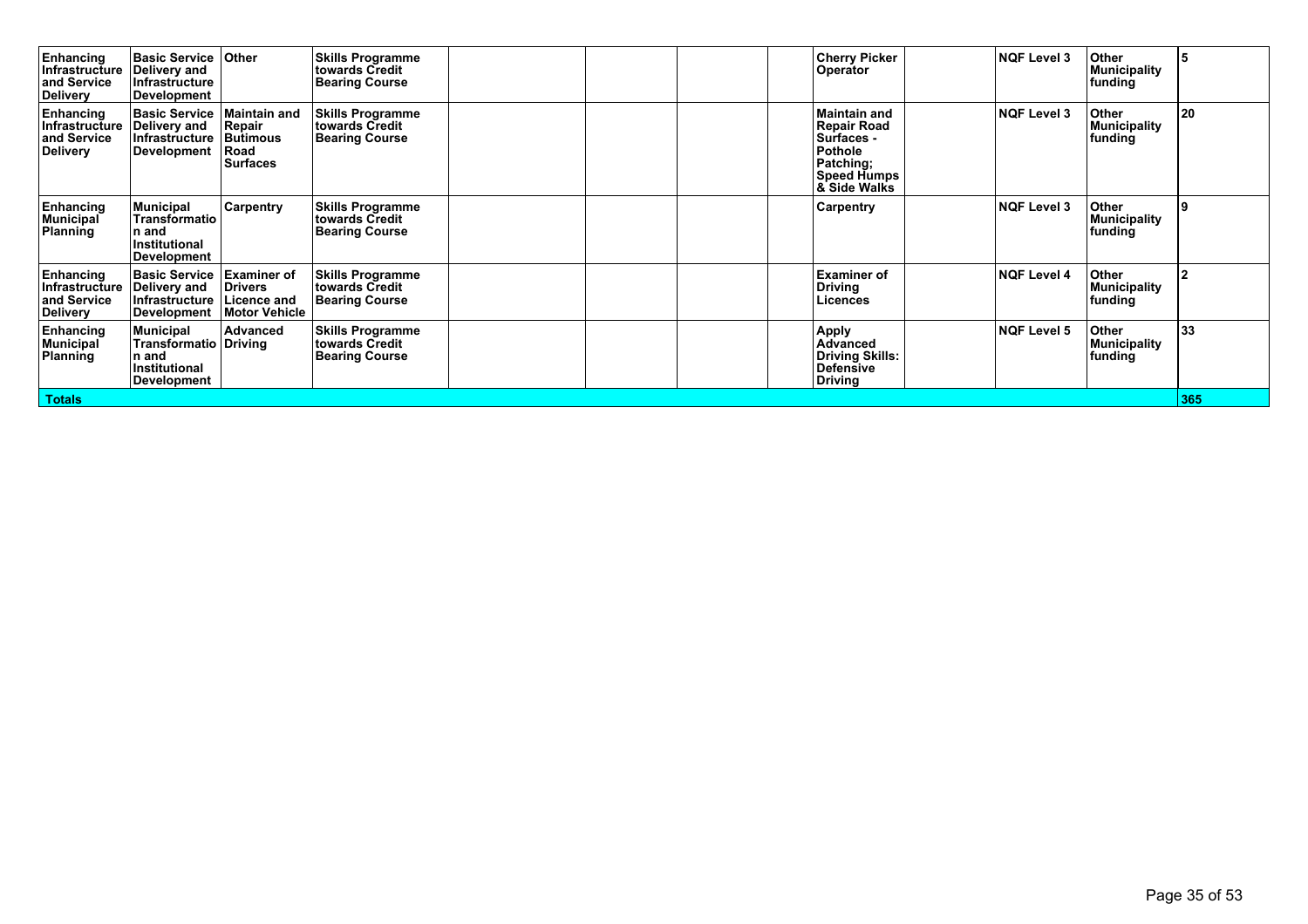| | | | | | | | | | | | | |
|---|---|---|---|---|---|---|---|---|---|---|---|---|
| **Enhancing Infrastructure and Service Delivery** | **Basic Service Delivery and Infrastructure Development** | **Other** | **Skills Programme towards Credit Bearing Course** | | | | | **Cherry Picker Operator** | | **NQF Level 3** | **Other Municipality funding** | **5** |
| **Enhancing Infrastructure and Service Delivery** | **Basic Service Delivery and Infrastructure Development** | **Maintain and Repair Butimous Road Surfaces** | **Skills Programme towards Credit Bearing Course** | | | | | **Maintain and Repair Road Surfaces - Pothole Patching; Speed Humps & Side Walks** | | **NQF Level 3** | **Other Municipality funding** | **20** |
| **Enhancing Municipal Planning** | **Municipal Transformation and Institutional Development** | **Carpentry** | **Skills Programme towards Credit Bearing Course** | | | | | **Carpentry** | | **NQF Level 3** | **Other Municipality funding** | **9** |
| **Enhancing Infrastructure and Service Delivery** | **Basic Service Delivery and Infrastructure Development** | **Examiner of Drivers Licence and Motor Vehicle** | **Skills Programme towards Credit Bearing Course** | | | | | **Examiner of Driving Licences** | | **NQF Level 4** | **Other Municipality funding** | **2** |
| **Enhancing Municipal Planning** | **Municipal Transformation and Institutional Development** | **Advanced Driving** | **Skills Programme towards Credit Bearing Course** | | | | | **Apply Advanced Driving Skills: Defensive Driving** | | **NQF Level 5** | **Other Municipality funding** | **33** |
| **Totals** | | | | | | | | | | | | **365** |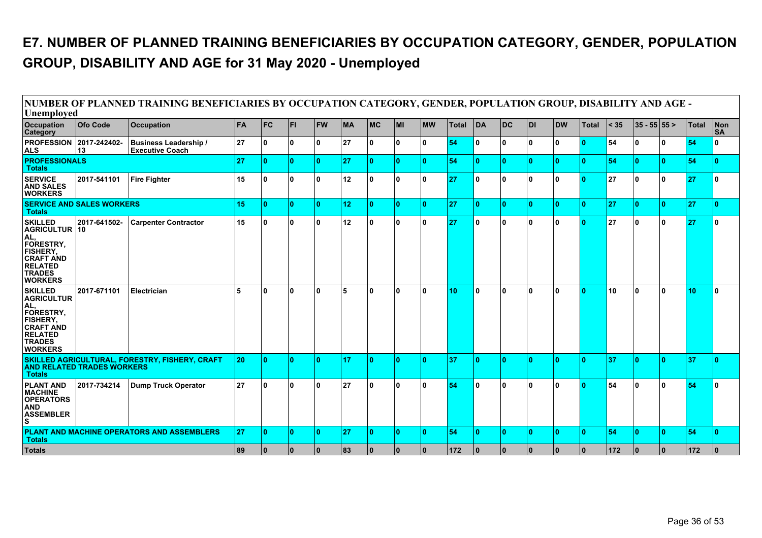# E7. NUMBER OF PLANNED TRAINING BENEFICIARIES BY OCCUPATION CATEGORY, GENDER, POPULATION GROUP, DISABILITY AND AGE for 31 May 2020 - Unemployed

| NUMBER OF PLANNED TRAINING BENEFICIARIES BY OCCUPATION CATEGORY, GENDER, POPULATION GROUP, DISABILITY AND AGE - Unemployed | | | | | | | | | | | | | | | | | | | | | | |
|---|---|---|---|---|---|---|---|---|---|---|---|---|---|---|---|---|---|---|---|---|---|---|
| **Occupation Category** | **Ofo Code** | **Occupation** | **FA** | **FC** | **FI** | **FW** | **MA** | **MC** | **MI** | **MW** | **Total** | **DA** | **DC** | **DI** | **DW** | **Total** | **< 35** | **35 - 55** | **55 >** | **Total** | **Non SA** |
| **PROFESSIONALS** | **2017-242402-13** | **Business Leadership / Executive Coach** | 27 | 0 | 0 | 0 | 27 | 0 | 0 | 0 | 54 | 0 | 0 | 0 | 0 | 0 | 54 | 0 | 0 | 54 | 0 |
| **PROFESSIONALS Totals** | | | 27 | 0 | 0 | 0 | 27 | 0 | 0 | 0 | 54 | 0 | 0 | 0 | 0 | 0 | 54 | 0 | 0 | 54 | 0 |
| **SERVICE AND SALES WORKERS** | **2017-541101** | **Fire Fighter** | 15 | 0 | 0 | 0 | 12 | 0 | 0 | 0 | 27 | 0 | 0 | 0 | 0 | 0 | 27 | 0 | 0 | 27 | 0 |
| **SERVICE AND SALES WORKERS Totals** | | | 15 | 0 | 0 | 0 | 12 | 0 | 0 | 0 | 27 | 0 | 0 | 0 | 0 | 0 | 27 | 0 | 0 | 27 | 0 |
| **SKILLED AGRICULTURAL, FORESTRY, FISHERY, CRAFT AND RELATED TRADES WORKERS** | **2017-641502-10** | **Carpenter Contractor** | 15 | 0 | 0 | 0 | 12 | 0 | 0 | 0 | 27 | 0 | 0 | 0 | 0 | 0 | 27 | 0 | 0 | 27 | 0 |
| **SKILLED AGRICULTURAL, FORESTRY, FISHERY, CRAFT AND RELATED TRADES WORKERS** | **2017-671101** | **Electrician** | 5 | 0 | 0 | 0 | 5 | 0 | 0 | 0 | 10 | 0 | 0 | 0 | 0 | 0 | 10 | 0 | 0 | 10 | 0 |
| **SKILLED AGRICULTURAL, FORESTRY, FISHERY, CRAFT AND RELATED TRADES WORKERS Totals** | | | 20 | 0 | 0 | 0 | 17 | 0 | 0 | 0 | 37 | 0 | 0 | 0 | 0 | 0 | 37 | 0 | 0 | 37 | 0 |
| **PLANT AND MACHINE OPERATORS AND ASSEMBLERS** | **2017-734214** | **Dump Truck Operator** | 27 | 0 | 0 | 0 | 27 | 0 | 0 | 0 | 54 | 0 | 0 | 0 | 0 | 0 | 54 | 0 | 0 | 54 | 0 |
| **PLANT AND MACHINE OPERATORS AND ASSEMBLERS Totals** | | | 27 | 0 | 0 | 0 | 27 | 0 | 0 | 0 | 54 | 0 | 0 | 0 | 0 | 0 | 54 | 0 | 0 | 54 | 0 |
| **Totals** | | | 89 | 0 | 0 | 0 | 83 | 0 | 0 | 0 | 172 | 0 | 0 | 0 | 0 | 0 | 172 | 0 | 0 | 172 | 0 |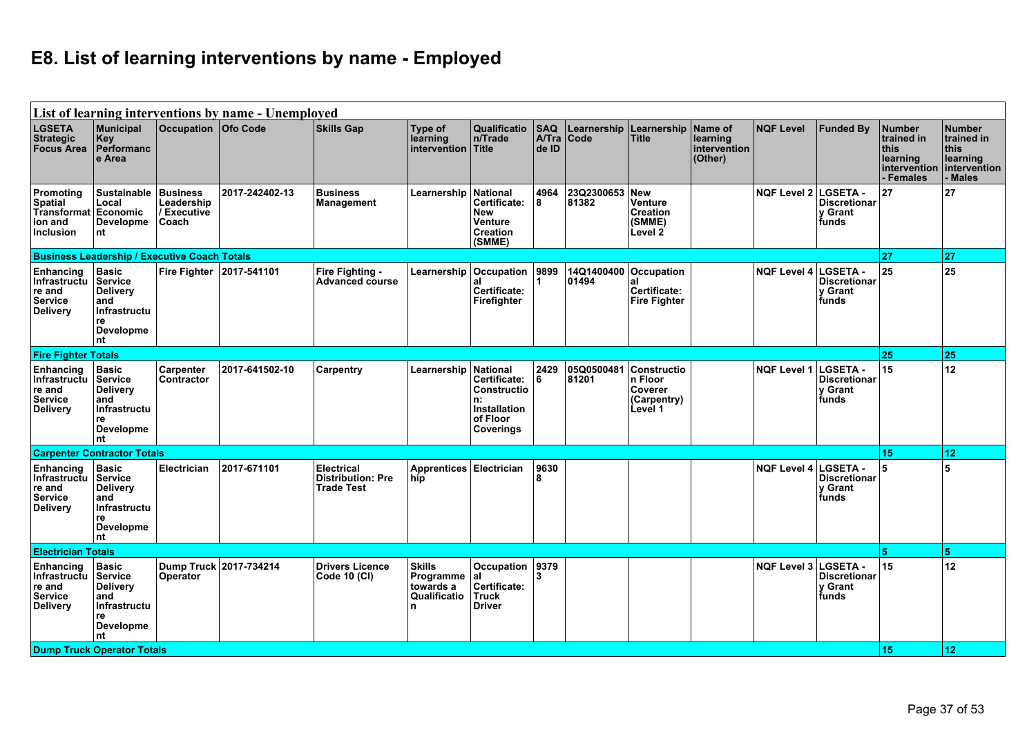# E8. List of learning interventions by name - Employed

| List of learning interventions by name - Unemployed | | | | | | | | | | | | | | |
|---|---|---|---|---|---|---|---|---|---|---|---|---|---|---|
| LGSETA Strategic Focus Area | Municipal Key Performance Area | Occupation | Ofo Code | Skills Gap | Type of learning intervention | Qualification/Trade Title | SAQA/Trade ID | Learnership Code | Learnership Title | Name of learning intervention (Other) | NQF Level | Funded By | Number trained in this learning intervention - Females | Number trained in this learning intervention - Males |
| Promoting Spatial Transformation and Inclusion | Sustainable Local Economic Development | Business Leadership / Executive Coach | 2017-242402-13 | Business Management | Learnership | National Certificate: New Venture Creation (SMME) | 49648 | 23Q230065381382 | New Venture Creation (SMME) Level 2 | | NQF Level 2 | LGSETA - Discretionary Grant funds | 27 | 27 |
| **Business Leadership / Executive Coach Totals** | | | | | | | | | | | | | **27** | **27** |
| Enhancing Infrastructure and Service Delivery | Basic Service Delivery and Infrastructure Development | Fire Fighter | 2017-541101 | Fire Fighting - Advanced course | Learnership | Occupational Certificate: Firefighter | 98991 | 14Q140040001494 | Occupational Certificate: Fire Fighter | | NQF Level 4 | LGSETA - Discretionary Grant funds | 25 | 25 |
| **Fire Fighter Totals** | | | | | | | | | | | | | **25** | **25** |
| Enhancing Infrastructure and Service Delivery | Basic Service Delivery and Infrastructure Development | Carpenter Contractor | 2017-641502-10 | Carpentry | Learnership | National Certificate: Construction: Installation of Floor Coverings | 24296 | 05Q050048181201 | Construction Floor Coverer (Carpentry) Level 1 | | NQF Level 1 | LGSETA - Discretionary Grant funds | 15 | 12 |
| **Carpenter Contractor Totals** | | | | | | | | | | | | | **15** | **12** |
| Enhancing Infrastructure and Service Delivery | Basic Service Delivery and Infrastructure Development | Electrician | 2017-671101 | Electrical Distribution: Pre Trade Test | Apprenticeship | Electrician | 96308 | | | | NQF Level 4 | LGSETA - Discretionary Grant funds | 5 | 5 |
| **Electrician Totals** | | | | | | | | | | | | | **5** | **5** |
| Enhancing Infrastructure and Service Delivery | Basic Service Delivery and Infrastructure Development | Dump Truck Operator | 2017-734214 | Drivers Licence Code 10 (CI) | Skills Programme towards a Qualification | Occupational Certificate: Truck Driver | 93793 | | | | NQF Level 3 | LGSETA - Discretionary Grant funds | 15 | 12 |
| **Dump Truck Operator Totals** | | | | | | | | | | | | | **15** | **12** |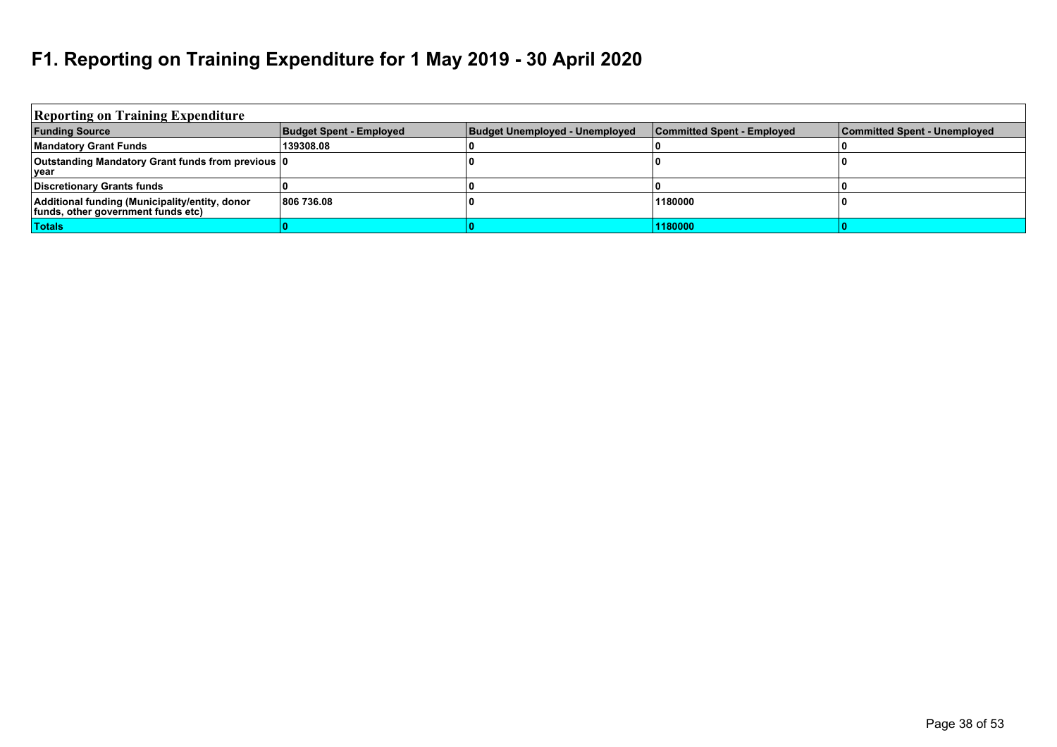# F1. Reporting on Training Expenditure for 1 May 2019 - 30 April 2020

| Reporting on Training Expenditure | | | | |
|---|---|---|---|---|
| **Funding Source** | **Budget Spent - Employed** | **Budget Unemployed - Unemployed** | **Committed Spent - Employed** | **Committed Spent - Unemployed** |
| **Mandatory Grant Funds** | **139308.08** | **0** | **0** | **0** |
| **Outstanding Mandatory Grant funds from previous year** | **0** | **0** | **0** | **0** |
| **Discretionary Grants funds** | **0** | **0** | **0** | **0** |
| **Additional funding (Municipality/entity, donor funds, other government funds etc)** | **806 736.08** | **0** | **1180000** | **0** |
| **Totals** | **0** | **0** | **1180000** | **0** |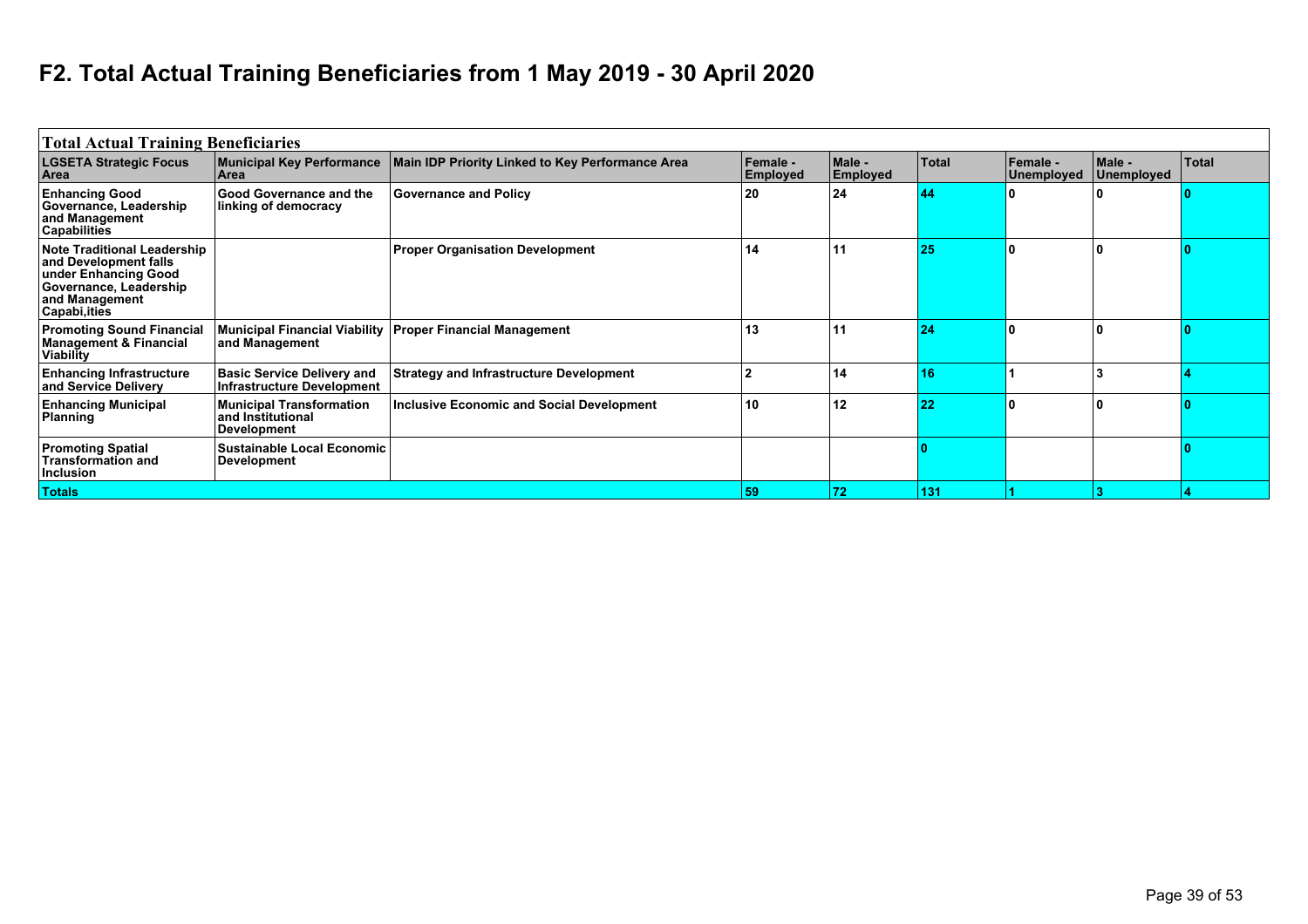# F2. Total Actual Training Beneficiaries from 1 May 2019 - 30 April 2020

| Total Actual Training Beneficiaries | | | | | | | | |
|---|---|---|---|---|---|---|---|---|
| LGSETA Strategic Focus Area | Municipal Key Performance Area | Main IDP Priority Linked to Key Performance Area | Female - Employed | Male - Employed | Total | Female - Unemployed | Male - Unemployed | Total |
| Enhancing Good Governance, Leadership and Management Capabilities | Good Governance and the linking of democracy | Governance and Policy | 20 | 24 | 44 | 0 | 0 | 0 |
| Note Traditional Leadership and Development falls under Enhancing Good Governance, Leadership and Management Capabi,ities | | Proper Organisation Development | 14 | 11 | 25 | 0 | 0 | 0 |
| Promoting Sound Financial Management & Financial Viability | Municipal Financial Viability and Management | Proper Financial Management | 13 | 11 | 24 | 0 | 0 | 0 |
| Enhancing Infrastructure and Service Delivery | Basic Service Delivery and Infrastructure Development | Strategy and Infrastructure Development | 2 | 14 | 16 | 1 | 3 | 4 |
| Enhancing Municipal Planning | Municipal Transformation and Institutional Development | Inclusive Economic and Social Development | 10 | 12 | 22 | 0 | 0 | 0 |
| Promoting Spatial Transformation and Inclusion | Sustainable Local Economic Development | | | | 0 | | | 0 |
| Totals | | | 59 | 72 | 131 | 1 | 3 | 4 |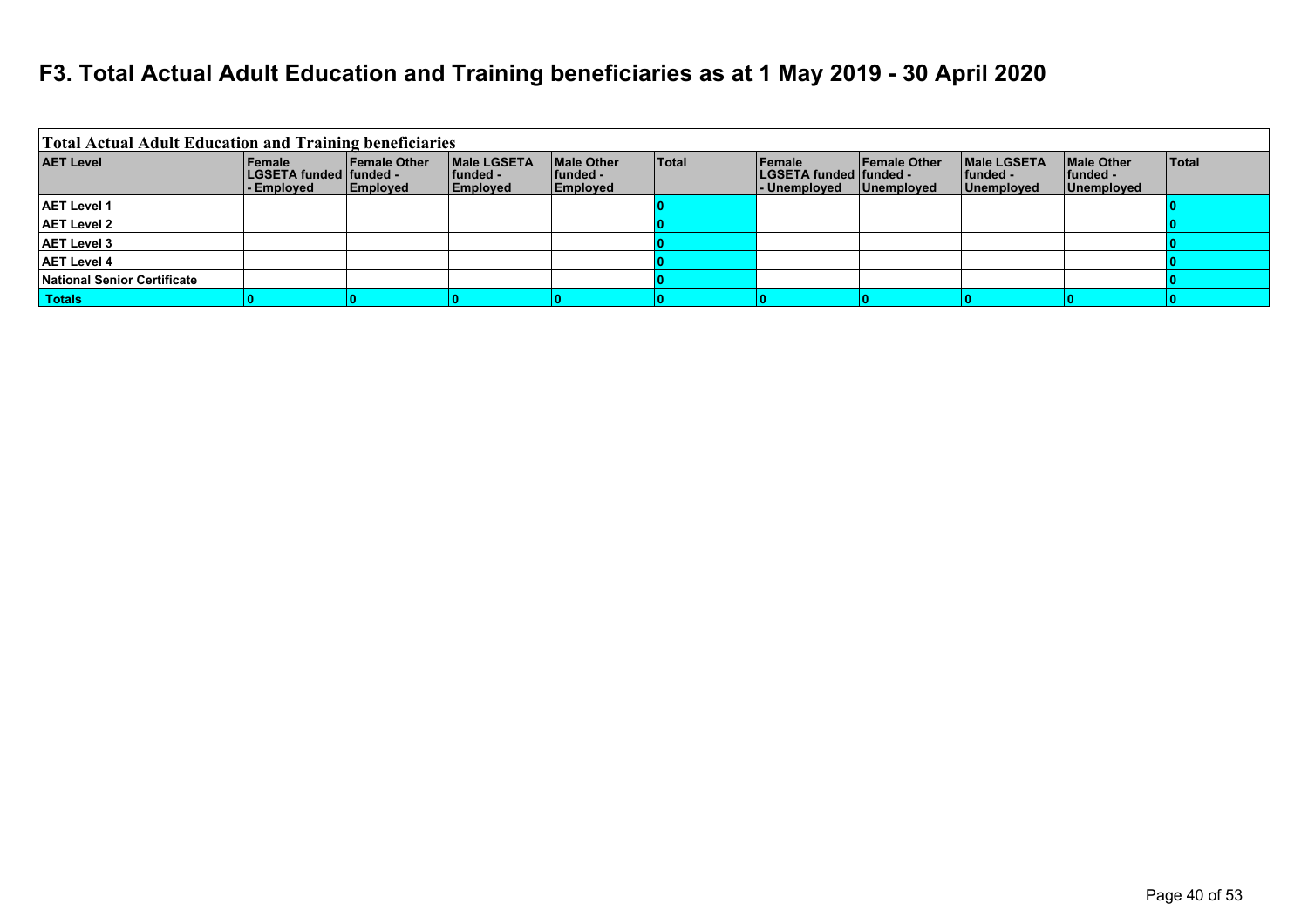# F3. Total Actual Adult Education and Training beneficiaries as at 1 May 2019 - 30 April 2020

| Total Actual Adult Education and Training beneficiaries | | | | | | | | | | |
|---|---|---|---|---|---|---|---|---|---|---|
| AET Level | Female LGSETA funded - Employed | Female Other funded - Employed | Male LGSETA funded - Employed | Male Other funded - Employed | Total | Female LGSETA funded - Unemployed | Female Other funded - Unemployed | Male LGSETA funded - Unemployed | Male Other funded - Unemployed | Total |
| AET Level 1 | | | | | 0 | | | | | 0 |
| AET Level 2 | | | | | 0 | | | | | 0 |
| AET Level 3 | | | | | 0 | | | | | 0 |
| AET Level 4 | | | | | 0 | | | | | 0 |
| National Senior Certificate | | | | | 0 | | | | | 0 |
| Totals | 0 | 0 | 0 | 0 | 0 | 0 | 0 | 0 | 0 | 0 |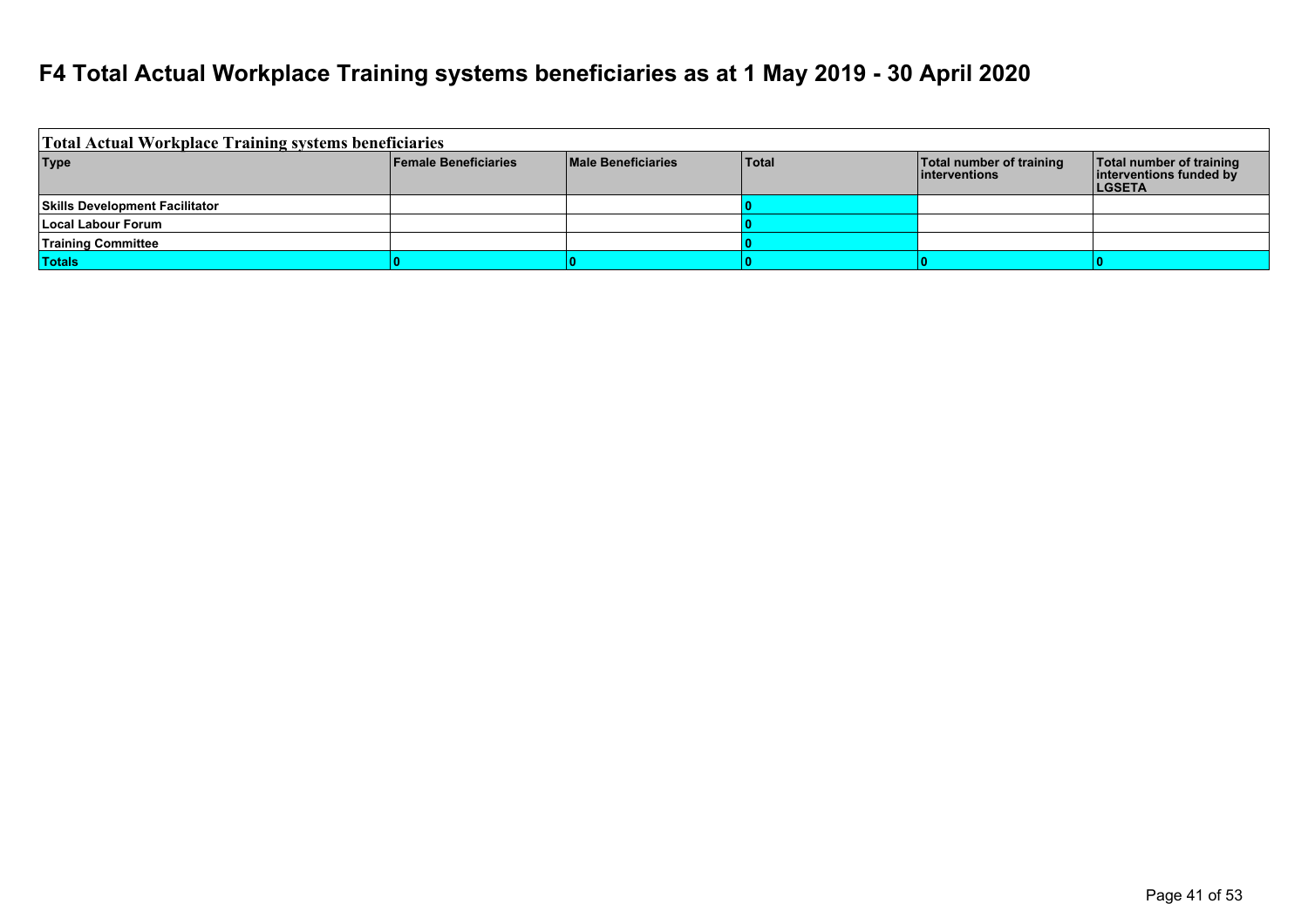# F4 Total Actual Workplace Training systems beneficiaries as at 1 May 2019 - 30 April 2020

| Total Actual Workplace Training systems beneficiaries | | | | | |
|---|---|---|---|---|---|
| **Type** | **Female Beneficiaries** | **Male Beneficiaries** | **Total** | **Total number of training interventions** | **Total number of training interventions funded by LGSETA** |
| **Skills Development Facilitator** | | | **0** | | |
| **Local Labour Forum** | | | **0** | | |
| **Training Committee** | | | **0** | | |
| **Totals** | **0** | **0** | **0** | **0** | **0** |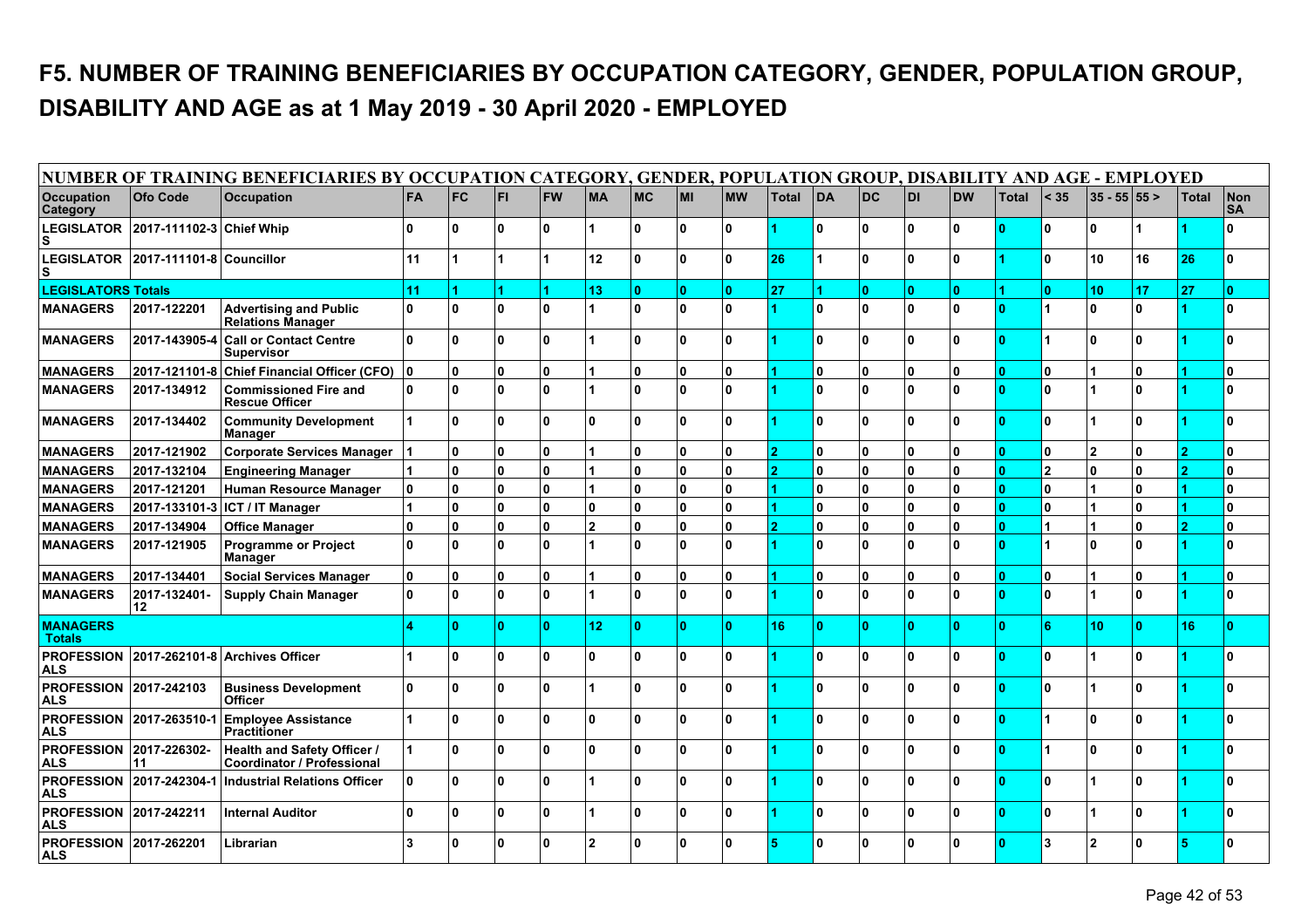# F5. NUMBER OF TRAINING BENEFICIARIES BY OCCUPATION CATEGORY, GENDER, POPULATION GROUP, DISABILITY AND AGE as at 1 May 2019 - 30 April 2020 - EMPLOYED

| NUMBER OF TRAINING BENEFICIARIES BY OCCUPATION CATEGORY, GENDER, POPULATION GROUP, DISABILITY AND AGE - EMPLOYED | | | | | | | | | | | | | | | | | | | | | | |
|---|---|---|---|---|---|---|---|---|---|---|---|---|---|---|---|---|---|---|---|---|---|---|
| **Occupation Category** | **Ofo Code** | **Occupation** | **FA** | **FC** | **FI** | **FW** | **MA** | **MC** | **MI** | **MW** | **Total** | **DA** | **DC** | **DI** | **DW** | **Total** | **< 35** | **35 - 55** | **55 >** | **Total** | **Non SA** |
| LEGISLATORS | 2017-111102-3 | Chief Whip | 0 | 0 | 0 | 0 | 1 | 0 | 0 | 0 | 1 | 0 | 0 | 0 | 0 | 0 | 0 | 0 | 1 | 1 | 0 |
| LEGISLATORS | 2017-111101-8 | Councillor | 11 | 1 | 1 | 1 | 12 | 0 | 0 | 0 | 26 | 1 | 0 | 0 | 0 | 1 | 0 | 10 | 16 | 26 | 0 |
| **LEGISLATORS Totals** | | | 11 | 1 | 1 | 1 | 13 | 0 | 0 | 0 | 27 | 1 | 0 | 0 | 0 | 1 | 0 | 10 | 17 | 27 | 0 |
| MANAGERS | 2017-122201 | Advertising and Public Relations Manager | 0 | 0 | 0 | 0 | 1 | 0 | 0 | 0 | 1 | 0 | 0 | 0 | 0 | 0 | 1 | 0 | 0 | 1 | 0 |
| MANAGERS | 2017-143905-4 | Call or Contact Centre Supervisor | 0 | 0 | 0 | 0 | 1 | 0 | 0 | 0 | 1 | 0 | 0 | 0 | 0 | 0 | 1 | 0 | 0 | 1 | 0 |
| MANAGERS | 2017-121101-8 | Chief Financial Officer (CFO) | 0 | 0 | 0 | 0 | 1 | 0 | 0 | 0 | 1 | 0 | 0 | 0 | 0 | 0 | 0 | 1 | 0 | 1 | 0 |
| MANAGERS | 2017-134912 | Commissioned Fire and Rescue Officer | 0 | 0 | 0 | 0 | 1 | 0 | 0 | 0 | 1 | 0 | 0 | 0 | 0 | 0 | 0 | 1 | 0 | 1 | 0 |
| MANAGERS | 2017-134402 | Community Development Manager | 1 | 0 | 0 | 0 | 0 | 0 | 0 | 0 | 1 | 0 | 0 | 0 | 0 | 0 | 0 | 1 | 0 | 1 | 0 |
| MANAGERS | 2017-121902 | Corporate Services Manager | 1 | 0 | 0 | 0 | 1 | 0 | 0 | 0 | 2 | 0 | 0 | 0 | 0 | 0 | 0 | 2 | 0 | 2 | 0 |
| MANAGERS | 2017-132104 | Engineering Manager | 1 | 0 | 0 | 0 | 1 | 0 | 0 | 0 | 2 | 0 | 0 | 0 | 0 | 0 | 2 | 0 | 0 | 2 | 0 |
| MANAGERS | 2017-121201 | Human Resource Manager | 0 | 0 | 0 | 0 | 1 | 0 | 0 | 0 | 1 | 0 | 0 | 0 | 0 | 0 | 0 | 1 | 0 | 1 | 0 |
| MANAGERS | 2017-133101-3 | ICT / IT Manager | 1 | 0 | 0 | 0 | 0 | 0 | 0 | 0 | 1 | 0 | 0 | 0 | 0 | 0 | 0 | 1 | 0 | 1 | 0 |
| MANAGERS | 2017-134904 | Office Manager | 0 | 0 | 0 | 0 | 2 | 0 | 0 | 0 | 2 | 0 | 0 | 0 | 0 | 0 | 1 | 1 | 0 | 2 | 0 |
| MANAGERS | 2017-121905 | Programme or Project Manager | 0 | 0 | 0 | 0 | 1 | 0 | 0 | 0 | 1 | 0 | 0 | 0 | 0 | 0 | 1 | 0 | 0 | 1 | 0 |
| MANAGERS | 2017-134401 | Social Services Manager | 0 | 0 | 0 | 0 | 1 | 0 | 0 | 0 | 1 | 0 | 0 | 0 | 0 | 0 | 0 | 1 | 0 | 1 | 0 |
| MANAGERS | 2017-132401-12 | Supply Chain Manager | 0 | 0 | 0 | 0 | 1 | 0 | 0 | 0 | 1 | 0 | 0 | 0 | 0 | 0 | 0 | 1 | 0 | 1 | 0 |
| **MANAGERS Totals** | | | 4 | 0 | 0 | 0 | 12 | 0 | 0 | 0 | 16 | 0 | 0 | 0 | 0 | 0 | 6 | 10 | 0 | 16 | 0 |
| PROFESSIONALS | 2017-262101-8 | Archives Officer | 1 | 0 | 0 | 0 | 0 | 0 | 0 | 0 | 1 | 0 | 0 | 0 | 0 | 0 | 0 | 1 | 0 | 1 | 0 |
| PROFESSIONALS | 2017-242103 | Business Development Officer | 0 | 0 | 0 | 0 | 1 | 0 | 0 | 0 | 1 | 0 | 0 | 0 | 0 | 0 | 0 | 1 | 0 | 1 | 0 |
| PROFESSIONALS | 2017-263510-1 | Employee Assistance Practitioner | 1 | 0 | 0 | 0 | 0 | 0 | 0 | 0 | 1 | 0 | 0 | 0 | 0 | 0 | 1 | 0 | 0 | 1 | 0 |
| PROFESSIONALS | 2017-226302-11 | Health and Safety Officer / Coordinator / Professional | 1 | 0 | 0 | 0 | 0 | 0 | 0 | 0 | 1 | 0 | 0 | 0 | 0 | 0 | 1 | 0 | 0 | 1 | 0 |
| PROFESSIONALS | 2017-242304-1 | Industrial Relations Officer | 0 | 0 | 0 | 0 | 1 | 0 | 0 | 0 | 1 | 0 | 0 | 0 | 0 | 0 | 0 | 1 | 0 | 1 | 0 |
| PROFESSIONALS | 2017-242211 | Internal Auditor | 0 | 0 | 0 | 0 | 1 | 0 | 0 | 0 | 1 | 0 | 0 | 0 | 0 | 0 | 0 | 1 | 0 | 1 | 0 |
| PROFESSIONALS | 2017-262201 | Librarian | 3 | 0 | 0 | 0 | 2 | 0 | 0 | 0 | 5 | 0 | 0 | 0 | 0 | 0 | 3 | 2 | 0 | 5 | 0 |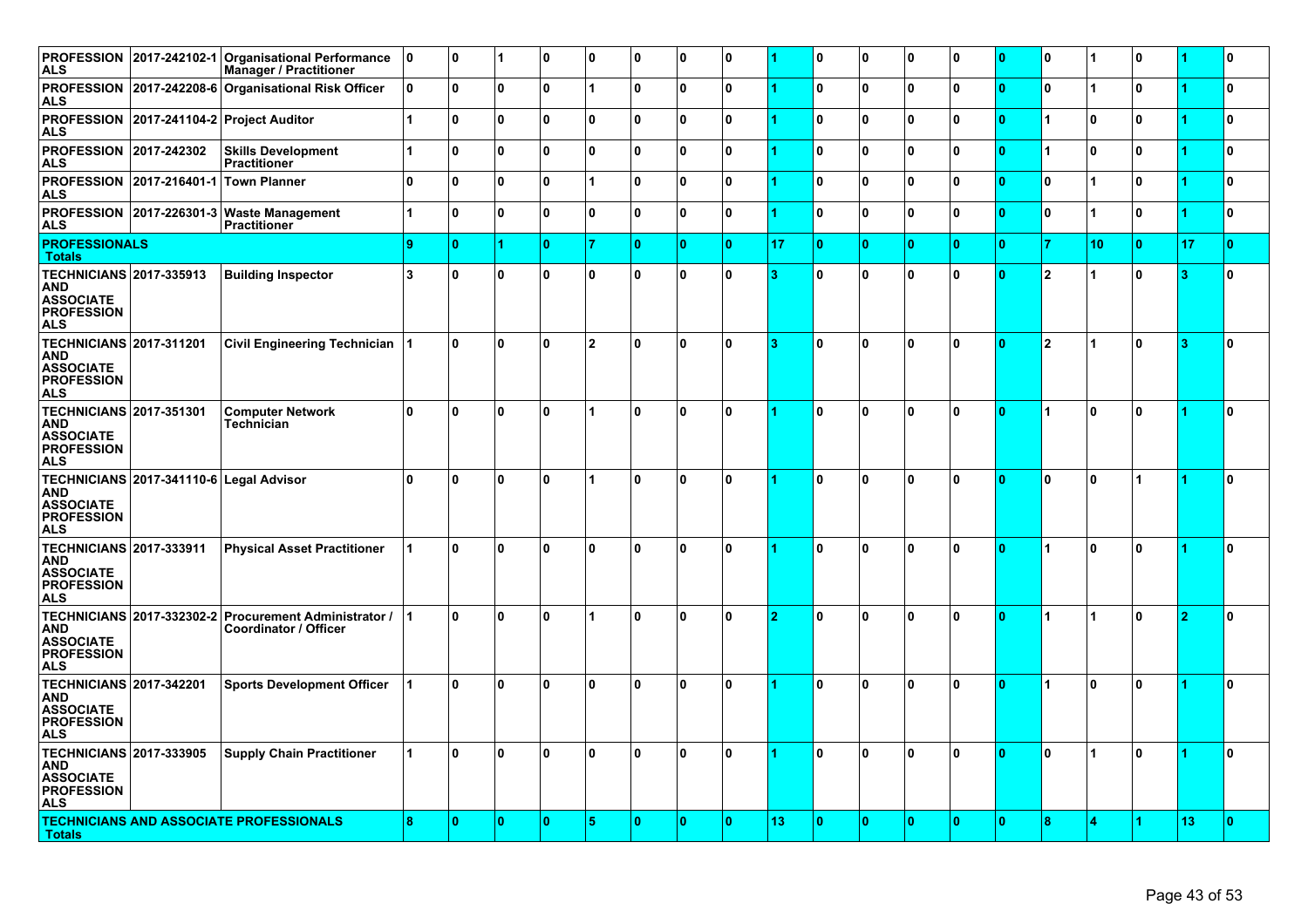| | | | | | | | | | | | | | | | | | | | | | |
|---|---|---|---|---|---|---|---|---|---|---|---|---|---|---|---|---|---|---|---|---|---|
| PROFESSIONALS | 2017-242102-1 | Organisational Performance Manager / Practitioner | 0 | 0 | 1 | 0 | 0 | 0 | 0 | 0 | 1 | 0 | 0 | 0 | 0 | 0 | 0 | 1 | 0 | 1 | 0 |
| PROFESSIONALS | 2017-242208-6 | Organisational Risk Officer | 0 | 0 | 0 | 0 | 1 | 0 | 0 | 0 | 1 | 0 | 0 | 0 | 0 | 0 | 0 | 1 | 0 | 1 | 0 |
| PROFESSIONALS | 2017-241104-2 | Project Auditor | 1 | 0 | 0 | 0 | 0 | 0 | 0 | 0 | 1 | 0 | 0 | 0 | 0 | 0 | 1 | 0 | 0 | 1 | 0 |
| PROFESSIONALS | 2017-242302 | Skills Development Practitioner | 1 | 0 | 0 | 0 | 0 | 0 | 0 | 0 | 1 | 0 | 0 | 0 | 0 | 0 | 1 | 0 | 0 | 1 | 0 |
| PROFESSIONALS | 2017-216401-1 | Town Planner | 0 | 0 | 0 | 0 | 1 | 0 | 0 | 0 | 1 | 0 | 0 | 0 | 0 | 0 | 0 | 1 | 0 | 1 | 0 |
| PROFESSIONALS | 2017-226301-3 | Waste Management Practitioner | 1 | 0 | 0 | 0 | 0 | 0 | 0 | 0 | 1 | 0 | 0 | 0 | 0 | 0 | 0 | 1 | 0 | 1 | 0 |
| **PROFESSIONALS Totals** | | | **9** | **0** | **1** | **0** | **7** | **0** | **0** | **0** | **17** | **0** | **0** | **0** | **0** | **0** | **7** | **10** | **0** | **17** | **0** |
| TECHNICIANS AND ASSOCIATE PROFESSIONALS | 2017-335913 | Building Inspector | 3 | 0 | 0 | 0 | 0 | 0 | 0 | 0 | 3 | 0 | 0 | 0 | 0 | 0 | 2 | 1 | 0 | 3 | 0 |
| TECHNICIANS AND ASSOCIATE PROFESSIONALS | 2017-311201 | Civil Engineering Technician | 1 | 0 | 0 | 0 | 2 | 0 | 0 | 0 | 3 | 0 | 0 | 0 | 0 | 0 | 2 | 1 | 0 | 3 | 0 |
| TECHNICIANS AND ASSOCIATE PROFESSIONALS | 2017-351301 | Computer Network Technician | 0 | 0 | 0 | 0 | 1 | 0 | 0 | 0 | 1 | 0 | 0 | 0 | 0 | 0 | 1 | 0 | 0 | 1 | 0 |
| TECHNICIANS AND ASSOCIATE PROFESSIONALS | 2017-341110-6 | Legal Advisor | 0 | 0 | 0 | 0 | 1 | 0 | 0 | 0 | 1 | 0 | 0 | 0 | 0 | 0 | 0 | 0 | 1 | 1 | 0 |
| TECHNICIANS AND ASSOCIATE PROFESSIONALS | 2017-333911 | Physical Asset Practitioner | 1 | 0 | 0 | 0 | 0 | 0 | 0 | 0 | 1 | 0 | 0 | 0 | 0 | 0 | 1 | 0 | 0 | 1 | 0 |
| TECHNICIANS AND ASSOCIATE PROFESSIONALS | 2017-332302-2 | Procurement Administrator / Coordinator / Officer | 1 | 0 | 0 | 0 | 1 | 0 | 0 | 0 | 2 | 0 | 0 | 0 | 0 | 0 | 1 | 1 | 0 | 2 | 0 |
| TECHNICIANS AND ASSOCIATE PROFESSIONALS | 2017-342201 | Sports Development Officer | 1 | 0 | 0 | 0 | 0 | 0 | 0 | 0 | 1 | 0 | 0 | 0 | 0 | 0 | 1 | 0 | 0 | 1 | 0 |
| TECHNICIANS AND ASSOCIATE PROFESSIONALS | 2017-333905 | Supply Chain Practitioner | 1 | 0 | 0 | 0 | 0 | 0 | 0 | 0 | 1 | 0 | 0 | 0 | 0 | 0 | 0 | 1 | 0 | 1 | 0 |
| **TECHNICIANS AND ASSOCIATE PROFESSIONALS Totals** | | | **8** | **0** | **0** | **0** | **5** | **0** | **0** | **0** | **13** | **0** | **0** | **0** | **0** | **0** | **8** | **4** | **1** | **13** | **0** |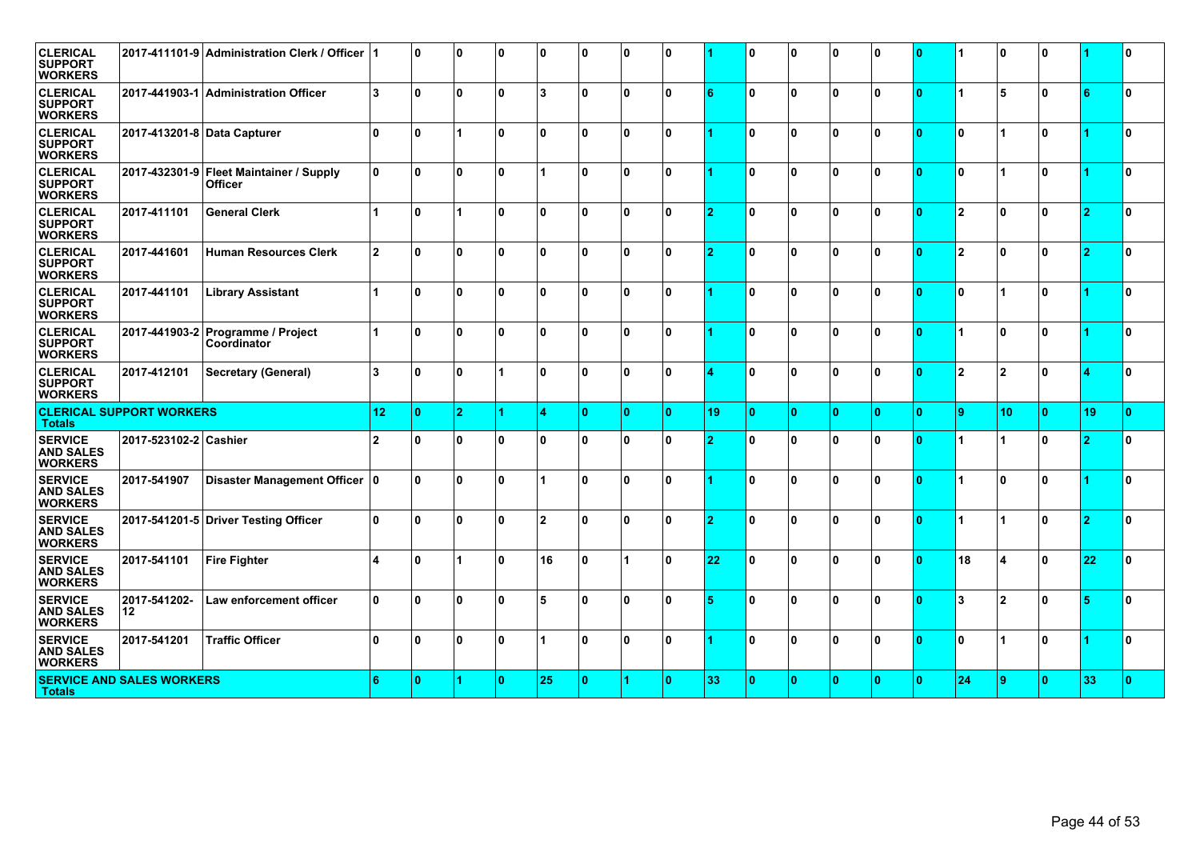| | | | | | | | | | | | | | | | | | | | | | |
|---|---|---|---|---|---|---|---|---|---|---|---|---|---|---|---|---|---|---|---|---|---|
| **CLERICAL SUPPORT WORKERS** | **2017-411101-9** | **Administration Clerk / Officer** | **1** | **0** | **0** | **0** | **0** | **0** | **0** | **0** | **1** | **0** | **0** | **0** | **0** | **0** | **1** | **0** | **0** | **1** | **0** |
| **CLERICAL SUPPORT WORKERS** | **2017-441903-1** | **Administration Officer** | **3** | **0** | **0** | **0** | **3** | **0** | **0** | **0** | **6** | **0** | **0** | **0** | **0** | **0** | **1** | **5** | **0** | **6** | **0** |
| **CLERICAL SUPPORT WORKERS** | **2017-413201-8** | **Data Capturer** | **0** | **0** | **1** | **0** | **0** | **0** | **0** | **0** | **1** | **0** | **0** | **0** | **0** | **0** | **0** | **1** | **0** | **1** | **0** |
| **CLERICAL SUPPORT WORKERS** | **2017-432301-9** | **Fleet Maintainer / Supply Officer** | **0** | **0** | **0** | **0** | **1** | **0** | **0** | **0** | **1** | **0** | **0** | **0** | **0** | **0** | **0** | **1** | **0** | **1** | **0** |
| **CLERICAL SUPPORT WORKERS** | **2017-411101** | **General Clerk** | **1** | **0** | **1** | **0** | **0** | **0** | **0** | **0** | **2** | **0** | **0** | **0** | **0** | **0** | **2** | **0** | **0** | **2** | **0** |
| **CLERICAL SUPPORT WORKERS** | **2017-441601** | **Human Resources Clerk** | **2** | **0** | **0** | **0** | **0** | **0** | **0** | **0** | **2** | **0** | **0** | **0** | **0** | **0** | **2** | **0** | **0** | **2** | **0** |
| **CLERICAL SUPPORT WORKERS** | **2017-441101** | **Library Assistant** | **1** | **0** | **0** | **0** | **0** | **0** | **0** | **0** | **1** | **0** | **0** | **0** | **0** | **0** | **0** | **1** | **0** | **1** | **0** |
| **CLERICAL SUPPORT WORKERS** | **2017-441903-2** | **Programme / Project Coordinator** | **1** | **0** | **0** | **0** | **0** | **0** | **0** | **0** | **1** | **0** | **0** | **0** | **0** | **0** | **1** | **0** | **0** | **1** | **0** |
| **CLERICAL SUPPORT WORKERS** | **2017-412101** | **Secretary (General)** | **3** | **0** | **0** | **1** | **0** | **0** | **0** | **0** | **4** | **0** | **0** | **0** | **0** | **0** | **2** | **2** | **0** | **4** | **0** |
| **CLERICAL SUPPORT WORKERS Totals** | | | **12** | **0** | **2** | **1** | **4** | **0** | **0** | **0** | **19** | **0** | **0** | **0** | **0** | **0** | **9** | **10** | **0** | **19** | **0** |
| **SERVICE AND SALES WORKERS** | **2017-523102-2** | **Cashier** | **2** | **0** | **0** | **0** | **0** | **0** | **0** | **0** | **2** | **0** | **0** | **0** | **0** | **0** | **1** | **1** | **0** | **2** | **0** |
| **SERVICE AND SALES WORKERS** | **2017-541907** | **Disaster Management Officer** | **0** | **0** | **0** | **0** | **1** | **0** | **0** | **0** | **1** | **0** | **0** | **0** | **0** | **0** | **1** | **0** | **0** | **1** | **0** |
| **SERVICE AND SALES WORKERS** | **2017-541201-5** | **Driver Testing Officer** | **0** | **0** | **0** | **0** | **2** | **0** | **0** | **0** | **2** | **0** | **0** | **0** | **0** | **0** | **1** | **1** | **0** | **2** | **0** |
| **SERVICE AND SALES WORKERS** | **2017-541101** | **Fire Fighter** | **4** | **0** | **1** | **0** | **16** | **0** | **1** | **0** | **22** | **0** | **0** | **0** | **0** | **0** | **18** | **4** | **0** | **22** | **0** |
| **SERVICE AND SALES WORKERS** | **2017-541202-12** | **Law enforcement officer** | **0** | **0** | **0** | **0** | **5** | **0** | **0** | **0** | **5** | **0** | **0** | **0** | **0** | **0** | **3** | **2** | **0** | **5** | **0** |
| **SERVICE AND SALES WORKERS** | **2017-541201** | **Traffic Officer** | **0** | **0** | **0** | **0** | **1** | **0** | **0** | **0** | **1** | **0** | **0** | **0** | **0** | **0** | **0** | **1** | **0** | **1** | **0** |
| **SERVICE AND SALES WORKERS Totals** | | | **6** | **0** | **1** | **0** | **25** | **0** | **1** | **0** | **33** | **0** | **0** | **0** | **0** | **0** | **24** | **9** | **0** | **33** | **0** |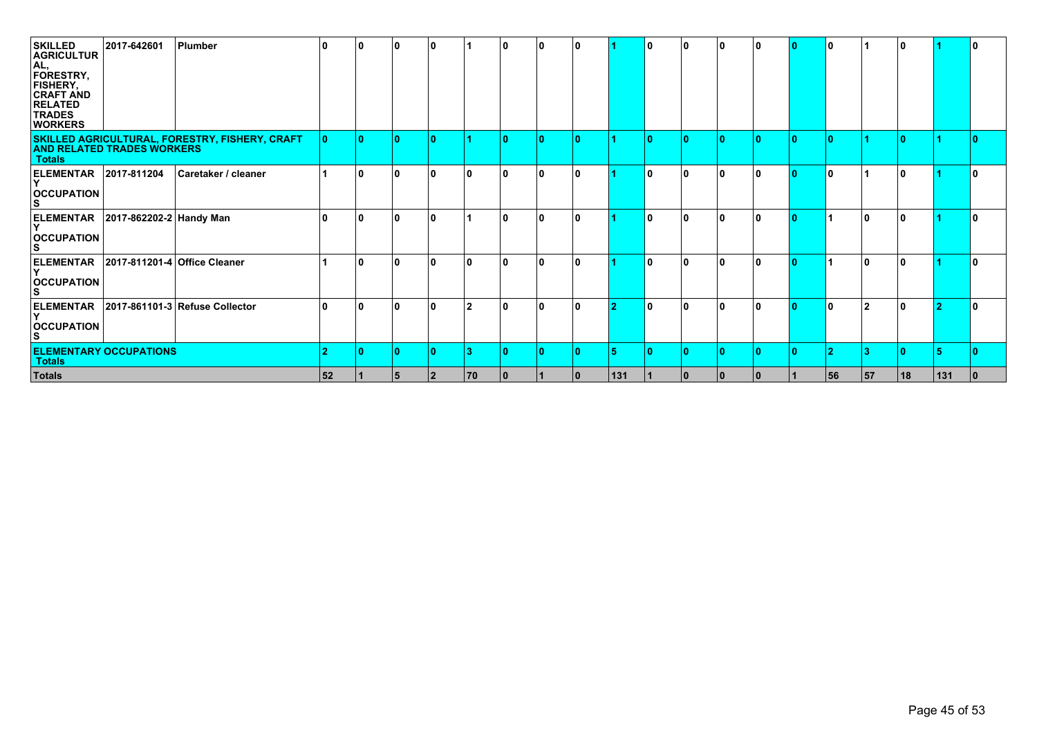| | | | | | | | | | | | | | | | | | | | | | | |
|---|---|---|---|---|---|---|---|---|---|---|---|---|---|---|---|---|---|---|---|---|---|---|
| **SKILLED AGRICULTURAL, FORESTRY, FISHERY, CRAFT AND RELATED TRADES WORKERS** | **2017-642601** | **Plumber** | **0** | **0** | **0** | **0** | **1** | **0** | **0** | **0** | **1** | **0** | **0** | **0** | **0** | **0** | **0** | **1** | **0** | **1** | **0** |
| **SKILLED AGRICULTURAL, FORESTRY, FISHERY, CRAFT AND RELATED TRADES WORKERS Totals** | | | **0** | **0** | **0** | **0** | **1** | **0** | **0** | **0** | **1** | **0** | **0** | **0** | **0** | **0** | **0** | **1** | **0** | **1** | **0** |
| **ELEMENTARY OCCUPATIONS** | **2017-811204** | **Caretaker / cleaner** | **1** | **0** | **0** | **0** | **0** | **0** | **0** | **0** | **1** | **0** | **0** | **0** | **0** | **0** | **0** | **1** | **0** | **1** | **0** |
| **ELEMENTARY OCCUPATIONS** | **2017-862202-2** | **Handy Man** | **0** | **0** | **0** | **0** | **1** | **0** | **0** | **0** | **1** | **0** | **0** | **0** | **0** | **0** | **1** | **0** | **0** | **1** | **0** |
| **ELEMENTARY OCCUPATIONS** | **2017-811201-4** | **Office Cleaner** | **1** | **0** | **0** | **0** | **0** | **0** | **0** | **0** | **1** | **0** | **0** | **0** | **0** | **0** | **1** | **0** | **0** | **1** | **0** |
| **ELEMENTARY OCCUPATIONS** | **2017-861101-3** | **Refuse Collector** | **0** | **0** | **0** | **0** | **2** | **0** | **0** | **0** | **2** | **0** | **0** | **0** | **0** | **0** | **0** | **2** | **0** | **2** | **0** |
| **ELEMENTARY OCCUPATIONS Totals** | | | **2** | **0** | **0** | **0** | **3** | **0** | **0** | **0** | **5** | **0** | **0** | **0** | **0** | **0** | **2** | **3** | **0** | **5** | **0** |
| **Totals** | | | **52** | **1** | **5** | **2** | **70** | **0** | **1** | **0** | **131** | **1** | **0** | **0** | **0** | **1** | **56** | **57** | **18** | **131** | **0** |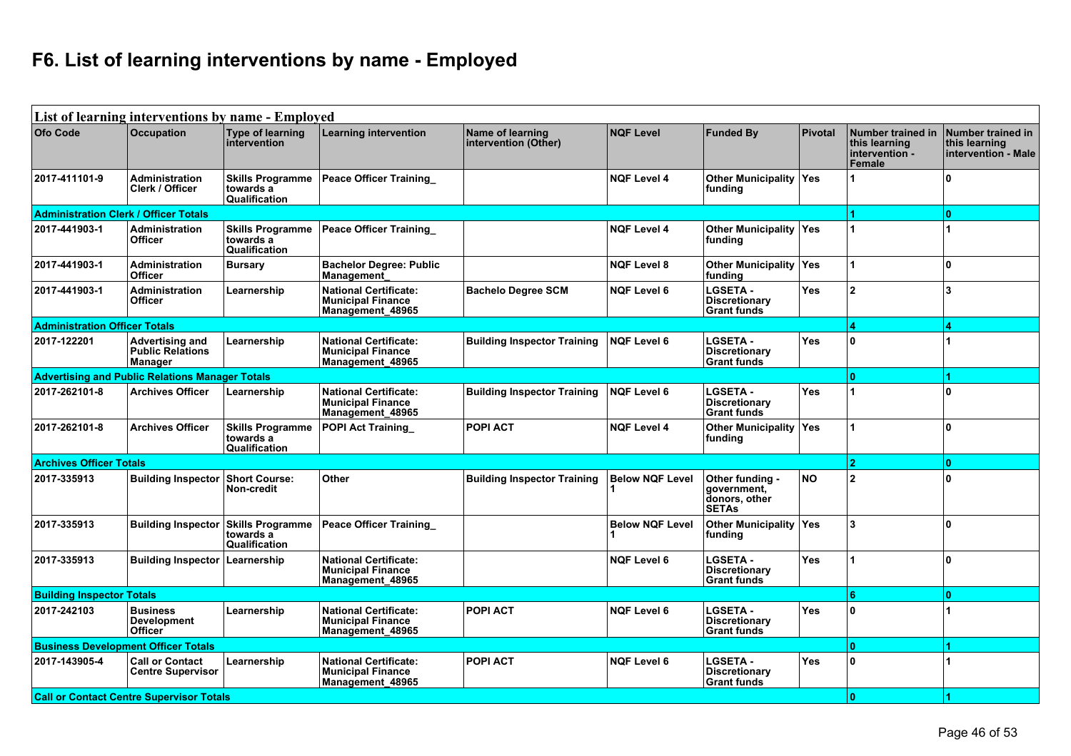# F6. List of learning interventions by name - Employed

| List of learning interventions by name - Employed | | | | | | | | | |
|---|---|---|---|---|---|---|---|---|---|
| **Ofo Code** | **Occupation** | **Type of learning intervention** | **Learning intervention** | **Name of learning intervention (Other)** | **NQF Level** | **Funded By** | **Pivotal** | **Number trained in this learning intervention - Female** | **Number trained in this learning intervention - Male** |
| 2017-411101-9 | Administration Clerk / Officer | Skills Programme towards a Qualification | Peace Officer Training_ | | NQF Level 4 | Other Municipality funding | Yes | 1 | 0 |
| **Administration Clerk / Officer Totals** | | | | | | | | **1** | **0** |
| 2017-441903-1 | Administration Officer | Skills Programme towards a Qualification | Peace Officer Training_ | | NQF Level 4 | Other Municipality funding | Yes | 1 | 1 |
| 2017-441903-1 | Administration Officer | Bursary | Bachelor Degree: Public Management_ | | NQF Level 8 | Other Municipality funding | Yes | 1 | 0 |
| 2017-441903-1 | Administration Officer | Learnership | National Certificate: Municipal Finance Management_48965 | Bachelo Degree SCM | NQF Level 6 | LGSETA - Discretionary Grant funds | Yes | 2 | 3 |
| **Administration Officer Totals** | | | | | | | | **4** | **4** |
| 2017-122201 | Advertising and Public Relations Manager | Learnership | National Certificate: Municipal Finance Management_48965 | Building Inspector Training | NQF Level 6 | LGSETA - Discretionary Grant funds | Yes | 0 | 1 |
| **Advertising and Public Relations Manager Totals** | | | | | | | | **0** | **1** |
| 2017-262101-8 | Archives Officer | Learnership | National Certificate: Municipal Finance Management_48965 | Building Inspector Training | NQF Level 6 | LGSETA - Discretionary Grant funds | Yes | 1 | 0 |
| 2017-262101-8 | Archives Officer | Skills Programme towards a Qualification | POPI Act Training_ | POPI ACT | NQF Level 4 | Other Municipality funding | Yes | 1 | 0 |
| **Archives Officer Totals** | | | | | | | | **2** | **0** |
| 2017-335913 | Building Inspector | Short Course: Non-credit | Other | Building Inspector Training | Below NQF Level 1 | Other funding - government, donors, other SETAs | NO | 2 | 0 |
| 2017-335913 | Building Inspector | Skills Programme towards a Qualification | Peace Officer Training_ | | Below NQF Level 1 | Other Municipality funding | Yes | 3 | 0 |
| 2017-335913 | Building Inspector | Learnership | National Certificate: Municipal Finance Management_48965 | | NQF Level 6 | LGSETA - Discretionary Grant funds | Yes | 1 | 0 |
| **Building Inspector Totals** | | | | | | | | **6** | **0** |
| 2017-242103 | Business Development Officer | Learnership | National Certificate: Municipal Finance Management_48965 | POPI ACT | NQF Level 6 | LGSETA - Discretionary Grant funds | Yes | 0 | 1 |
| **Business Development Officer Totals** | | | | | | | | **0** | **1** |
| 2017-143905-4 | Call or Contact Centre Supervisor | Learnership | National Certificate: Municipal Finance Management_48965 | POPI ACT | NQF Level 6 | LGSETA - Discretionary Grant funds | Yes | 0 | 1 |
| **Call or Contact Centre Supervisor Totals** | | | | | | | | **0** | **1** |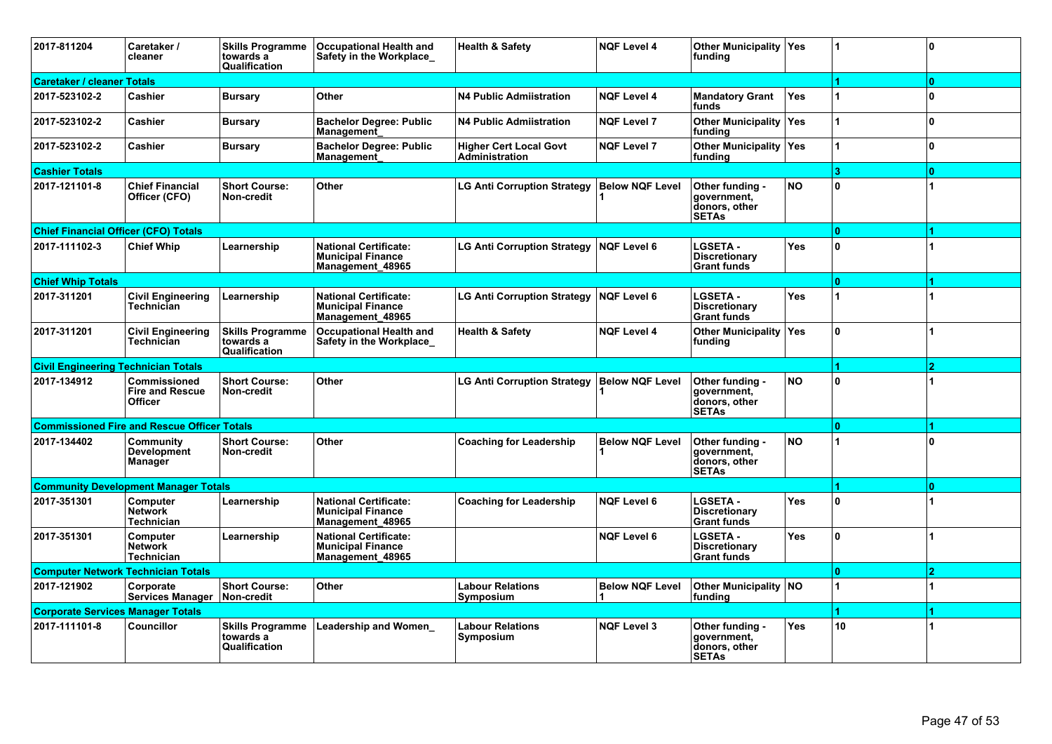| | | | | | | | | | |
|---|---|---|---|---|---|---|---|---|---|
| 2017-811204 | Caretaker / cleaner | Skills Programme towards a Qualification | Occupational Health and Safety in the Workplace_ | Health & Safety | NQF Level 4 | Other Municipality funding | Yes | 1 | 0 |
| **Caretaker / cleaner Totals** | | | | | | | | **1** | **0** |
| 2017-523102-2 | Cashier | Bursary | Other | N4 Public Admiistration | NQF Level 4 | Mandatory Grant funds | Yes | 1 | 0 |
| 2017-523102-2 | Cashier | Bursary | Bachelor Degree: Public Management_ | N4 Public Admiistration | NQF Level 7 | Other Municipality funding | Yes | 1 | 0 |
| 2017-523102-2 | Cashier | Bursary | Bachelor Degree: Public Management_ | Higher Cert Local Govt Administration | NQF Level 7 | Other Municipality funding | Yes | 1 | 0 |
| **Cashier Totals** | | | | | | | | **3** | **0** |
| 2017-121101-8 | Chief Financial Officer (CFO) | Short Course: Non-credit | Other | LG Anti Corruption Strategy | Below NQF Level 1 | Other funding - government, donors, other SETAs | NO | 0 | 1 |
| **Chief Financial Officer (CFO) Totals** | | | | | | | | **0** | **1** |
| 2017-111102-3 | Chief Whip | Learnership | National Certificate: Municipal Finance Management_48965 | LG Anti Corruption Strategy | NQF Level 6 | LGSETA - Discretionary Grant funds | Yes | 0 | 1 |
| **Chief Whip Totals** | | | | | | | | **0** | **1** |
| 2017-311201 | Civil Engineering Technician | Learnership | National Certificate: Municipal Finance Management_48965 | LG Anti Corruption Strategy | NQF Level 6 | LGSETA - Discretionary Grant funds | Yes | 1 | 1 |
| 2017-311201 | Civil Engineering Technician | Skills Programme towards a Qualification | Occupational Health and Safety in the Workplace_ | Health & Safety | NQF Level 4 | Other Municipality funding | Yes | 0 | 1 |
| **Civil Engineering Technician Totals** | | | | | | | | **1** | **2** |
| 2017-134912 | Commissioned Fire and Rescue Officer | Short Course: Non-credit | Other | LG Anti Corruption Strategy | Below NQF Level 1 | Other funding - government, donors, other SETAs | NO | 0 | 1 |
| **Commissioned Fire and Rescue Officer Totals** | | | | | | | | **0** | **1** |
| 2017-134402 | Community Development Manager | Short Course: Non-credit | Other | Coaching for Leadership | Below NQF Level 1 | Other funding - government, donors, other SETAs | NO | 1 | 0 |
| **Community Development Manager Totals** | | | | | | | | **1** | **0** |
| 2017-351301 | Computer Network Technician | Learnership | National Certificate: Municipal Finance Management_48965 | Coaching for Leadership | NQF Level 6 | LGSETA - Discretionary Grant funds | Yes | 0 | 1 |
| 2017-351301 | Computer Network Technician | Learnership | National Certificate: Municipal Finance Management_48965 | | NQF Level 6 | LGSETA - Discretionary Grant funds | Yes | 0 | 1 |
| **Computer Network Technician Totals** | | | | | | | | **0** | **2** |
| 2017-121902 | Corporate Services Manager | Short Course: Non-credit | Other | Labour Relations Symposium | Below NQF Level 1 | Other Municipality funding | NO | 1 | 1 |
| **Corporate Services Manager Totals** | | | | | | | | **1** | **1** |
| 2017-111101-8 | Councillor | Skills Programme towards a Qualification | Leadership and Women_ | Labour Relations Symposium | NQF Level 3 | Other funding - government, donors, other SETAs | Yes | 10 | 1 |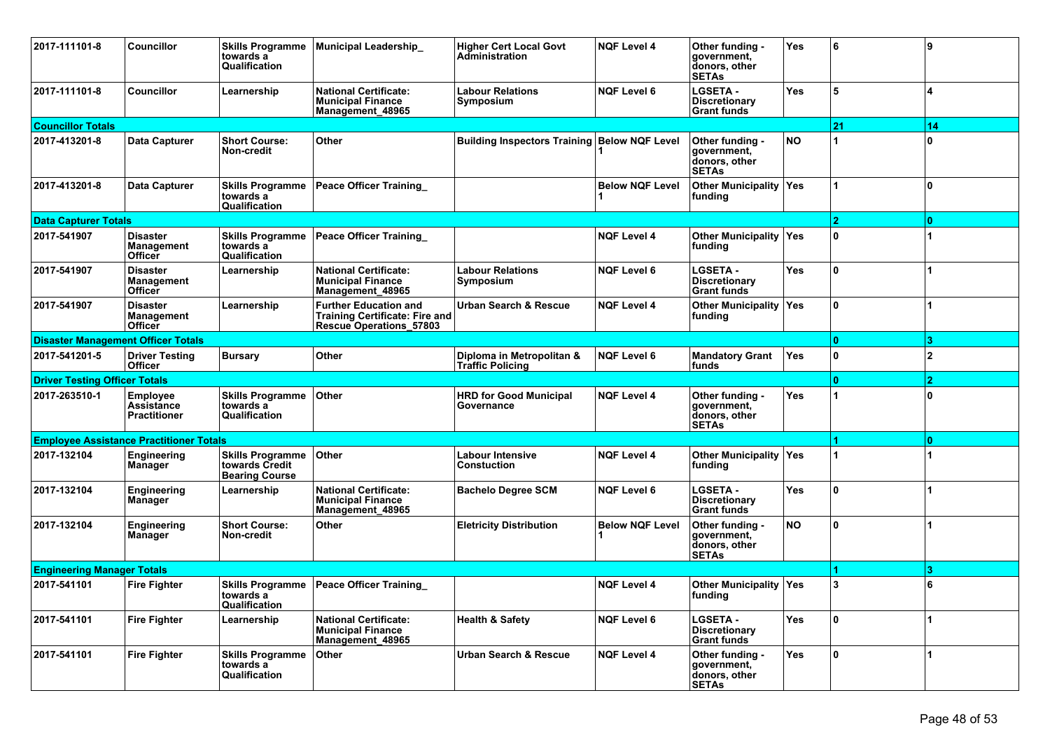| | | | | | | | | | |
|---|---|---|---|---|---|---|---|---|---|
| 2017-111101-8 | Councillor | Skills Programme towards a Qualification | Municipal Leadership_ | Higher Cert Local Govt Administration | NQF Level 4 | Other funding - government, donors, other SETAs | Yes | 6 | 9 |
| 2017-111101-8 | Councillor | Learnership | National Certificate: Municipal Finance Management_48965 | Labour Relations Symposium | NQF Level 6 | LGSETA - Discretionary Grant funds | Yes | 5 | 4 |
| **Councillor Totals** | | | | | | | | **21** | **14** |
| 2017-413201-8 | Data Capturer | Short Course: Non-credit | Other | Building Inspectors Training | Below NQF Level 1 | Other funding - government, donors, other SETAs | NO | 1 | 0 |
| 2017-413201-8 | Data Capturer | Skills Programme towards a Qualification | Peace Officer Training_ | | Below NQF Level 1 | Other Municipality funding | Yes | 1 | 0 |
| **Data Capturer Totals** | | | | | | | | **2** | **0** |
| 2017-541907 | Disaster Management Officer | Skills Programme towards a Qualification | Peace Officer Training_ | | NQF Level 4 | Other Municipality funding | Yes | 0 | 1 |
| 2017-541907 | Disaster Management Officer | Learnership | National Certificate: Municipal Finance Management_48965 | Labour Relations Symposium | NQF Level 6 | LGSETA - Discretionary Grant funds | Yes | 0 | 1 |
| 2017-541907 | Disaster Management Officer | Learnership | Further Education and Training Certificate: Fire and Rescue Operations_57803 | Urban Search & Rescue | NQF Level 4 | Other Municipality funding | Yes | 0 | 1 |
| **Disaster Management Officer Totals** | | | | | | | | **0** | **3** |
| 2017-541201-5 | Driver Testing Officer | Bursary | Other | Diploma in Metropolitan & Traffic Policing | NQF Level 6 | Mandatory Grant funds | Yes | 0 | 2 |
| **Driver Testing Officer Totals** | | | | | | | | **0** | **2** |
| 2017-263510-1 | Employee Assistance Practitioner | Skills Programme towards a Qualification | Other | HRD for Good Municipal Governance | NQF Level 4 | Other funding - government, donors, other SETAs | Yes | 1 | 0 |
| **Employee Assistance Practitioner Totals** | | | | | | | | **1** | **0** |
| 2017-132104 | Engineering Manager | Skills Programme towards Credit Bearing Course | Other | Labour Intensive Constuction | NQF Level 4 | Other Municipality funding | Yes | 1 | 1 |
| 2017-132104 | Engineering Manager | Learnership | National Certificate: Municipal Finance Management_48965 | Bachelo Degree SCM | NQF Level 6 | LGSETA - Discretionary Grant funds | Yes | 0 | 1 |
| 2017-132104 | Engineering Manager | Short Course: Non-credit | Other | Eletricity Distribution | Below NQF Level 1 | Other funding - government, donors, other SETAs | NO | 0 | 1 |
| **Engineering Manager Totals** | | | | | | | | **1** | **3** |
| 2017-541101 | Fire Fighter | Skills Programme towards a Qualification | Peace Officer Training_ | | NQF Level 4 | Other Municipality funding | Yes | 3 | 6 |
| 2017-541101 | Fire Fighter | Learnership | National Certificate: Municipal Finance Management_48965 | Health & Safety | NQF Level 6 | LGSETA - Discretionary Grant funds | Yes | 0 | 1 |
| 2017-541101 | Fire Fighter | Skills Programme towards a Qualification | Other | Urban Search & Rescue | NQF Level 4 | Other funding - government, donors, other SETAs | Yes | 0 | 1 |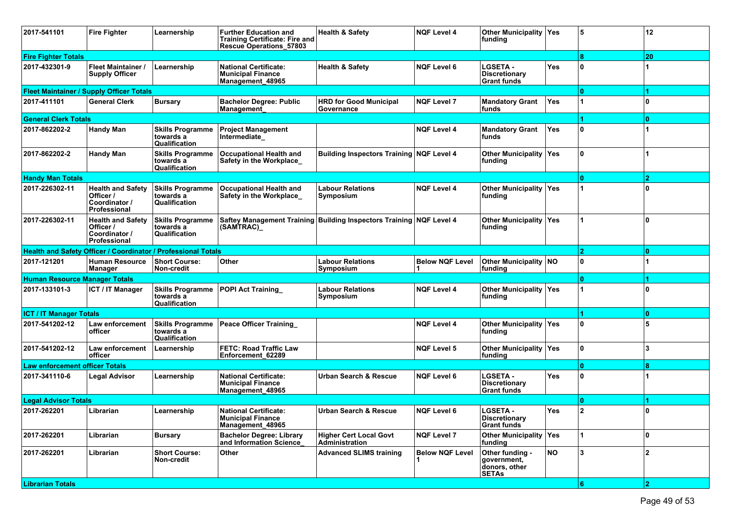| | | | | | | | | | |
|---|---|---|---|---|---|---|---|---|---|
| 2017-541101 | Fire Fighter | Learnership | Further Education and Training Certificate: Fire and Rescue Operations_57803 | Health & Safety | NQF Level 4 | Other Municipality funding | Yes | 5 | 12 |
| **Fire Fighter Totals** | | | | | | | | **8** | **20** |
| 2017-432301-9 | Fleet Maintainer / Supply Officer | Learnership | National Certificate: Municipal Finance Management_48965 | Health & Safety | NQF Level 6 | LGSETA - Discretionary Grant funds | Yes | 0 | 1 |
| **Fleet Maintainer / Supply Officer Totals** | | | | | | | | **0** | **1** |
| 2017-411101 | General Clerk | Bursary | Bachelor Degree: Public Management_ | HRD for Good Municipal Governance | NQF Level 7 | Mandatory Grant funds | Yes | 1 | 0 |
| **General Clerk Totals** | | | | | | | | **1** | **0** |
| 2017-862202-2 | Handy Man | Skills Programme towards a Qualification | Project Management Intermediate_ | | NQF Level 4 | Mandatory Grant funds | Yes | 0 | 1 |
| 2017-862202-2 | Handy Man | Skills Programme towards a Qualification | Occupational Health and Safety in the Workplace_ | Building Inspectors Training | NQF Level 4 | Other Municipality funding | Yes | 0 | 1 |
| **Handy Man Totals** | | | | | | | | **0** | **2** |
| 2017-226302-11 | Health and Safety Officer / Coordinator / Professional | Skills Programme towards a Qualification | Occupational Health and Safety in the Workplace_ | Labour Relations Symposium | NQF Level 4 | Other Municipality funding | Yes | 1 | 0 |
| 2017-226302-11 | Health and Safety Officer / Coordinator / Professional | Skills Programme towards a Qualification | Saftey Management Training (SAMTRAC)_ | Building Inspectors Training | NQF Level 4 | Other Municipality funding | Yes | 1 | 0 |
| **Health and Safety Officer / Coordinator / Professional Totals** | | | | | | | | **2** | **0** |
| 2017-121201 | Human Resource Manager | Short Course: Non-credit | Other | Labour Relations Symposium | Below NQF Level 1 | Other Municipality funding | NO | 0 | 1 |
| **Human Resource Manager Totals** | | | | | | | | **0** | **1** |
| 2017-133101-3 | ICT / IT Manager | Skills Programme towards a Qualification | POPI Act Training_ | Labour Relations Symposium | NQF Level 4 | Other Municipality funding | Yes | 1 | 0 |
| **ICT / IT Manager Totals** | | | | | | | | **1** | **0** |
| 2017-541202-12 | Law enforcement officer | Skills Programme towards a Qualification | Peace Officer Training_ | | NQF Level 4 | Other Municipality funding | Yes | 0 | 5 |
| 2017-541202-12 | Law enforcement officer | Learnership | FETC: Road Traffic Law Enforcement_62289 | | NQF Level 5 | Other Municipality funding | Yes | 0 | 3 |
| **Law enforcement officer Totals** | | | | | | | | **0** | **8** |
| 2017-341110-6 | Legal Advisor | Learnership | National Certificate: Municipal Finance Management_48965 | Urban Search & Rescue | NQF Level 6 | LGSETA - Discretionary Grant funds | Yes | 0 | 1 |
| **Legal Advisor Totals** | | | | | | | | **0** | **1** |
| 2017-262201 | Librarian | Learnership | National Certificate: Municipal Finance Management_48965 | Urban Search & Rescue | NQF Level 6 | LGSETA - Discretionary Grant funds | Yes | 2 | 0 |
| 2017-262201 | Librarian | Bursary | Bachelor Degree: Library and Information Science_ | Higher Cert Local Govt Administration | NQF Level 7 | Other Municipality funding | Yes | 1 | 0 |
| 2017-262201 | Librarian | Short Course: Non-credit | Other | Advanced SLIMS training | Below NQF Level 1 | Other funding - government, donors, other SETAs | NO | 3 | 2 |
| **Librarian Totals** | | | | | | | | **6** | **2** |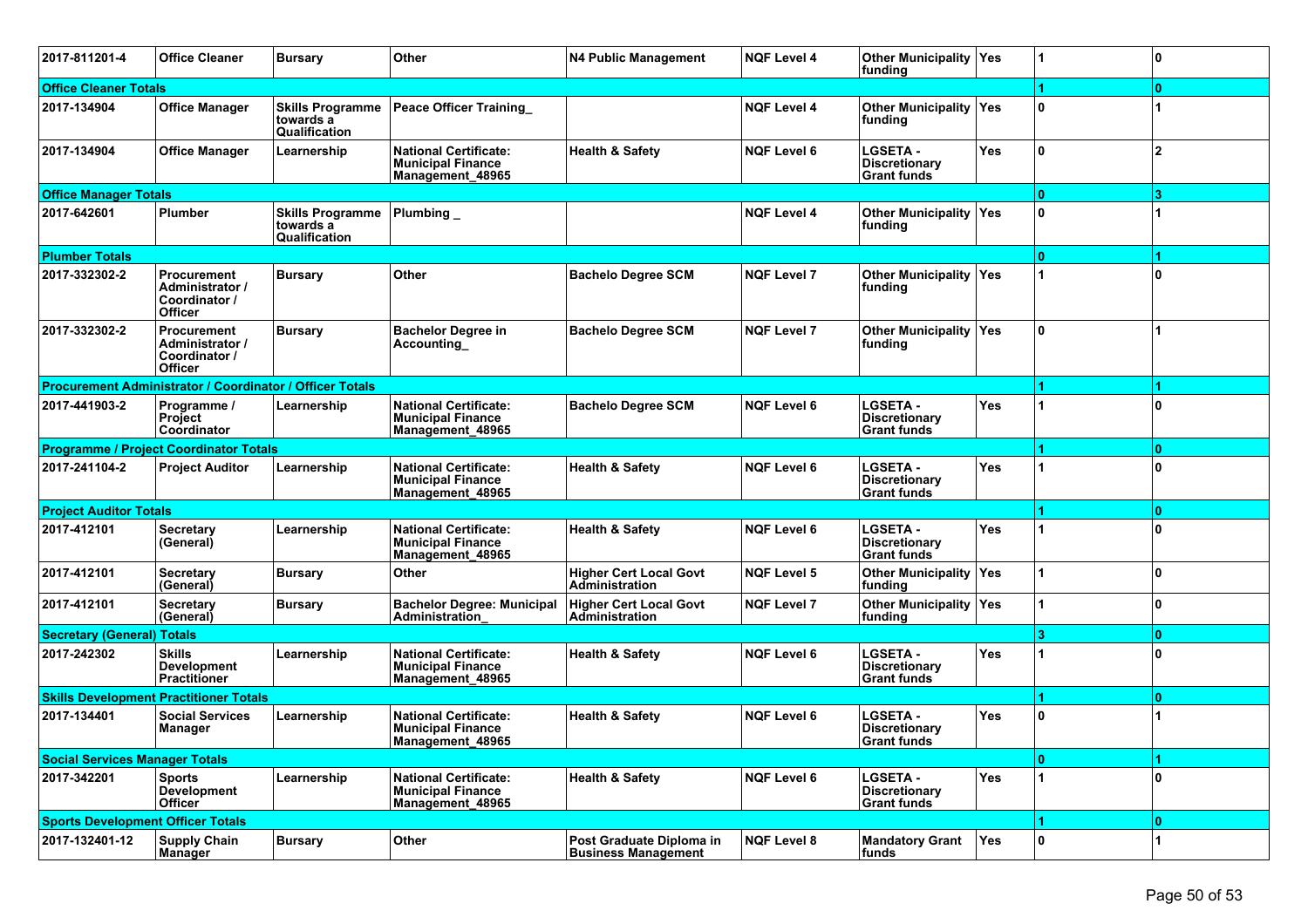| | | | | | | | | | |
|---|---|---|---|---|---|---|---|---|---|
| 2017-811201-4 | Office Cleaner | Bursary | Other | N4 Public Management | NQF Level 4 | Other Municipality funding | Yes | 1 | 0 |
| **Office Cleaner Totals** | | | | | | | | **1** | **0** |
| 2017-134904 | Office Manager | Skills Programme towards a Qualification | Peace Officer Training_ | | NQF Level 4 | Other Municipality funding | Yes | 0 | 1 |
| 2017-134904 | Office Manager | Learnership | National Certificate: Municipal Finance Management_48965 | Health & Safety | NQF Level 6 | LGSETA - Discretionary Grant funds | Yes | 0 | 2 |
| **Office Manager Totals** | | | | | | | | **0** | **3** |
| 2017-642601 | Plumber | Skills Programme towards a Qualification | Plumbing _ | | NQF Level 4 | Other Municipality funding | Yes | 0 | 1 |
| **Plumber Totals** | | | | | | | | **0** | **1** |
| 2017-332302-2 | Procurement Administrator / Coordinator / Officer | Bursary | Other | Bachelo Degree SCM | NQF Level 7 | Other Municipality funding | Yes | 1 | 0 |
| 2017-332302-2 | Procurement Administrator / Coordinator / Officer | Bursary | Bachelor Degree in Accounting_ | Bachelo Degree SCM | NQF Level 7 | Other Municipality funding | Yes | 0 | 1 |
| **Procurement Administrator / Coordinator / Officer Totals** | | | | | | | | **1** | **1** |
| 2017-441903-2 | Programme / Project Coordinator | Learnership | National Certificate: Municipal Finance Management_48965 | Bachelo Degree SCM | NQF Level 6 | LGSETA - Discretionary Grant funds | Yes | 1 | 0 |
| **Programme / Project Coordinator Totals** | | | | | | | | **1** | **0** |
| 2017-241104-2 | Project Auditor | Learnership | National Certificate: Municipal Finance Management_48965 | Health & Safety | NQF Level 6 | LGSETA - Discretionary Grant funds | Yes | 1 | 0 |
| **Project Auditor Totals** | | | | | | | | **1** | **0** |
| 2017-412101 | Secretary (General) | Learnership | National Certificate: Municipal Finance Management_48965 | Health & Safety | NQF Level 6 | LGSETA - Discretionary Grant funds | Yes | 1 | 0 |
| 2017-412101 | Secretary (General) | Bursary | Other | Higher Cert Local Govt Administration | NQF Level 5 | Other Municipality funding | Yes | 1 | 0 |
| 2017-412101 | Secretary (General) | Bursary | Bachelor Degree: Municipal Administration_ | Higher Cert Local Govt Administration | NQF Level 7 | Other Municipality funding | Yes | 1 | 0 |
| **Secretary (General) Totals** | | | | | | | | **3** | **0** |
| 2017-242302 | Skills Development Practitioner | Learnership | National Certificate: Municipal Finance Management_48965 | Health & Safety | NQF Level 6 | LGSETA - Discretionary Grant funds | Yes | 1 | 0 |
| **Skills Development Practitioner Totals** | | | | | | | | **1** | **0** |
| 2017-134401 | Social Services Manager | Learnership | National Certificate: Municipal Finance Management_48965 | Health & Safety | NQF Level 6 | LGSETA - Discretionary Grant funds | Yes | 0 | 1 |
| **Social Services Manager Totals** | | | | | | | | **0** | **1** |
| 2017-342201 | Sports Development Officer | Learnership | National Certificate: Municipal Finance Management_48965 | Health & Safety | NQF Level 6 | LGSETA - Discretionary Grant funds | Yes | 1 | 0 |
| **Sports Development Officer Totals** | | | | | | | | **1** | **0** |
| 2017-132401-12 | Supply Chain Manager | Bursary | Other | Post Graduate Diploma in Business Management | NQF Level 8 | Mandatory Grant funds | Yes | 0 | 1 |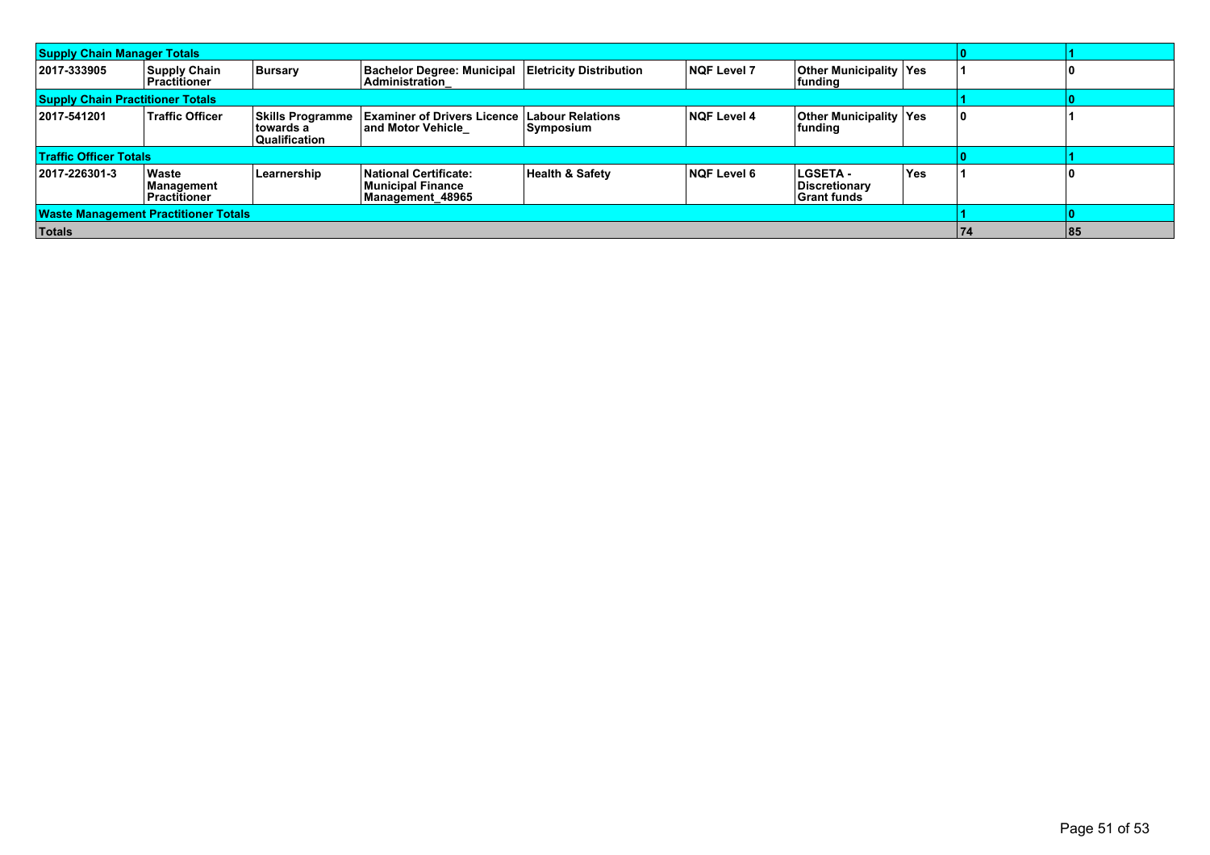| | | | | | | | | | |
|---|---|---|---|---|---|---|---|---|---|
| **Supply Chain Manager Totals** | | | | | | | | **0** | **1** |
| **2017-333905** | **Supply Chain Practitioner** | **Bursary** | **Bachelor Degree: Municipal Administration_** | **Eletricity Distribution** | **NQF Level 7** | **Other Municipality funding** | **Yes** | **1** | **0** |
| **Supply Chain Practitioner Totals** | | | | | | | | **1** | **0** |
| **2017-541201** | **Traffic Officer** | **Skills Programme towards a Qualification** | **Examiner of Drivers Licence and Motor Vehicle_** | **Labour Relations Symposium** | **NQF Level 4** | **Other Municipality funding** | **Yes** | **0** | **1** |
| **Traffic Officer Totals** | | | | | | | | **0** | **1** |
| **2017-226301-3** | **Waste Management Practitioner** | **Learnership** | **National Certificate: Municipal Finance Management_48965** | **Health & Safety** | **NQF Level 6** | **LGSETA - Discretionary Grant funds** | **Yes** | **1** | **0** |
| **Waste Management Practitioner Totals** | | | | | | | | **1** | **0** |
| **Totals** | | | | | | | | **74** | **85** |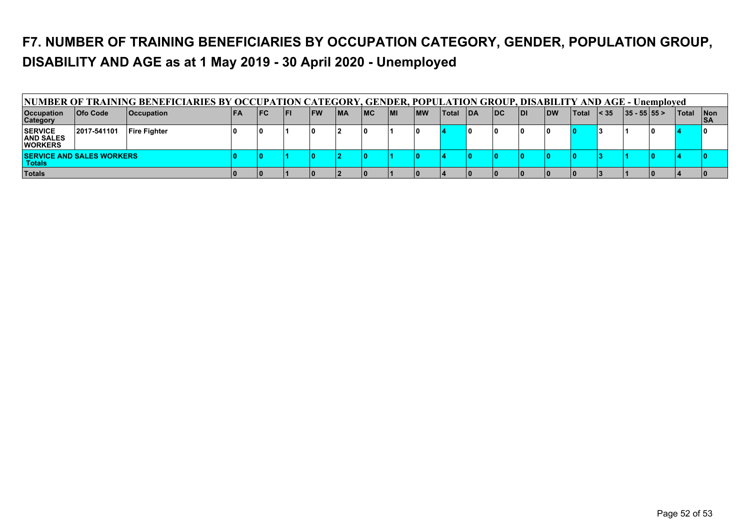# F7. NUMBER OF TRAINING BENEFICIARIES BY OCCUPATION CATEGORY, GENDER, POPULATION GROUP, DISABILITY AND AGE as at 1 May 2019 - 30 April 2020 - Unemployed

| NUMBER OF TRAINING BENEFICIARIES BY OCCUPATION CATEGORY, GENDER, POPULATION GROUP, DISABILITY AND AGE - Unemployed | | | | | | | | | | | | | | | | | | | | | |
|---|---|---|---|---|---|---|---|---|---|---|---|---|---|---|---|---|---|---|---|---|---|
| **Occupation Category** | **Ofo Code** | **Occupation** | **FA** | **FC** | **FI** | **FW** | **MA** | **MC** | **MI** | **MW** | **Total** | **DA** | **DC** | **DI** | **DW** | **Total** | **< 35** | **35 - 55** | **55 >** | **Total** | **Non SA** |
| **SERVICE AND SALES WORKERS** | **2017-541101** | **Fire Fighter** | **0** | **0** | **1** | **0** | **2** | **0** | **1** | **0** | **4** | **0** | **0** | **0** | **0** | **0** | **3** | **1** | **0** | **4** | **0** |
| **SERVICE AND SALES WORKERS Totals** | | | **0** | **0** | **1** | **0** | **2** | **0** | **1** | **0** | **4** | **0** | **0** | **0** | **0** | **0** | **3** | **1** | **0** | **4** | **0** |
| **Totals** | | | **0** | **0** | **1** | **0** | **2** | **0** | **1** | **0** | **4** | **0** | **0** | **0** | **0** | **0** | **3** | **1** | **0** | **4** | **0** |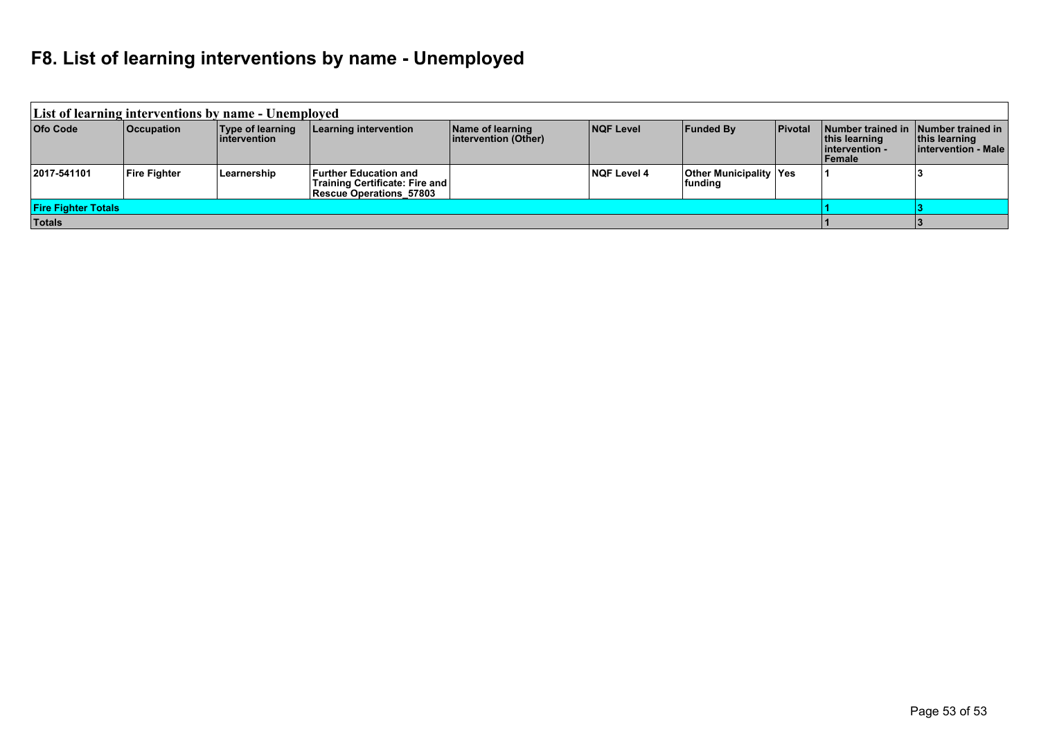# F8. List of learning interventions by name - Unemployed

| List of learning interventions by name - Unemployed | | | | | | | | | |
|---|---|---|---|---|---|---|---|---|---|
| **Ofo Code** | **Occupation** | **Type of learning intervention** | **Learning intervention** | **Name of learning intervention (Other)** | **NQF Level** | **Funded By** | **Pivotal** | **Number trained in this learning intervention - Female** | **Number trained in this learning intervention - Male** |
| 2017-541101 | Fire Fighter | Learnership | Further Education and Training Certificate: Fire and Rescue Operations_57803 | | NQF Level 4 | Other Municipality funding | Yes | 1 | 3 |
| **Fire Fighter Totals** | | | | | | | | **1** | **3** |
| **Totals** | | | | | | | | **1** | **3** |